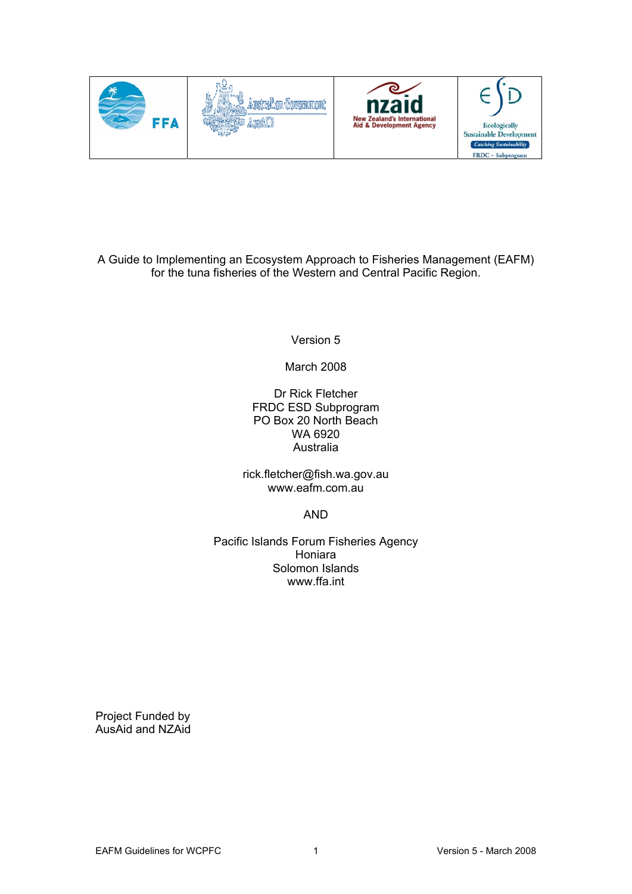A Guide to Implementing an Ecosystem Approach to Fisheries Management (EAFM) for the tuna fisheries of the Western and Central Pacific Region.

Version 5

March 2008

Dr Rick Fletcher
FRDC ESD Subprogram
PO Box 20 North Beach
WA 6920
Australia

rick.fletcher@fish.wa.gov.au
www.eafm.com.au

AND

Pacific Islands Forum Fisheries Agency
Honiara
Solomon Islands
www.ffa.int

Project Funded by
AusAid and NZAid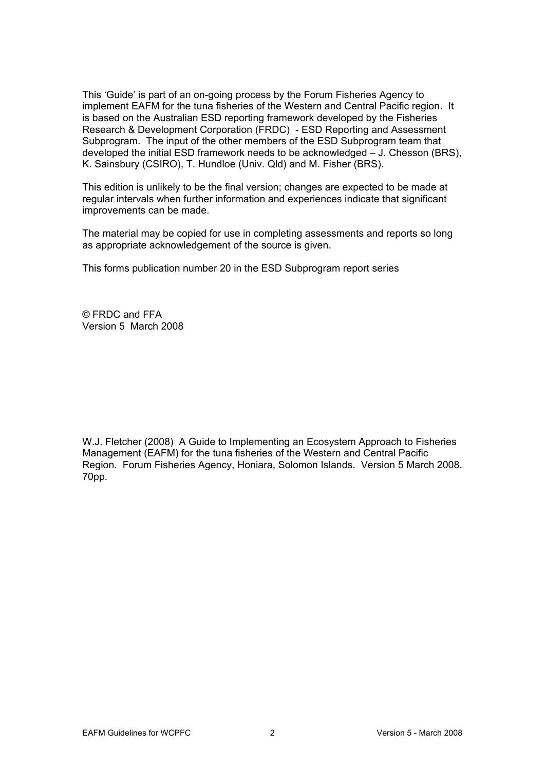This 'Guide' is part of an on-going process by the Forum Fisheries Agency to implement EAFM for the tuna fisheries of the Western and Central Pacific region. It is based on the Australian ESD reporting framework developed by the Fisheries Research & Development Corporation (FRDC) - ESD Reporting and Assessment Subprogram. The input of the other members of the ESD Subprogram team that developed the initial ESD framework needs to be acknowledged – J. Chesson (BRS), K. Sainsbury (CSIRO), T. Hundloe (Univ. Qld) and M. Fisher (BRS).

This edition is unlikely to be the final version; changes are expected to be made at regular intervals when further information and experiences indicate that significant improvements can be made.

The material may be copied for use in completing assessments and reports so long as appropriate acknowledgement of the source is given.

This forms publication number 20 in the ESD Subprogram report series

© FRDC and FFA
Version 5 March 2008

W.J. Fletcher (2008) A Guide to Implementing an Ecosystem Approach to Fisheries Management (EAFM) for the tuna fisheries of the Western and Central Pacific Region. Forum Fisheries Agency, Honiara, Solomon Islands. Version 5 March 2008. 70pp.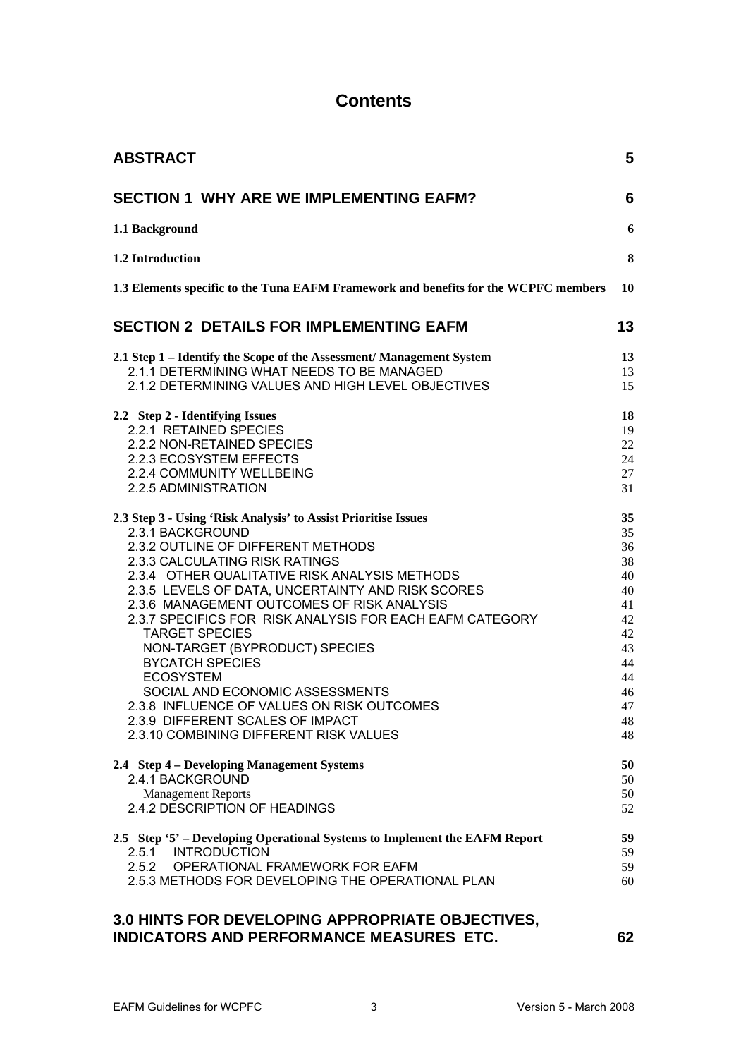# Contents

| | |
|---|---|
| **ABSTRACT** | **5** |
| **SECTION 1 WHY ARE WE IMPLEMENTING EAFM?** | **6** |
| **1.1 Background** | **6** |
| **1.2 Introduction** | **8** |
| **1.3 Elements specific to the Tuna EAFM Framework and benefits for the WCPFC members** | **10** |
| **SECTION 2 DETAILS FOR IMPLEMENTING EAFM** | **13** |
| **2.1 Step 1 – Identify the Scope of the Assessment/ Management System** | **13** |
| 2.1.1 DETERMINING WHAT NEEDS TO BE MANAGED | 13 |
| 2.1.2 DETERMINING VALUES AND HIGH LEVEL OBJECTIVES | 15 |
| **2.2 Step 2 - Identifying Issues** | **18** |
| 2.2.1 RETAINED SPECIES | 19 |
| 2.2.2 NON-RETAINED SPECIES | 22 |
| 2.2.3 ECOSYSTEM EFFECTS | 24 |
| 2.2.4 COMMUNITY WELLBEING | 27 |
| 2.2.5 ADMINISTRATION | 31 |
| **2.3 Step 3 - Using 'Risk Analysis' to Assist Prioritise Issues** | **35** |
| 2.3.1 BACKGROUND | 35 |
| 2.3.2 OUTLINE OF DIFFERENT METHODS | 36 |
| 2.3.3 CALCULATING RISK RATINGS | 38 |
| 2.3.4 OTHER QUALITATIVE RISK ANALYSIS METHODS | 40 |
| 2.3.5 LEVELS OF DATA, UNCERTAINTY AND RISK SCORES | 40 |
| 2.3.6 MANAGEMENT OUTCOMES OF RISK ANALYSIS | 41 |
| 2.3.7 SPECIFICS FOR RISK ANALYSIS FOR EACH EAFM CATEGORY | 42 |
| TARGET SPECIES | 42 |
| NON-TARGET (BYPRODUCT) SPECIES | 43 |
| BYCATCH SPECIES | 44 |
| ECOSYSTEM | 44 |
| SOCIAL AND ECONOMIC ASSESSMENTS | 46 |
| 2.3.8 INFLUENCE OF VALUES ON RISK OUTCOMES | 47 |
| 2.3.9 DIFFERENT SCALES OF IMPACT | 48 |
| 2.3.10 COMBINING DIFFERENT RISK VALUES | 48 |
| **2.4 Step 4 – Developing Management Systems** | **50** |
| 2.4.1 BACKGROUND | 50 |
| Management Reports | 50 |
| 2.4.2 DESCRIPTION OF HEADINGS | 52 |
| **2.5 Step '5' – Developing Operational Systems to Implement the EAFM Report** | **59** |
| 2.5.1 INTRODUCTION | 59 |
| 2.5.2 OPERATIONAL FRAMEWORK FOR EAFM | 59 |
| 2.5.3 METHODS FOR DEVELOPING THE OPERATIONAL PLAN | 60 |
| **3.0 HINTS FOR DEVELOPING APPROPRIATE OBJECTIVES, INDICATORS AND PERFORMANCE MEASURES ETC.** | **62** |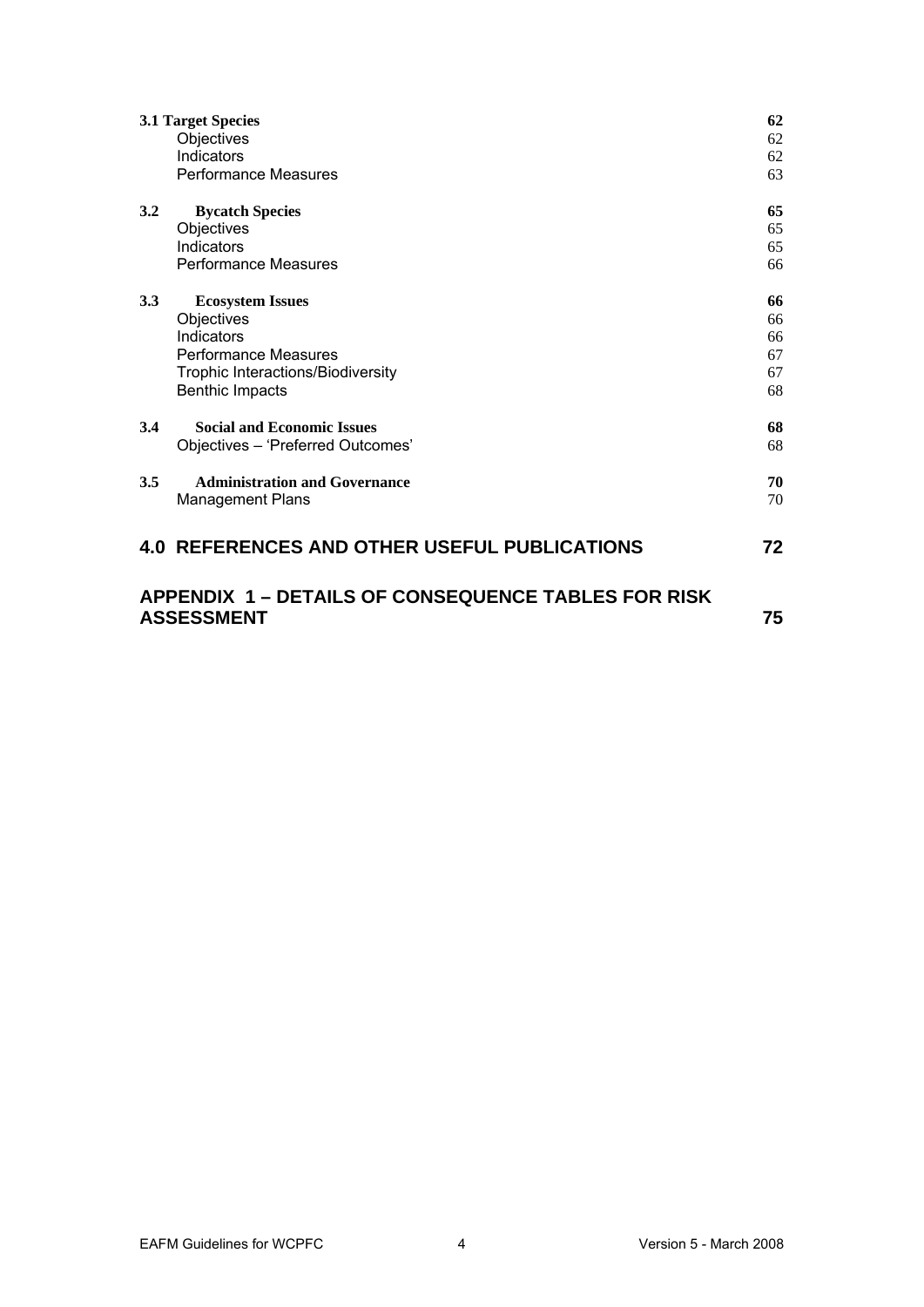| | | |
|---|---|---|
| **3.1 Target Species** | | **62** |
| | Objectives | 62 |
| | Indicators | 62 |
| | Performance Measures | 63 |
| **3.2** | **Bycatch Species** | **65** |
| | Objectives | 65 |
| | Indicators | 65 |
| | Performance Measures | 66 |
| **3.3** | **Ecosystem Issues** | **66** |
| | Objectives | 66 |
| | Indicators | 66 |
| | Performance Measures | 67 |
| | Trophic Interactions/Biodiversity | 67 |
| | Benthic Impacts | 68 |
| **3.4** | **Social and Economic Issues** | **68** |
| | Objectives – 'Preferred Outcomes' | 68 |
| **3.5** | **Administration and Governance** | **70** |
| | Management Plans | 70 |

**4.0 REFERENCES AND OTHER USEFUL PUBLICATIONS** **72**

**APPENDIX 1 – DETAILS OF CONSEQUENCE TABLES FOR RISK ASSESSMENT** **75**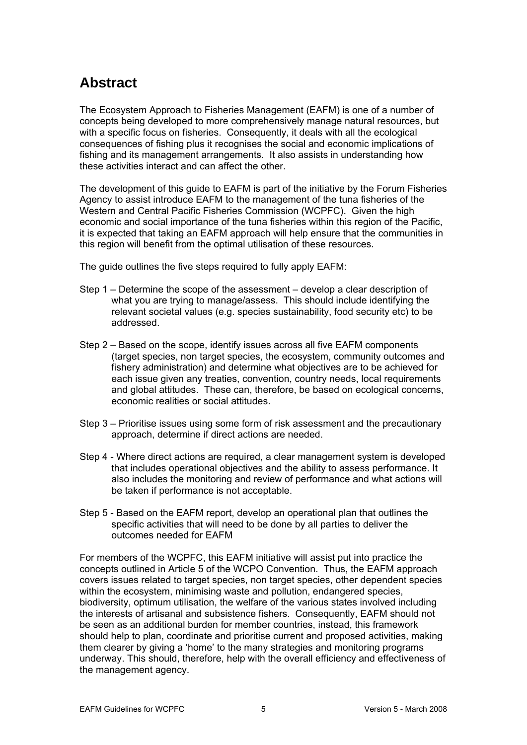# Abstract

The Ecosystem Approach to Fisheries Management (EAFM) is one of a number of concepts being developed to more comprehensively manage natural resources, but with a specific focus on fisheries. Consequently, it deals with all the ecological consequences of fishing plus it recognises the social and economic implications of fishing and its management arrangements. It also assists in understanding how these activities interact and can affect the other.

The development of this guide to EAFM is part of the initiative by the Forum Fisheries Agency to assist introduce EAFM to the management of the tuna fisheries of the Western and Central Pacific Fisheries Commission (WCPFC). Given the high economic and social importance of the tuna fisheries within this region of the Pacific, it is expected that taking an EAFM approach will help ensure that the communities in this region will benefit from the optimal utilisation of these resources.

The guide outlines the five steps required to fully apply EAFM:

Step 1 – Determine the scope of the assessment – develop a clear description of what you are trying to manage/assess. This should include identifying the relevant societal values (e.g. species sustainability, food security etc) to be addressed.

Step 2 – Based on the scope, identify issues across all five EAFM components (target species, non target species, the ecosystem, community outcomes and fishery administration) and determine what objectives are to be achieved for each issue given any treaties, convention, country needs, local requirements and global attitudes. These can, therefore, be based on ecological concerns, economic realities or social attitudes.

Step 3 – Prioritise issues using some form of risk assessment and the precautionary approach, determine if direct actions are needed.

Step 4 - Where direct actions are required, a clear management system is developed that includes operational objectives and the ability to assess performance. It also includes the monitoring and review of performance and what actions will be taken if performance is not acceptable.

Step 5 - Based on the EAFM report, develop an operational plan that outlines the specific activities that will need to be done by all parties to deliver the outcomes needed for EAFM

For members of the WCPFC, this EAFM initiative will assist put into practice the concepts outlined in Article 5 of the WCPO Convention. Thus, the EAFM approach covers issues related to target species, non target species, other dependent species within the ecosystem, minimising waste and pollution, endangered species, biodiversity, optimum utilisation, the welfare of the various states involved including the interests of artisanal and subsistence fishers. Consequently, EAFM should not be seen as an additional burden for member countries, instead, this framework should help to plan, coordinate and prioritise current and proposed activities, making them clearer by giving a 'home' to the many strategies and monitoring programs underway. This should, therefore, help with the overall efficiency and effectiveness of the management agency.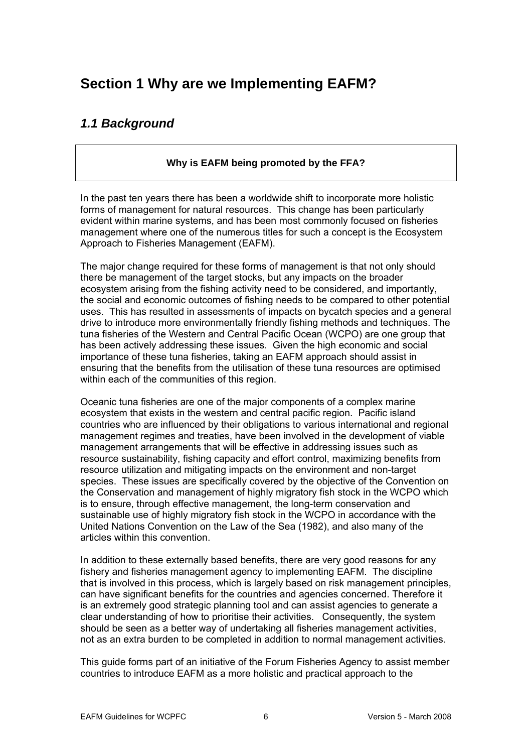# Section 1 Why are we Implementing EAFM?

## *1.1 Background*

**Why is EAFM being promoted by the FFA?**

In the past ten years there has been a worldwide shift to incorporate more holistic forms of management for natural resources. This change has been particularly evident within marine systems, and has been most commonly focused on fisheries management where one of the numerous titles for such a concept is the Ecosystem Approach to Fisheries Management (EAFM).

The major change required for these forms of management is that not only should there be management of the target stocks, but any impacts on the broader ecosystem arising from the fishing activity need to be considered, and importantly, the social and economic outcomes of fishing needs to be compared to other potential uses. This has resulted in assessments of impacts on bycatch species and a general drive to introduce more environmentally friendly fishing methods and techniques. The tuna fisheries of the Western and Central Pacific Ocean (WCPO) are one group that has been actively addressing these issues. Given the high economic and social importance of these tuna fisheries, taking an EAFM approach should assist in ensuring that the benefits from the utilisation of these tuna resources are optimised within each of the communities of this region.

Oceanic tuna fisheries are one of the major components of a complex marine ecosystem that exists in the western and central pacific region. Pacific island countries who are influenced by their obligations to various international and regional management regimes and treaties, have been involved in the development of viable management arrangements that will be effective in addressing issues such as resource sustainability, fishing capacity and effort control, maximizing benefits from resource utilization and mitigating impacts on the environment and non-target species. These issues are specifically covered by the objective of the Convention on the Conservation and management of highly migratory fish stock in the WCPO which is to ensure, through effective management, the long-term conservation and sustainable use of highly migratory fish stock in the WCPO in accordance with the United Nations Convention on the Law of the Sea (1982), and also many of the articles within this convention.

In addition to these externally based benefits, there are very good reasons for any fishery and fisheries management agency to implementing EAFM. The discipline that is involved in this process, which is largely based on risk management principles, can have significant benefits for the countries and agencies concerned. Therefore it is an extremely good strategic planning tool and can assist agencies to generate a clear understanding of how to prioritise their activities. Consequently, the system should be seen as a better way of undertaking all fisheries management activities, not as an extra burden to be completed in addition to normal management activities.

This guide forms part of an initiative of the Forum Fisheries Agency to assist member countries to introduce EAFM as a more holistic and practical approach to the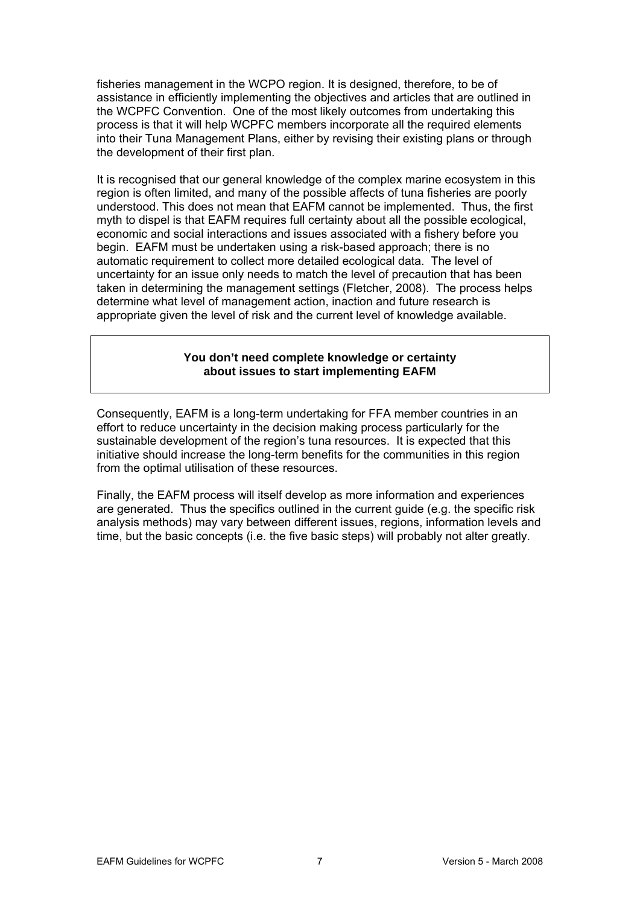fisheries management in the WCPO region. It is designed, therefore, to be of assistance in efficiently implementing the objectives and articles that are outlined in the WCPFC Convention. One of the most likely outcomes from undertaking this process is that it will help WCPFC members incorporate all the required elements into their Tuna Management Plans, either by revising their existing plans or through the development of their first plan.

It is recognised that our general knowledge of the complex marine ecosystem in this region is often limited, and many of the possible affects of tuna fisheries are poorly understood. This does not mean that EAFM cannot be implemented. Thus, the first myth to dispel is that EAFM requires full certainty about all the possible ecological, economic and social interactions and issues associated with a fishery before you begin. EAFM must be undertaken using a risk-based approach; there is no automatic requirement to collect more detailed ecological data. The level of uncertainty for an issue only needs to match the level of precaution that has been taken in determining the management settings (Fletcher, 2008). The process helps determine what level of management action, inaction and future research is appropriate given the level of risk and the current level of knowledge available.

**You don't need complete knowledge or certainty about issues to start implementing EAFM**

Consequently, EAFM is a long-term undertaking for FFA member countries in an effort to reduce uncertainty in the decision making process particularly for the sustainable development of the region's tuna resources. It is expected that this initiative should increase the long-term benefits for the communities in this region from the optimal utilisation of these resources.

Finally, the EAFM process will itself develop as more information and experiences are generated. Thus the specifics outlined in the current guide (e.g. the specific risk analysis methods) may vary between different issues, regions, information levels and time, but the basic concepts (i.e. the five basic steps) will probably not alter greatly.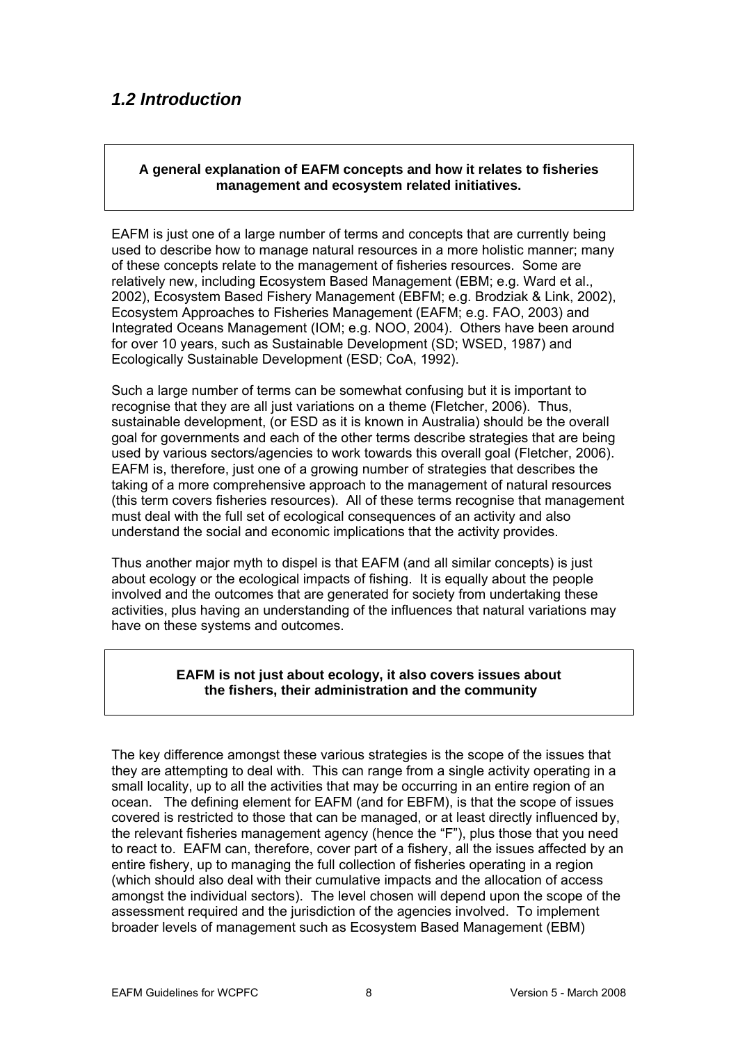## *1.2 Introduction*

**A general explanation of EAFM concepts and how it relates to fisheries management and ecosystem related initiatives.**

EAFM is just one of a large number of terms and concepts that are currently being used to describe how to manage natural resources in a more holistic manner; many of these concepts relate to the management of fisheries resources. Some are relatively new, including Ecosystem Based Management (EBM; e.g. Ward et al., 2002), Ecosystem Based Fishery Management (EBFM; e.g. Brodziak & Link, 2002), Ecosystem Approaches to Fisheries Management (EAFM; e.g. FAO, 2003) and Integrated Oceans Management (IOM; e.g. NOO, 2004). Others have been around for over 10 years, such as Sustainable Development (SD; WSED, 1987) and Ecologically Sustainable Development (ESD; CoA, 1992).

Such a large number of terms can be somewhat confusing but it is important to recognise that they are all just variations on a theme (Fletcher, 2006). Thus, sustainable development, (or ESD as it is known in Australia) should be the overall goal for governments and each of the other terms describe strategies that are being used by various sectors/agencies to work towards this overall goal (Fletcher, 2006). EAFM is, therefore, just one of a growing number of strategies that describes the taking of a more comprehensive approach to the management of natural resources (this term covers fisheries resources). All of these terms recognise that management must deal with the full set of ecological consequences of an activity and also understand the social and economic implications that the activity provides.

Thus another major myth to dispel is that EAFM (and all similar concepts) is just about ecology or the ecological impacts of fishing. It is equally about the people involved and the outcomes that are generated for society from undertaking these activities, plus having an understanding of the influences that natural variations may have on these systems and outcomes.

**EAFM is not just about ecology, it also covers issues about the fishers, their administration and the community**

The key difference amongst these various strategies is the scope of the issues that they are attempting to deal with. This can range from a single activity operating in a small locality, up to all the activities that may be occurring in an entire region of an ocean. The defining element for EAFM (and for EBFM), is that the scope of issues covered is restricted to those that can be managed, or at least directly influenced by, the relevant fisheries management agency (hence the "F"), plus those that you need to react to. EAFM can, therefore, cover part of a fishery, all the issues affected by an entire fishery, up to managing the full collection of fisheries operating in a region (which should also deal with their cumulative impacts and the allocation of access amongst the individual sectors). The level chosen will depend upon the scope of the assessment required and the jurisdiction of the agencies involved. To implement broader levels of management such as Ecosystem Based Management (EBM)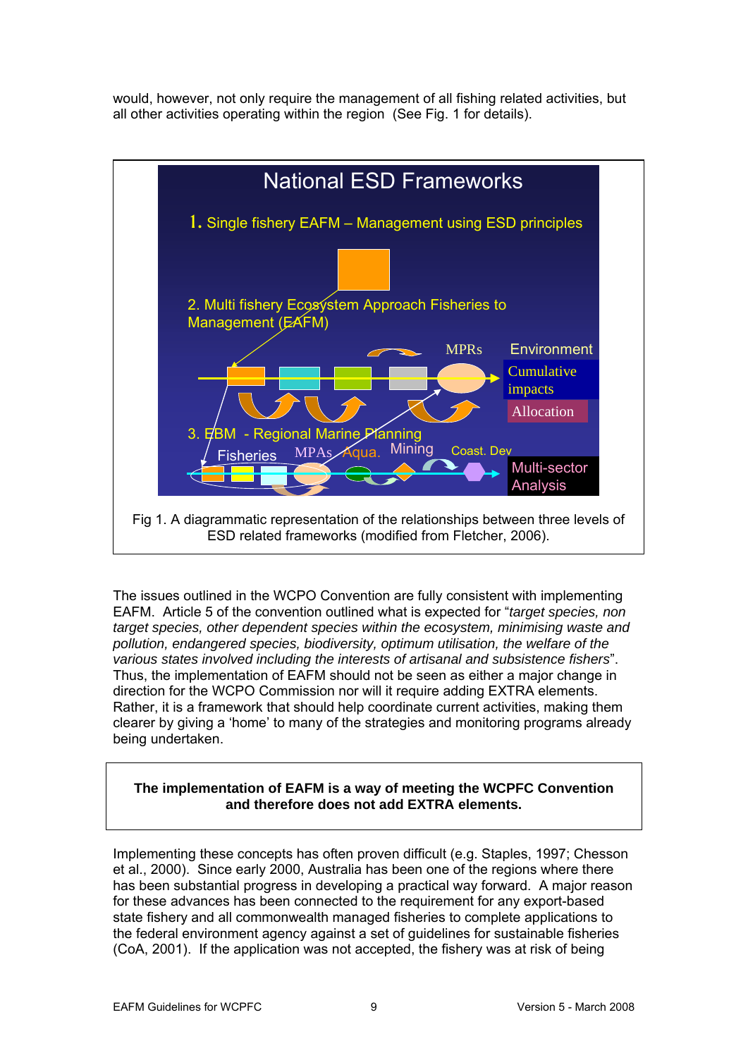would, however, not only require the management of all fishing related activities, but all other activities operating within the region (See Fig. 1 for details).

National ESD Frameworks

1. Single fishery EAFM – Management using ESD principles

2. Multi fishery Ecosystem Approach Fisheries to Management (EAFM)

MPRs Environment Cumulative impacts Allocation

3. EBM - Regional Marine Planning

Fisheries MPAs Aqua. Mining Coast. Dev Multi-sector Analysis

Fig 1. A diagrammatic representation of the relationships between three levels of ESD related frameworks (modified from Fletcher, 2006).

The issues outlined in the WCPO Convention are fully consistent with implementing EAFM. Article 5 of the convention outlined what is expected for "*target species, non target species, other dependent species within the ecosystem, minimising waste and pollution, endangered species, biodiversity, optimum utilisation, the welfare of the various states involved including the interests of artisanal and subsistence fishers*". Thus, the implementation of EAFM should not be seen as either a major change in direction for the WCPO Commission nor will it require adding EXTRA elements. Rather, it is a framework that should help coordinate current activities, making them clearer by giving a 'home' to many of the strategies and monitoring programs already being undertaken.

**The implementation of EAFM is a way of meeting the WCPFC Convention and therefore does not add EXTRA elements.**

Implementing these concepts has often proven difficult (e.g. Staples, 1997; Chesson et al., 2000). Since early 2000, Australia has been one of the regions where there has been substantial progress in developing a practical way forward. A major reason for these advances has been connected to the requirement for any export-based state fishery and all commonwealth managed fisheries to complete applications to the federal environment agency against a set of guidelines for sustainable fisheries (CoA, 2001). If the application was not accepted, the fishery was at risk of being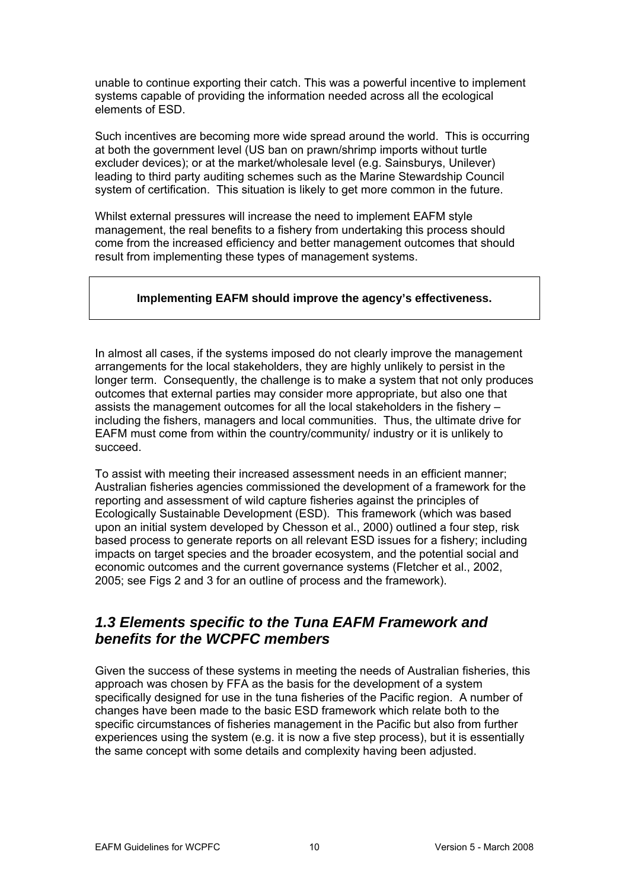unable to continue exporting their catch. This was a powerful incentive to implement systems capable of providing the information needed across all the ecological elements of ESD.

Such incentives are becoming more wide spread around the world. This is occurring at both the government level (US ban on prawn/shrimp imports without turtle excluder devices); or at the market/wholesale level (e.g. Sainsburys, Unilever) leading to third party auditing schemes such as the Marine Stewardship Council system of certification. This situation is likely to get more common in the future.

Whilst external pressures will increase the need to implement EAFM style management, the real benefits to a fishery from undertaking this process should come from the increased efficiency and better management outcomes that should result from implementing these types of management systems.

**Implementing EAFM should improve the agency's effectiveness.**

In almost all cases, if the systems imposed do not clearly improve the management arrangements for the local stakeholders, they are highly unlikely to persist in the longer term. Consequently, the challenge is to make a system that not only produces outcomes that external parties may consider more appropriate, but also one that assists the management outcomes for all the local stakeholders in the fishery – including the fishers, managers and local communities. Thus, the ultimate drive for EAFM must come from within the country/community/ industry or it is unlikely to succeed.

To assist with meeting their increased assessment needs in an efficient manner; Australian fisheries agencies commissioned the development of a framework for the reporting and assessment of wild capture fisheries against the principles of Ecologically Sustainable Development (ESD). This framework (which was based upon an initial system developed by Chesson et al., 2000) outlined a four step, risk based process to generate reports on all relevant ESD issues for a fishery; including impacts on target species and the broader ecosystem, and the potential social and economic outcomes and the current governance systems (Fletcher et al., 2002, 2005; see Figs 2 and 3 for an outline of process and the framework).

## *1.3 Elements specific to the Tuna EAFM Framework and benefits for the WCPFC members*

Given the success of these systems in meeting the needs of Australian fisheries, this approach was chosen by FFA as the basis for the development of a system specifically designed for use in the tuna fisheries of the Pacific region. A number of changes have been made to the basic ESD framework which relate both to the specific circumstances of fisheries management in the Pacific but also from further experiences using the system (e.g. it is now a five step process), but it is essentially the same concept with some details and complexity having been adjusted.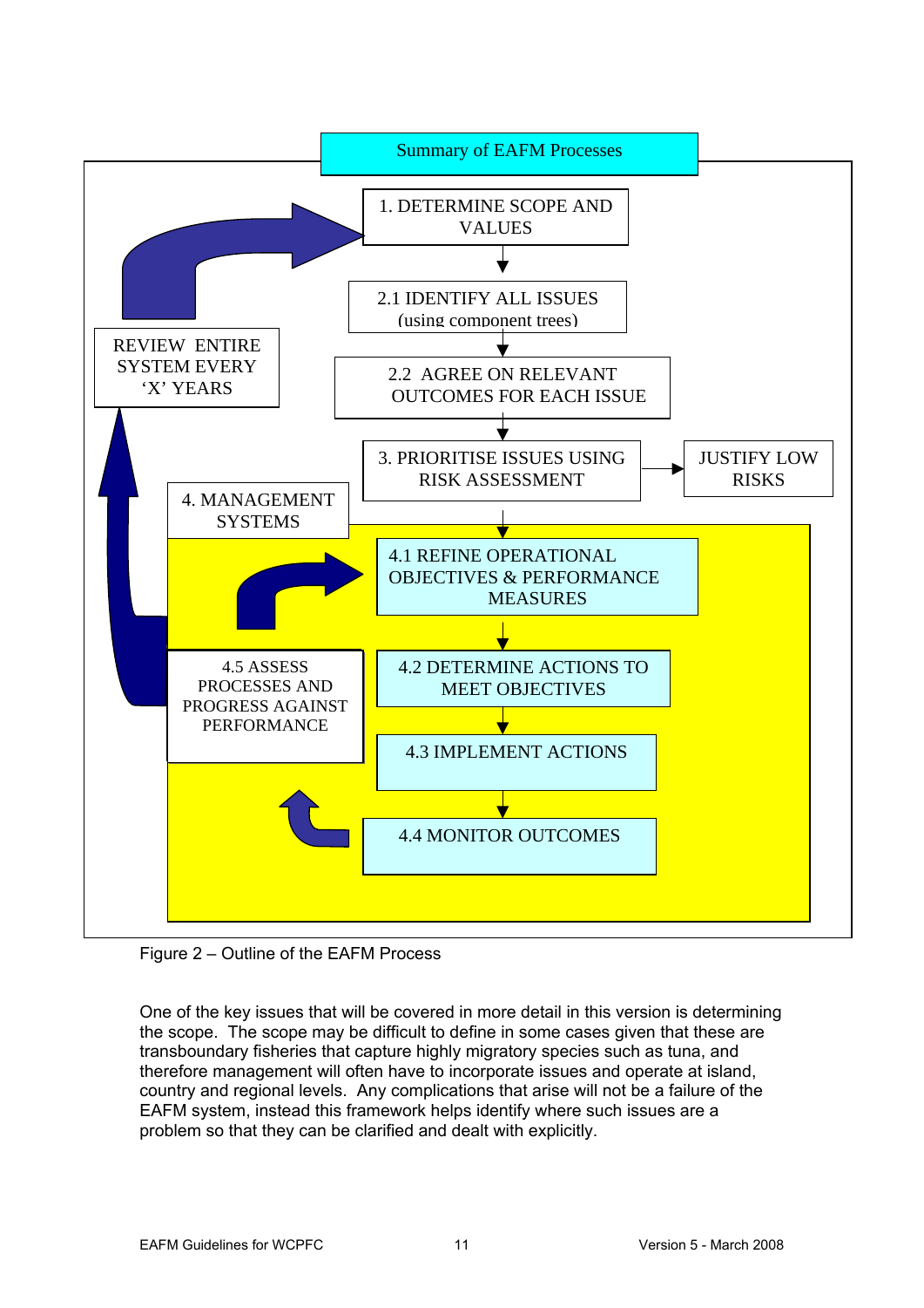**Summary of EAFM Processes**

- 1. DETERMINE SCOPE AND VALUES
- 2.1 IDENTIFY ALL ISSUES (using component trees)
- 2.2 AGREE ON RELEVANT OUTCOMES FOR EACH ISSUE
- 3. PRIORITISE ISSUES USING RISK ASSESSMENT → JUSTIFY LOW RISKS
- 4. MANAGEMENT SYSTEMS
  - 4.1 REFINE OPERATIONAL OBJECTIVES & PERFORMANCE MEASURES
  - 4.2 DETERMINE ACTIONS TO MEET OBJECTIVES
  - 4.3 IMPLEMENT ACTIONS
  - 4.4 MONITOR OUTCOMES
  - 4.5 ASSESS PROCESSES AND PROGRESS AGAINST PERFORMANCE
- REVIEW ENTIRE SYSTEM EVERY 'X' YEARS

Figure 2 – Outline of the EAFM Process

One of the key issues that will be covered in more detail in this version is determining the scope. The scope may be difficult to define in some cases given that these are transboundary fisheries that capture highly migratory species such as tuna, and therefore management will often have to incorporate issues and operate at island, country and regional levels. Any complications that arise will not be a failure of the EAFM system, instead this framework helps identify where such issues are a problem so that they can be clarified and dealt with explicitly.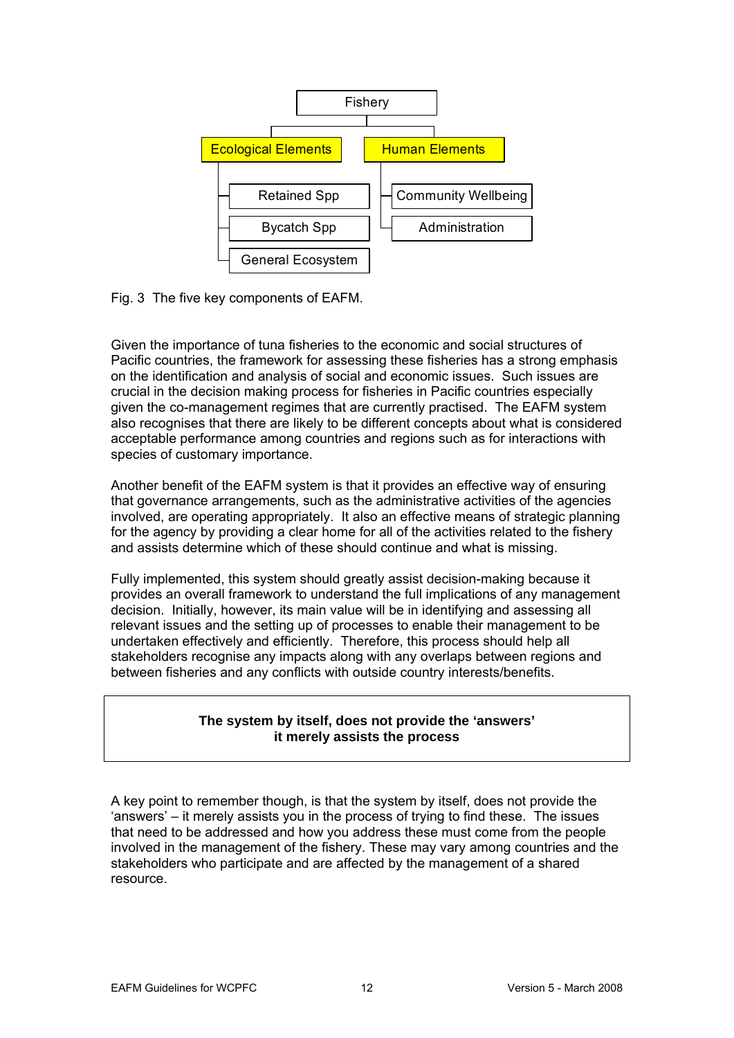- Fishery
  - Ecological Elements
    - Retained Spp
    - Bycatch Spp
    - General Ecosystem
  - Human Elements
    - Community Wellbeing
    - Administration

Fig. 3 The five key components of EAFM.

Given the importance of tuna fisheries to the economic and social structures of Pacific countries, the framework for assessing these fisheries has a strong emphasis on the identification and analysis of social and economic issues. Such issues are crucial in the decision making process for fisheries in Pacific countries especially given the co-management regimes that are currently practised. The EAFM system also recognises that there are likely to be different concepts about what is considered acceptable performance among countries and regions such as for interactions with species of customary importance.

Another benefit of the EAFM system is that it provides an effective way of ensuring that governance arrangements, such as the administrative activities of the agencies involved, are operating appropriately. It also an effective means of strategic planning for the agency by providing a clear home for all of the activities related to the fishery and assists determine which of these should continue and what is missing.

Fully implemented, this system should greatly assist decision-making because it provides an overall framework to understand the full implications of any management decision. Initially, however, its main value will be in identifying and assessing all relevant issues and the setting up of processes to enable their management to be undertaken effectively and efficiently. Therefore, this process should help all stakeholders recognise any impacts along with any overlaps between regions and between fisheries and any conflicts with outside country interests/benefits.

**The system by itself, does not provide the 'answers' it merely assists the process**

A key point to remember though, is that the system by itself, does not provide the 'answers' – it merely assists you in the process of trying to find these. The issues that need to be addressed and how you address these must come from the people involved in the management of the fishery. These may vary among countries and the stakeholders who participate and are affected by the management of a shared resource.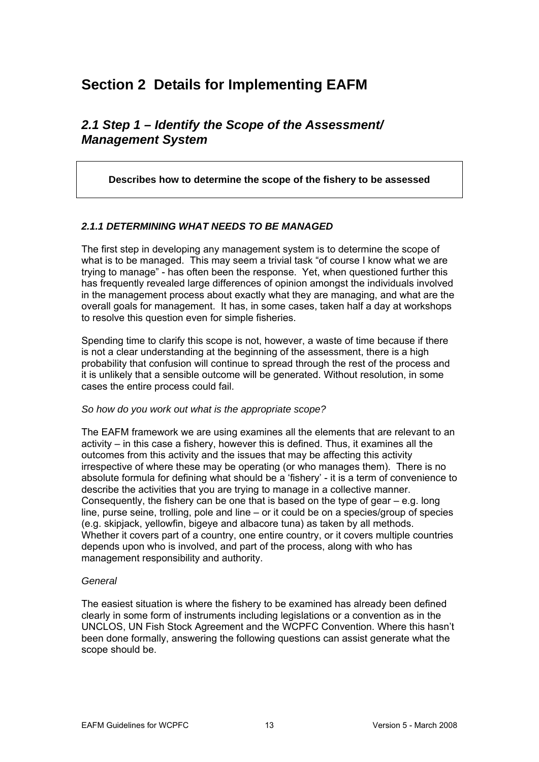# Section 2 Details for Implementing EAFM

## *2.1 Step 1 – Identify the Scope of the Assessment/ Management System*

**Describes how to determine the scope of the fishery to be assessed**

### *2.1.1 DETERMINING WHAT NEEDS TO BE MANAGED*

The first step in developing any management system is to determine the scope of what is to be managed. This may seem a trivial task "of course I know what we are trying to manage" - has often been the response. Yet, when questioned further this has frequently revealed large differences of opinion amongst the individuals involved in the management process about exactly what they are managing, and what are the overall goals for management. It has, in some cases, taken half a day at workshops to resolve this question even for simple fisheries.

Spending time to clarify this scope is not, however, a waste of time because if there is not a clear understanding at the beginning of the assessment, there is a high probability that confusion will continue to spread through the rest of the process and it is unlikely that a sensible outcome will be generated. Without resolution, in some cases the entire process could fail.

*So how do you work out what is the appropriate scope?*

The EAFM framework we are using examines all the elements that are relevant to an activity – in this case a fishery, however this is defined. Thus, it examines all the outcomes from this activity and the issues that may be affecting this activity irrespective of where these may be operating (or who manages them). There is no absolute formula for defining what should be a 'fishery' - it is a term of convenience to describe the activities that you are trying to manage in a collective manner. Consequently, the fishery can be one that is based on the type of gear – e.g. long line, purse seine, trolling, pole and line – or it could be on a species/group of species (e.g. skipjack, yellowfin, bigeye and albacore tuna) as taken by all methods. Whether it covers part of a country, one entire country, or it covers multiple countries depends upon who is involved, and part of the process, along with who has management responsibility and authority.

*General*

The easiest situation is where the fishery to be examined has already been defined clearly in some form of instruments including legislations or a convention as in the UNCLOS, UN Fish Stock Agreement and the WCPFC Convention. Where this hasn't been done formally, answering the following questions can assist generate what the scope should be.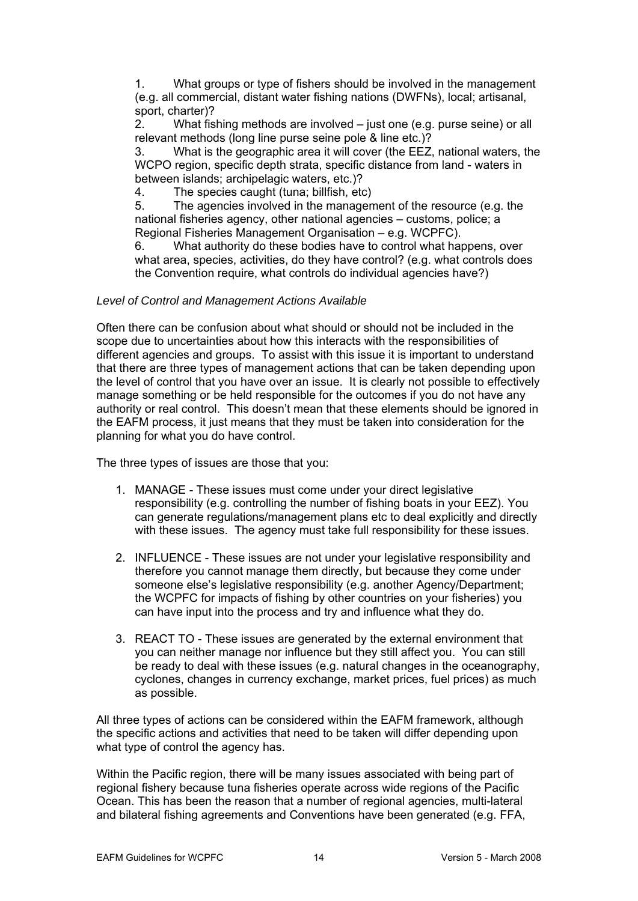1. What groups or type of fishers should be involved in the management (e.g. all commercial, distant water fishing nations (DWFNs), local; artisanal, sport, charter)?
2. What fishing methods are involved – just one (e.g. purse seine) or all relevant methods (long line purse seine pole & line etc.)?
3. What is the geographic area it will cover (the EEZ, national waters, the WCPO region, specific depth strata, specific distance from land - waters in between islands; archipelagic waters, etc.)?
4. The species caught (tuna; billfish, etc)
5. The agencies involved in the management of the resource (e.g. the national fisheries agency, other national agencies – customs, police; a Regional Fisheries Management Organisation – e.g. WCPFC).
6. What authority do these bodies have to control what happens, over what area, species, activities, do they have control? (e.g. what controls does the Convention require, what controls do individual agencies have?)

*Level of Control and Management Actions Available*

Often there can be confusion about what should or should not be included in the scope due to uncertainties about how this interacts with the responsibilities of different agencies and groups. To assist with this issue it is important to understand that there are three types of management actions that can be taken depending upon the level of control that you have over an issue. It is clearly not possible to effectively manage something or be held responsible for the outcomes if you do not have any authority or real control. This doesn't mean that these elements should be ignored in the EAFM process, it just means that they must be taken into consideration for the planning for what you do have control.

The three types of issues are those that you:

1. MANAGE - These issues must come under your direct legislative responsibility (e.g. controlling the number of fishing boats in your EEZ). You can generate regulations/management plans etc to deal explicitly and directly with these issues. The agency must take full responsibility for these issues.

2. INFLUENCE - These issues are not under your legislative responsibility and therefore you cannot manage them directly, but because they come under someone else's legislative responsibility (e.g. another Agency/Department; the WCPFC for impacts of fishing by other countries on your fisheries) you can have input into the process and try and influence what they do.

3. REACT TO - These issues are generated by the external environment that you can neither manage nor influence but they still affect you. You can still be ready to deal with these issues (e.g. natural changes in the oceanography, cyclones, changes in currency exchange, market prices, fuel prices) as much as possible.

All three types of actions can be considered within the EAFM framework, although the specific actions and activities that need to be taken will differ depending upon what type of control the agency has.

Within the Pacific region, there will be many issues associated with being part of regional fishery because tuna fisheries operate across wide regions of the Pacific Ocean. This has been the reason that a number of regional agencies, multi-lateral and bilateral fishing agreements and Conventions have been generated (e.g. FFA,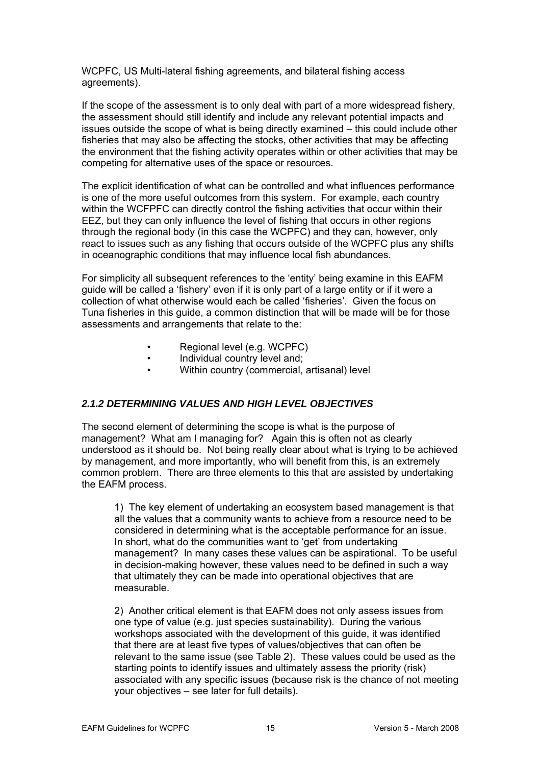WCPFC, US Multi-lateral fishing agreements, and bilateral fishing access agreements).

If the scope of the assessment is to only deal with part of a more widespread fishery, the assessment should still identify and include any relevant potential impacts and issues outside the scope of what is being directly examined – this could include other fisheries that may also be affecting the stocks, other activities that may be affecting the environment that the fishing activity operates within or other activities that may be competing for alternative uses of the space or resources.

The explicit identification of what can be controlled and what influences performance is one of the more useful outcomes from this system. For example, each country within the WCFPFC can directly control the fishing activities that occur within their EEZ, but they can only influence the level of fishing that occurs in other regions through the regional body (in this case the WCPFC) and they can, however, only react to issues such as any fishing that occurs outside of the WCPFC plus any shifts in oceanographic conditions that may influence local fish abundances.

For simplicity all subsequent references to the 'entity' being examine in this EAFM guide will be called a 'fishery' even if it is only part of a large entity or if it were a collection of what otherwise would each be called 'fisheries'. Given the focus on Tuna fisheries in this guide, a common distinction that will be made will be for those assessments and arrangements that relate to the:

- Regional level (e.g. WCPFC)
- Individual country level and;
- Within country (commercial, artisanal) level

### *2.1.2 DETERMINING VALUES AND HIGH LEVEL OBJECTIVES*

The second element of determining the scope is what is the purpose of management? What am I managing for? Again this is often not as clearly understood as it should be. Not being really clear about what is trying to be achieved by management, and more importantly, who will benefit from this, is an extremely common problem. There are three elements to this that are assisted by undertaking the EAFM process.

1) The key element of undertaking an ecosystem based management is that all the values that a community wants to achieve from a resource need to be considered in determining what is the acceptable performance for an issue. In short, what do the communities want to 'get' from undertaking management? In many cases these values can be aspirational. To be useful in decision-making however, these values need to be defined in such a way that ultimately they can be made into operational objectives that are measurable.

2) Another critical element is that EAFM does not only assess issues from one type of value (e.g. just species sustainability). During the various workshops associated with the development of this guide, it was identified that there are at least five types of values/objectives that can often be relevant to the same issue (see Table 2). These values could be used as the starting points to identify issues and ultimately assess the priority (risk) associated with any specific issues (because risk is the chance of not meeting your objectives – see later for full details).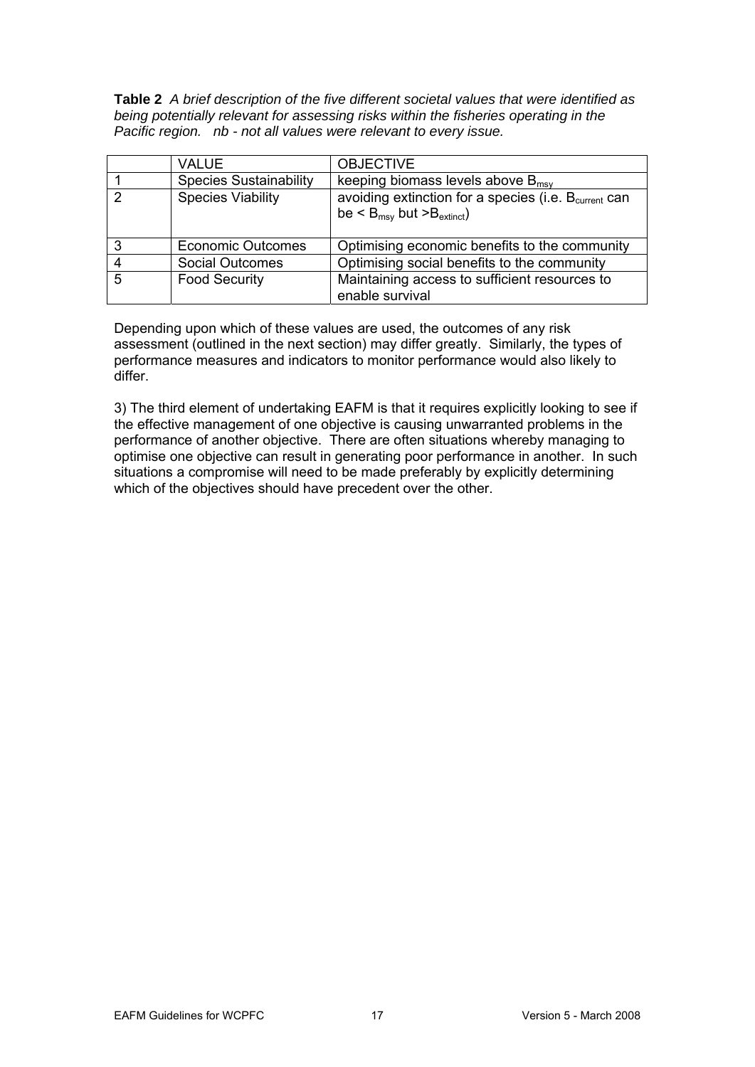**Table 2** *A brief description of the five different societal values that were identified as being potentially relevant for assessing risks within the fisheries operating in the Pacific region. nb - not all values were relevant to every issue.*

| | VALUE | OBJECTIVE |
|---|---|---|
| 1 | Species Sustainability | keeping biomass levels above $B_{msy}$ |
| 2 | Species Viability | avoiding extinction for a species (i.e. $B_{current}$ can be < $B_{msy}$ but >$B_{extinct}$) |
| 3 | Economic Outcomes | Optimising economic benefits to the community |
| 4 | Social Outcomes | Optimising social benefits to the community |
| 5 | Food Security | Maintaining access to sufficient resources to enable survival |

Depending upon which of these values are used, the outcomes of any risk assessment (outlined in the next section) may differ greatly. Similarly, the types of performance measures and indicators to monitor performance would also likely to differ.

3) The third element of undertaking EAFM is that it requires explicitly looking to see if the effective management of one objective is causing unwarranted problems in the performance of another objective. There are often situations whereby managing to optimise one objective can result in generating poor performance in another. In such situations a compromise will need to be made preferably by explicitly determining which of the objectives should have precedent over the other.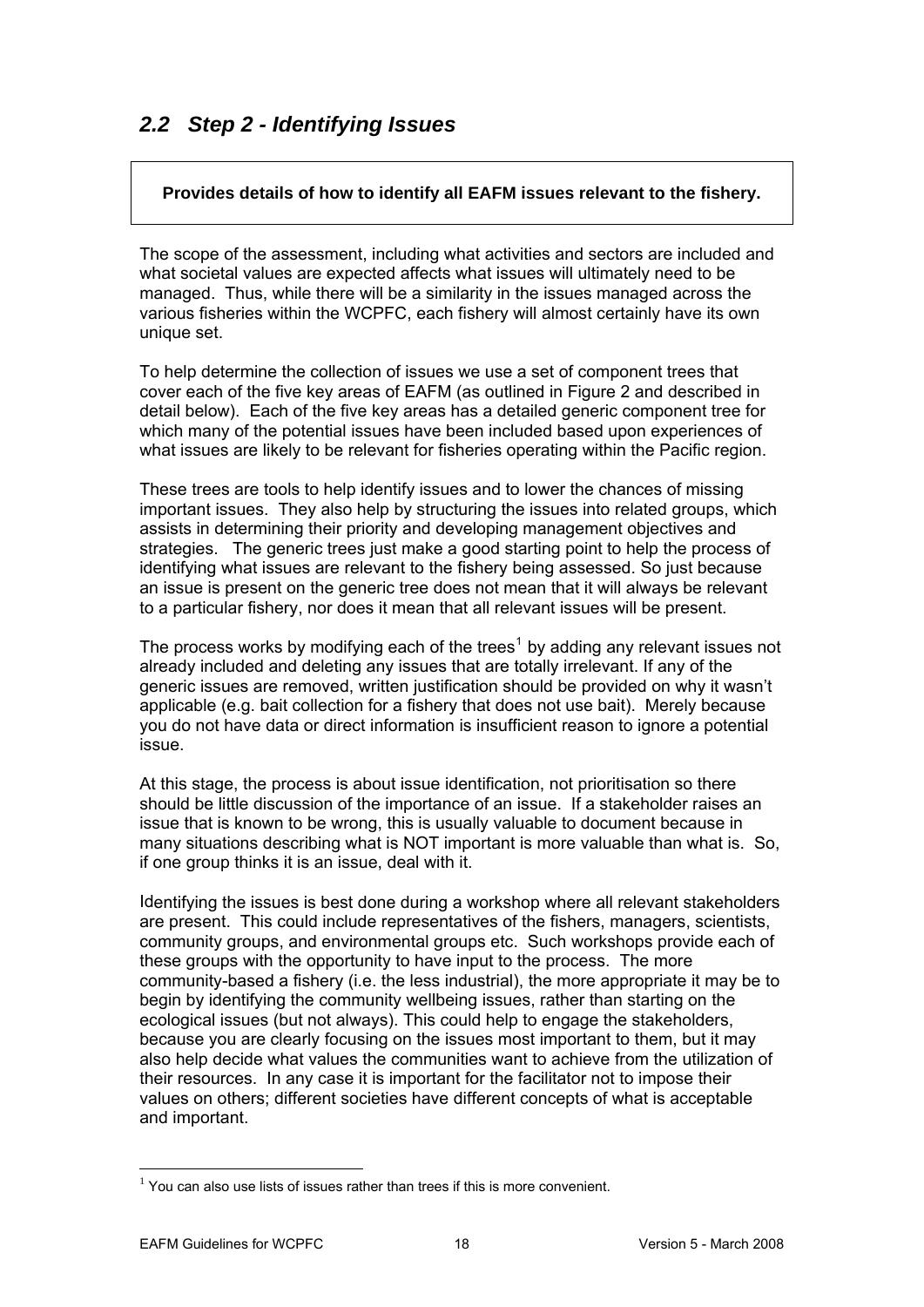## *2.2 Step 2 - Identifying Issues*

**Provides details of how to identify all EAFM issues relevant to the fishery.**

The scope of the assessment, including what activities and sectors are included and what societal values are expected affects what issues will ultimately need to be managed. Thus, while there will be a similarity in the issues managed across the various fisheries within the WCPFC, each fishery will almost certainly have its own unique set.

To help determine the collection of issues we use a set of component trees that cover each of the five key areas of EAFM (as outlined in Figure 2 and described in detail below). Each of the five key areas has a detailed generic component tree for which many of the potential issues have been included based upon experiences of what issues are likely to be relevant for fisheries operating within the Pacific region.

These trees are tools to help identify issues and to lower the chances of missing important issues. They also help by structuring the issues into related groups, which assists in determining their priority and developing management objectives and strategies. The generic trees just make a good starting point to help the process of identifying what issues are relevant to the fishery being assessed. So just because an issue is present on the generic tree does not mean that it will always be relevant to a particular fishery, nor does it mean that all relevant issues will be present.

The process works by modifying each of the trees[1] by adding any relevant issues not already included and deleting any issues that are totally irrelevant. If any of the generic issues are removed, written justification should be provided on why it wasn't applicable (e.g. bait collection for a fishery that does not use bait). Merely because you do not have data or direct information is insufficient reason to ignore a potential issue.

At this stage, the process is about issue identification, not prioritisation so there should be little discussion of the importance of an issue. If a stakeholder raises an issue that is known to be wrong, this is usually valuable to document because in many situations describing what is NOT important is more valuable than what is. So, if one group thinks it is an issue, deal with it.

Identifying the issues is best done during a workshop where all relevant stakeholders are present. This could include representatives of the fishers, managers, scientists, community groups, and environmental groups etc. Such workshops provide each of these groups with the opportunity to have input to the process. The more community-based a fishery (i.e. the less industrial), the more appropriate it may be to begin by identifying the community wellbeing issues, rather than starting on the ecological issues (but not always). This could help to engage the stakeholders, because you are clearly focusing on the issues most important to them, but it may also help decide what values the communities want to achieve from the utilization of their resources. In any case it is important for the facilitator not to impose their values on others; different societies have different concepts of what is acceptable and important.

[1] You can also use lists of issues rather than trees if this is more convenient.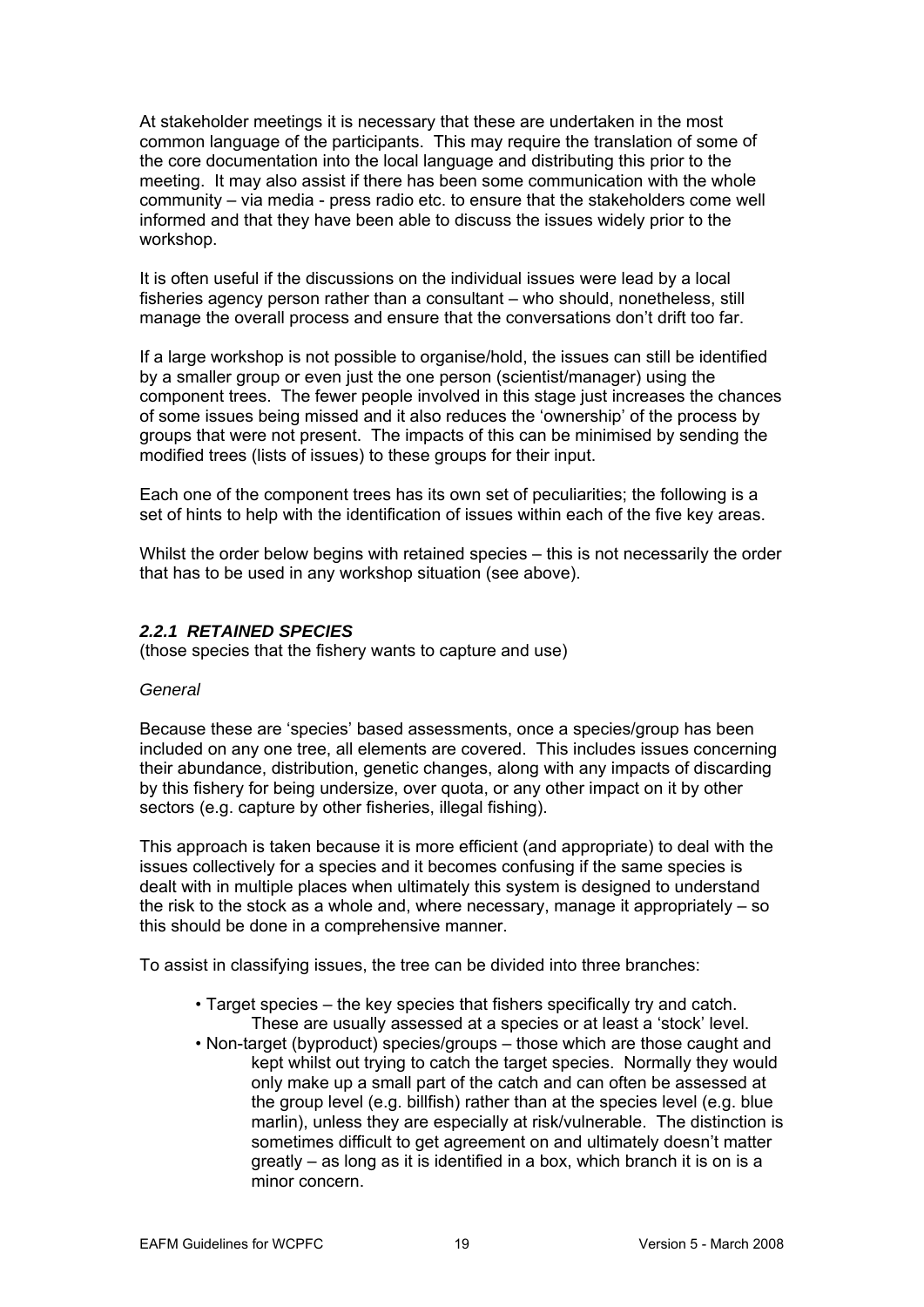At stakeholder meetings it is necessary that these are undertaken in the most common language of the participants. This may require the translation of some of the core documentation into the local language and distributing this prior to the meeting. It may also assist if there has been some communication with the whole community – via media - press radio etc. to ensure that the stakeholders come well informed and that they have been able to discuss the issues widely prior to the workshop.

It is often useful if the discussions on the individual issues were lead by a local fisheries agency person rather than a consultant – who should, nonetheless, still manage the overall process and ensure that the conversations don't drift too far.

If a large workshop is not possible to organise/hold, the issues can still be identified by a smaller group or even just the one person (scientist/manager) using the component trees. The fewer people involved in this stage just increases the chances of some issues being missed and it also reduces the 'ownership' of the process by groups that were not present. The impacts of this can be minimised by sending the modified trees (lists of issues) to these groups for their input.

Each one of the component trees has its own set of peculiarities; the following is a set of hints to help with the identification of issues within each of the five key areas.

Whilst the order below begins with retained species – this is not necessarily the order that has to be used in any workshop situation (see above).

### *2.2.1 RETAINED SPECIES*

(those species that the fishery wants to capture and use)

*General*

Because these are 'species' based assessments, once a species/group has been included on any one tree, all elements are covered. This includes issues concerning their abundance, distribution, genetic changes, along with any impacts of discarding by this fishery for being undersize, over quota, or any other impact on it by other sectors (e.g. capture by other fisheries, illegal fishing).

This approach is taken because it is more efficient (and appropriate) to deal with the issues collectively for a species and it becomes confusing if the same species is dealt with in multiple places when ultimately this system is designed to understand the risk to the stock as a whole and, where necessary, manage it appropriately – so this should be done in a comprehensive manner.

To assist in classifying issues, the tree can be divided into three branches:

- Target species – the key species that fishers specifically try and catch. These are usually assessed at a species or at least a 'stock' level.
- Non-target (byproduct) species/groups – those which are those caught and kept whilst out trying to catch the target species. Normally they would only make up a small part of the catch and can often be assessed at the group level (e.g. billfish) rather than at the species level (e.g. blue marlin), unless they are especially at risk/vulnerable. The distinction is sometimes difficult to get agreement on and ultimately doesn't matter greatly – as long as it is identified in a box, which branch it is on is a minor concern.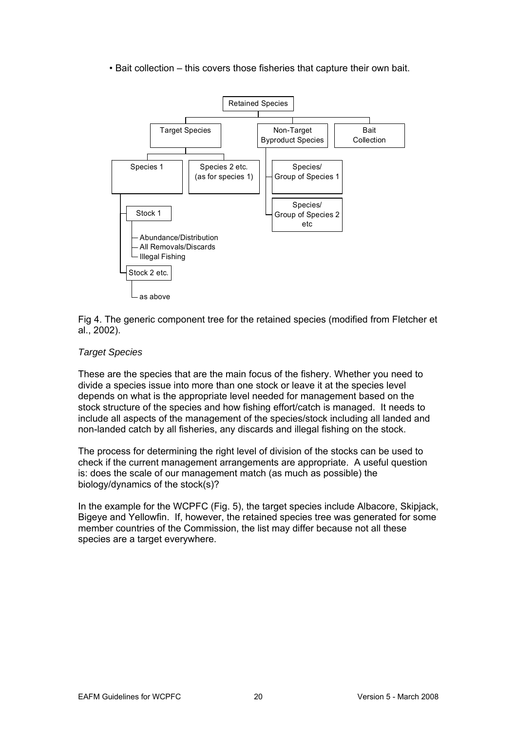- Bait collection – this covers those fisheries that capture their own bait.

Fig 4. The generic component tree for the retained species (modified from Fletcher et al., 2002).

*Target Species*

These are the species that are the main focus of the fishery. Whether you need to divide a species issue into more than one stock or leave it at the species level depends on what is the appropriate level needed for management based on the stock structure of the species and how fishing effort/catch is managed. It needs to include all aspects of the management of the species/stock including all landed and non-landed catch by all fisheries, any discards and illegal fishing on the stock.

The process for determining the right level of division of the stocks can be used to check if the current management arrangements are appropriate. A useful question is: does the scale of our management match (as much as possible) the biology/dynamics of the stock(s)?

In the example for the WCPFC (Fig. 5), the target species include Albacore, Skipjack, Bigeye and Yellowfin. If, however, the retained species tree was generated for some member countries of the Commission, the list may differ because not all these species are a target everywhere.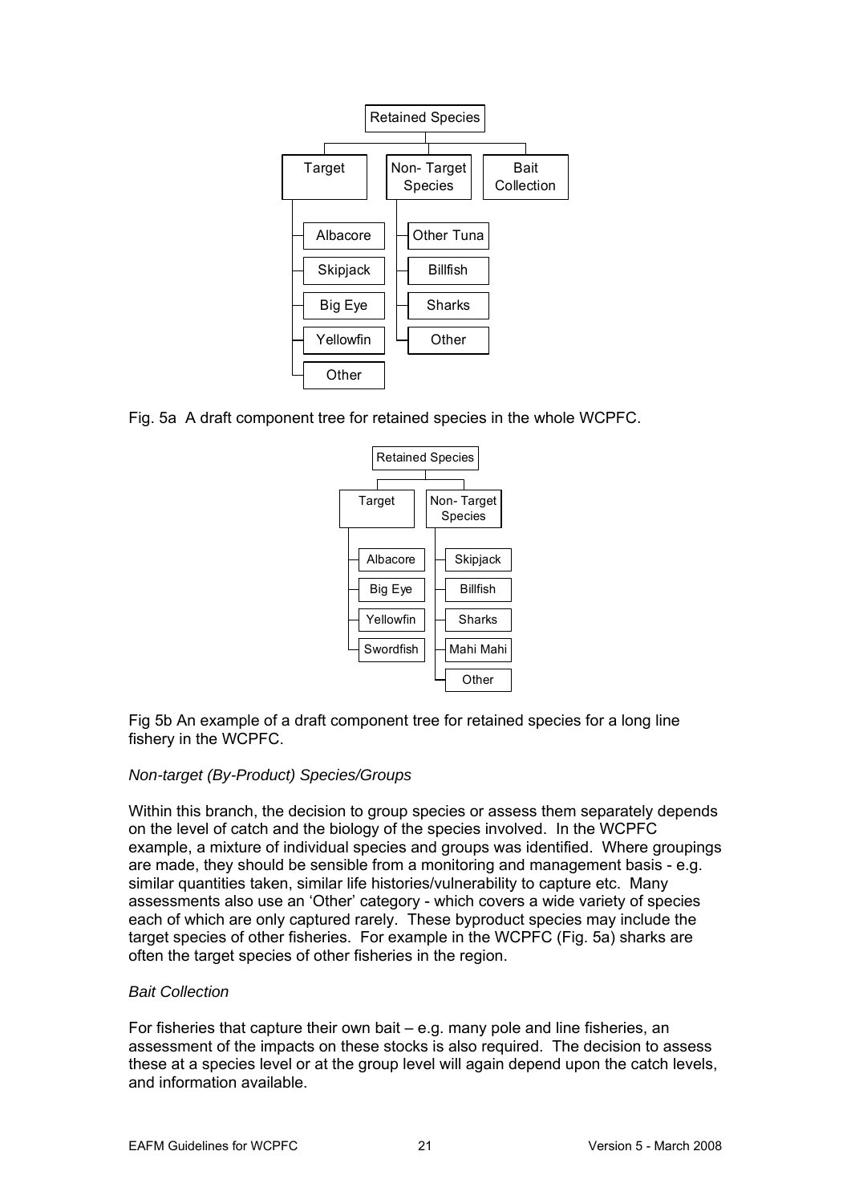- Retained Species
  - Target
    - Albacore
    - Skipjack
    - Big Eye
    - Yellowfin
    - Other
  - Non- Target Species
    - Other Tuna
    - Billfish
    - Sharks
    - Other
  - Bait Collection

Fig. 5a A draft component tree for retained species in the whole WCPFC.

- Retained Species
  - Target
    - Albacore
    - Big Eye
    - Yellowfin
    - Swordfish
  - Non- Target Species
    - Skipjack
    - Billfish
    - Sharks
    - Mahi Mahi
    - Other

Fig 5b An example of a draft component tree for retained species for a long line fishery in the WCPFC.

*Non-target (By-Product) Species/Groups*

Within this branch, the decision to group species or assess them separately depends on the level of catch and the biology of the species involved. In the WCPFC example, a mixture of individual species and groups was identified. Where groupings are made, they should be sensible from a monitoring and management basis - e.g. similar quantities taken, similar life histories/vulnerability to capture etc. Many assessments also use an 'Other' category - which covers a wide variety of species each of which are only captured rarely. These byproduct species may include the target species of other fisheries. For example in the WCPFC (Fig. 5a) sharks are often the target species of other fisheries in the region.

*Bait Collection*

For fisheries that capture their own bait – e.g. many pole and line fisheries, an assessment of the impacts on these stocks is also required. The decision to assess these at a species level or at the group level will again depend upon the catch levels, and information available.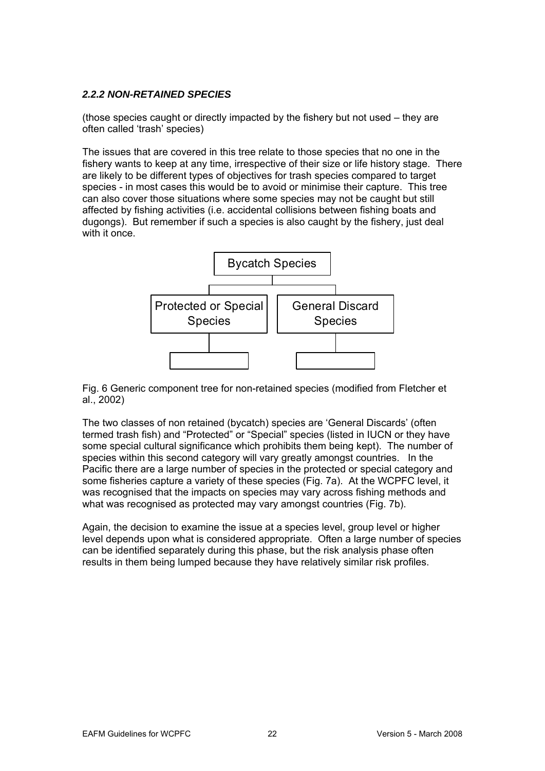### *2.2.2 NON-RETAINED SPECIES*

(those species caught or directly impacted by the fishery but not used – they are often called 'trash' species)

The issues that are covered in this tree relate to those species that no one in the fishery wants to keep at any time, irrespective of their size or life history stage. There are likely to be different types of objectives for trash species compared to target species - in most cases this would be to avoid or minimise their capture. This tree can also cover those situations where some species may not be caught but still affected by fishing activities (i.e. accidental collisions between fishing boats and dugongs). But remember if such a species is also caught by the fishery, just deal with it once.

Bycatch Species

Protected or Special Species

General Discard Species

Fig. 6 Generic component tree for non-retained species (modified from Fletcher et al., 2002)

The two classes of non retained (bycatch) species are 'General Discards' (often termed trash fish) and "Protected" or "Special" species (listed in IUCN or they have some special cultural significance which prohibits them being kept). The number of species within this second category will vary greatly amongst countries. In the Pacific there are a large number of species in the protected or special category and some fisheries capture a variety of these species (Fig. 7a). At the WCPFC level, it was recognised that the impacts on species may vary across fishing methods and what was recognised as protected may vary amongst countries (Fig. 7b).

Again, the decision to examine the issue at a species level, group level or higher level depends upon what is considered appropriate. Often a large number of species can be identified separately during this phase, but the risk analysis phase often results in them being lumped because they have relatively similar risk profiles.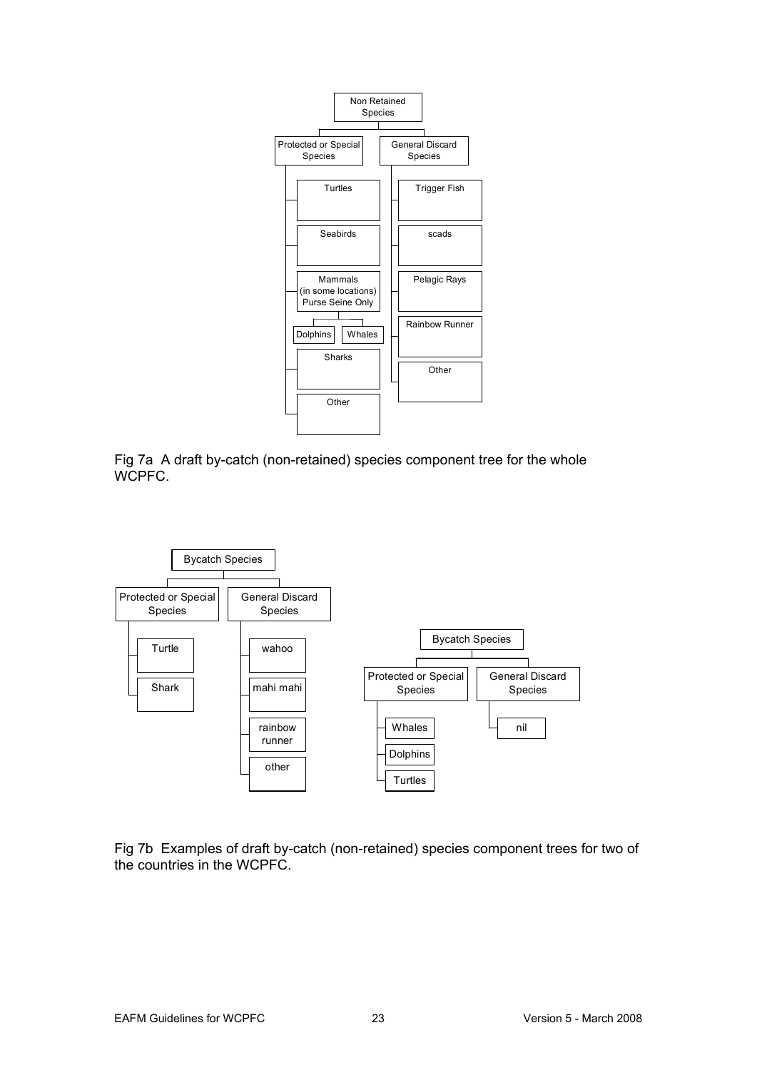- Non Retained Species
  - Protected or Special Species
    - Turtles
    - Seabirds
    - Mammals (in some locations) Purse Seine Only
      - Dolphins
      - Whales
    - Sharks
    - Other
  - General Discard Species
    - Trigger Fish
    - scads
    - Pelagic Rays
    - Rainbow Runner
    - Other

Fig 7a A draft by-catch (non-retained) species component tree for the whole WCPFC.

- Bycatch Species
  - Protected or Special Species
    - Turtle
    - Shark
  - General Discard Species
    - wahoo
    - mahi mahi
    - rainbow runner
    - other

- Bycatch Species
  - Protected or Special Species
    - Whales
    - Dolphins
    - Turtles
  - General Discard Species
    - nil

Fig 7b Examples of draft by-catch (non-retained) species component trees for two of the countries in the WCPFC.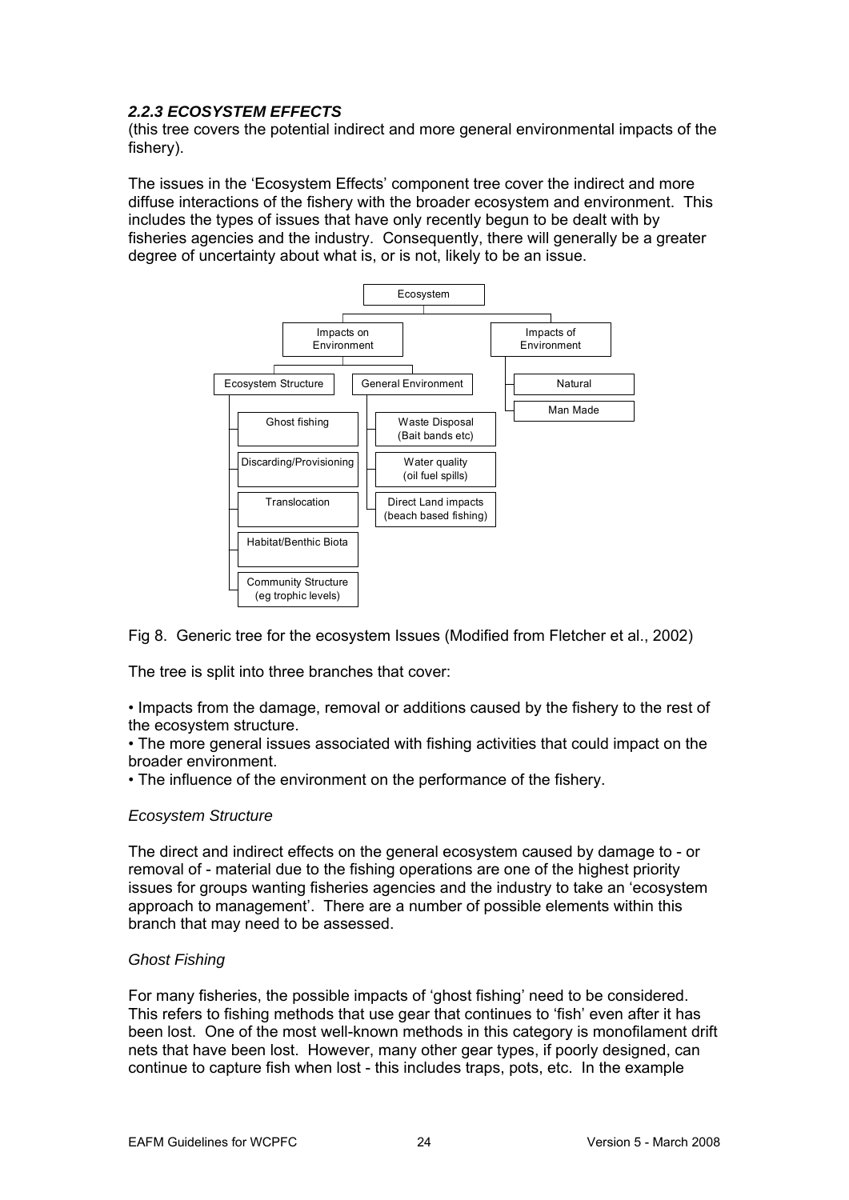### *2.2.3 ECOSYSTEM EFFECTS*

(this tree covers the potential indirect and more general environmental impacts of the fishery).

The issues in the 'Ecosystem Effects' component tree cover the indirect and more diffuse interactions of the fishery with the broader ecosystem and environment. This includes the types of issues that have only recently begun to be dealt with by fisheries agencies and the industry. Consequently, there will generally be a greater degree of uncertainty about what is, or is not, likely to be an issue.

- Ecosystem
  - Impacts on Environment
    - Ecosystem Structure
      - Ghost fishing
      - Discarding/Provisioning
      - Translocation
      - Habitat/Benthic Biota
      - Community Structure (eg trophic levels)
    - General Environment
      - Waste Disposal (Bait bands etc)
      - Water quality (oil fuel spills)
      - Direct Land impacts (beach based fishing)
  - Impacts of Environment
    - Natural
    - Man Made

Fig 8. Generic tree for the ecosystem Issues (Modified from Fletcher et al., 2002)

The tree is split into three branches that cover:

- Impacts from the damage, removal or additions caused by the fishery to the rest of the ecosystem structure.
- The more general issues associated with fishing activities that could impact on the broader environment.
- The influence of the environment on the performance of the fishery.

*Ecosystem Structure*

The direct and indirect effects on the general ecosystem caused by damage to - or removal of - material due to the fishing operations are one of the highest priority issues for groups wanting fisheries agencies and the industry to take an 'ecosystem approach to management'. There are a number of possible elements within this branch that may need to be assessed.

*Ghost Fishing*

For many fisheries, the possible impacts of 'ghost fishing' need to be considered. This refers to fishing methods that use gear that continues to 'fish' even after it has been lost. One of the most well-known methods in this category is monofilament drift nets that have been lost. However, many other gear types, if poorly designed, can continue to capture fish when lost - this includes traps, pots, etc. In the example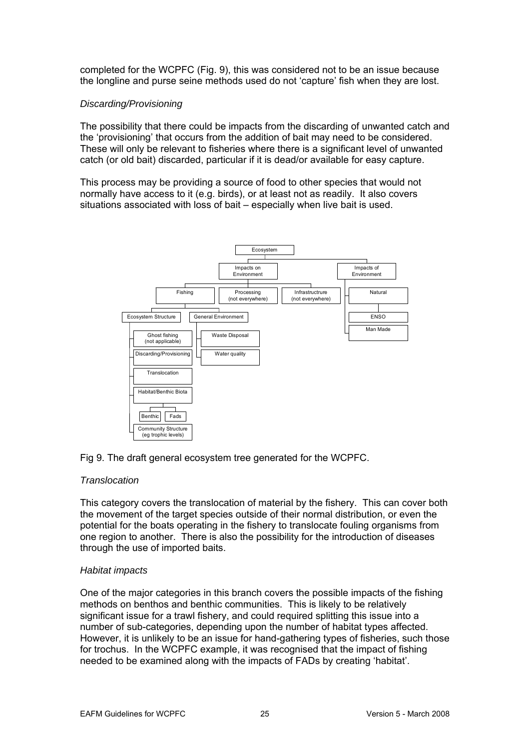completed for the WCPFC (Fig. 9), this was considered not to be an issue because the longline and purse seine methods used do not 'capture' fish when they are lost.

*Discarding/Provisioning*

The possibility that there could be impacts from the discarding of unwanted catch and the 'provisioning' that occurs from the addition of bait may need to be considered. These will only be relevant to fisheries where there is a significant level of unwanted catch (or old bait) discarded, particular if it is dead/or available for easy capture.

This process may be providing a source of food to other species that would not normally have access to it (e.g. birds), or at least not as readily. It also covers situations associated with loss of bait – especially when live bait is used.

- Ecosystem
  - Impacts on Environment
    - Fishing
      - Ecosystem Structure
        - Ghost fishing (not applicable)
        - Discarding/Provisioning
        - Translocation
        - Habitat/Benthic Biota
          - Benthic
          - Fads
        - Community Structure (eg trophic levels)
      - General Environment
        - Waste Disposal
        - Water quality
    - Processing (not everywhere)
    - Infrastructrure (not everywhere)
  - Impacts of Environment
    - Natural
      - ENSO
    - Man Made

Fig 9. The draft general ecosystem tree generated for the WCPFC.

*Translocation*

This category covers the translocation of material by the fishery. This can cover both the movement of the target species outside of their normal distribution, or even the potential for the boats operating in the fishery to translocate fouling organisms from one region to another. There is also the possibility for the introduction of diseases through the use of imported baits.

*Habitat impacts*

One of the major categories in this branch covers the possible impacts of the fishing methods on benthos and benthic communities. This is likely to be relatively significant issue for a trawl fishery, and could required splitting this issue into a number of sub-categories, depending upon the number of habitat types affected. However, it is unlikely to be an issue for hand-gathering types of fisheries, such those for trochus. In the WCPFC example, it was recognised that the impact of fishing needed to be examined along with the impacts of FADs by creating 'habitat'.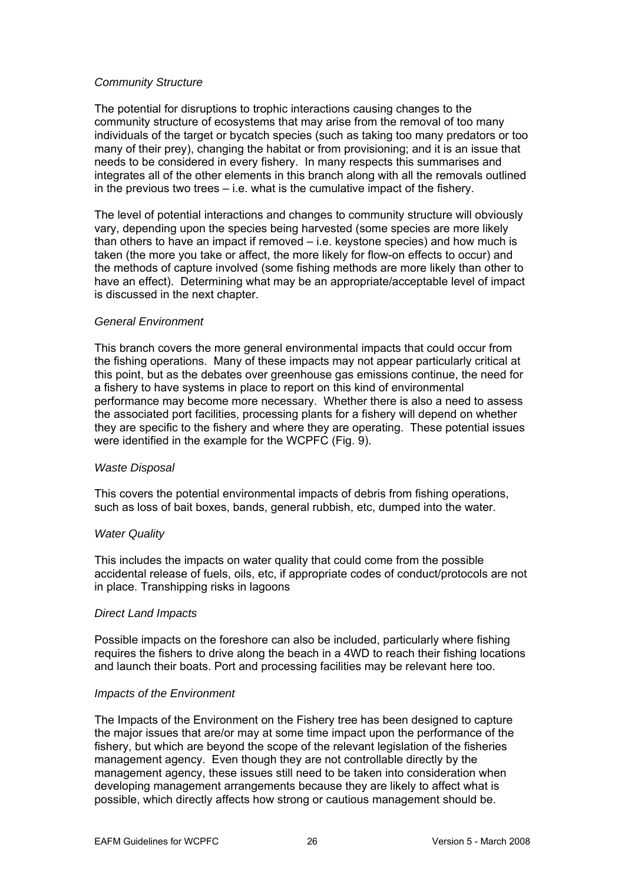*Community Structure*

The potential for disruptions to trophic interactions causing changes to the community structure of ecosystems that may arise from the removal of too many individuals of the target or bycatch species (such as taking too many predators or too many of their prey), changing the habitat or from provisioning; and it is an issue that needs to be considered in every fishery. In many respects this summarises and integrates all of the other elements in this branch along with all the removals outlined in the previous two trees – i.e. what is the cumulative impact of the fishery.

The level of potential interactions and changes to community structure will obviously vary, depending upon the species being harvested (some species are more likely than others to have an impact if removed – i.e. keystone species) and how much is taken (the more you take or affect, the more likely for flow-on effects to occur) and the methods of capture involved (some fishing methods are more likely than other to have an effect). Determining what may be an appropriate/acceptable level of impact is discussed in the next chapter.

*General Environment*

This branch covers the more general environmental impacts that could occur from the fishing operations. Many of these impacts may not appear particularly critical at this point, but as the debates over greenhouse gas emissions continue, the need for a fishery to have systems in place to report on this kind of environmental performance may become more necessary. Whether there is also a need to assess the associated port facilities, processing plants for a fishery will depend on whether they are specific to the fishery and where they are operating. These potential issues were identified in the example for the WCPFC (Fig. 9).

*Waste Disposal*

This covers the potential environmental impacts of debris from fishing operations, such as loss of bait boxes, bands, general rubbish, etc, dumped into the water.

*Water Quality*

This includes the impacts on water quality that could come from the possible accidental release of fuels, oils, etc, if appropriate codes of conduct/protocols are not in place. Transhipping risks in lagoons

*Direct Land Impacts*

Possible impacts on the foreshore can also be included, particularly where fishing requires the fishers to drive along the beach in a 4WD to reach their fishing locations and launch their boats. Port and processing facilities may be relevant here too.

*Impacts of the Environment*

The Impacts of the Environment on the Fishery tree has been designed to capture the major issues that are/or may at some time impact upon the performance of the fishery, but which are beyond the scope of the relevant legislation of the fisheries management agency. Even though they are not controllable directly by the management agency, these issues still need to be taken into consideration when developing management arrangements because they are likely to affect what is possible, which directly affects how strong or cautious management should be.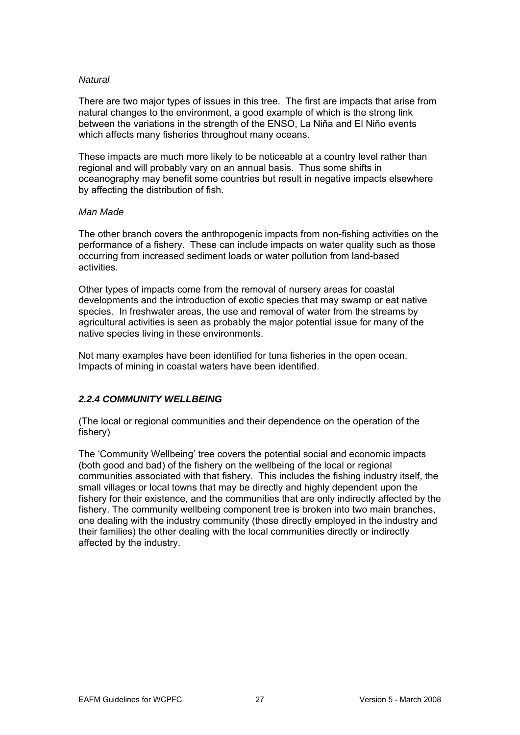*Natural*

There are two major types of issues in this tree. The first are impacts that arise from natural changes to the environment, a good example of which is the strong link between the variations in the strength of the ENSO, La Niňa and El Niňo events which affects many fisheries throughout many oceans.

These impacts are much more likely to be noticeable at a country level rather than regional and will probably vary on an annual basis. Thus some shifts in oceanography may benefit some countries but result in negative impacts elsewhere by affecting the distribution of fish.

*Man Made*

The other branch covers the anthropogenic impacts from non-fishing activities on the performance of a fishery. These can include impacts on water quality such as those occurring from increased sediment loads or water pollution from land-based activities.

Other types of impacts come from the removal of nursery areas for coastal developments and the introduction of exotic species that may swamp or eat native species. In freshwater areas, the use and removal of water from the streams by agricultural activities is seen as probably the major potential issue for many of the native species living in these environments.

Not many examples have been identified for tuna fisheries in the open ocean. Impacts of mining in coastal waters have been identified.

### *2.2.4 COMMUNITY WELLBEING*

(The local or regional communities and their dependence on the operation of the fishery)

The 'Community Wellbeing' tree covers the potential social and economic impacts (both good and bad) of the fishery on the wellbeing of the local or regional communities associated with that fishery. This includes the fishing industry itself, the small villages or local towns that may be directly and highly dependent upon the fishery for their existence, and the communities that are only indirectly affected by the fishery. The community wellbeing component tree is broken into two main branches, one dealing with the industry community (those directly employed in the industry and their families) the other dealing with the local communities directly or indirectly affected by the industry.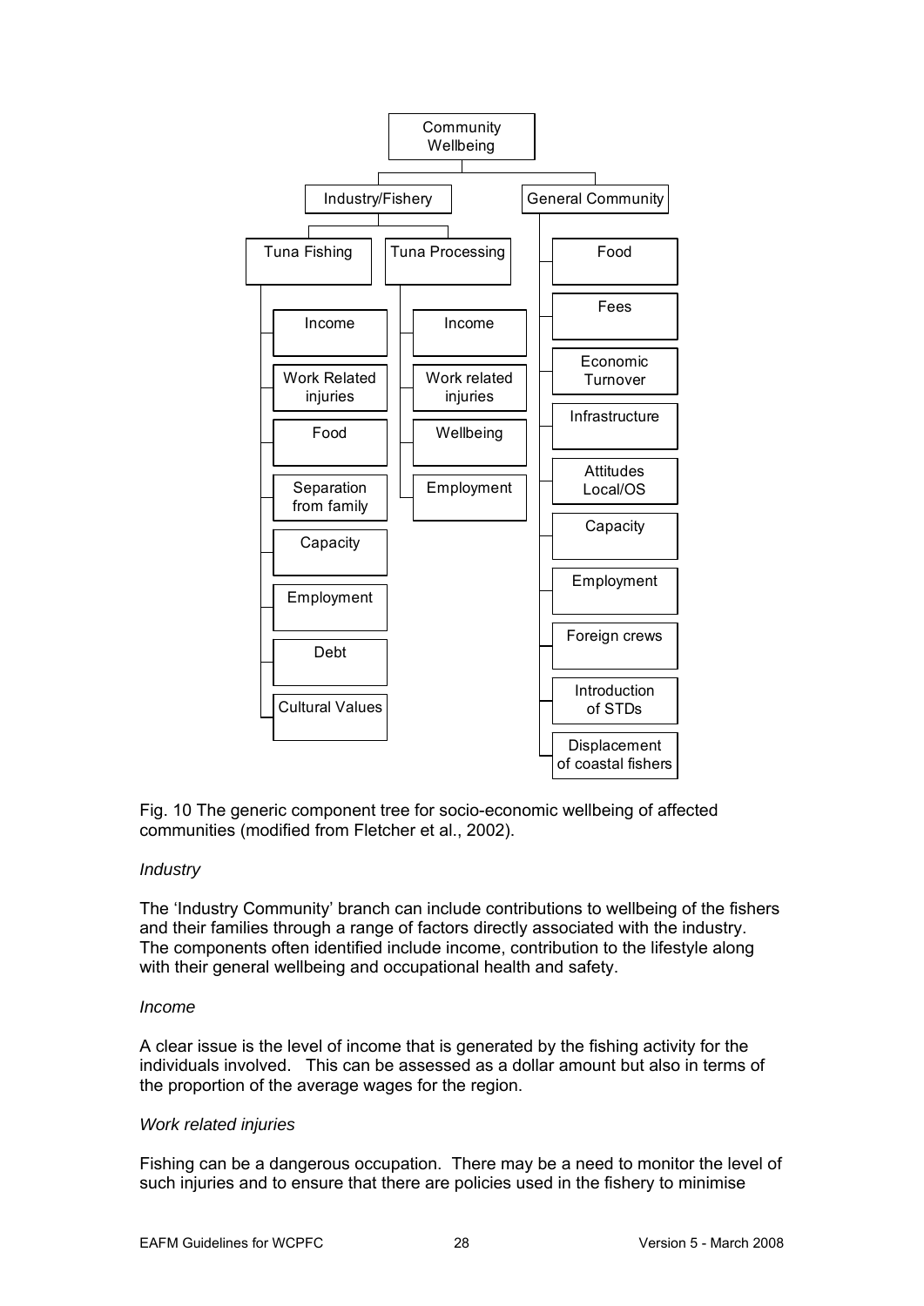- Community Wellbeing
  - Industry/Fishery
    - Tuna Fishing
      - Income
      - Work Related injuries
      - Food
      - Separation from family
      - Capacity
      - Employment
      - Debt
      - Cultural Values
    - Tuna Processing
      - Income
      - Work related injuries
      - Wellbeing
      - Employment
  - General Community
    - Food
    - Fees
    - Economic Turnover
    - Infrastructure
    - Attitudes Local/OS
    - Capacity
    - Employment
    - Foreign crews
    - Introduction of STDs
    - Displacement of coastal fishers

Fig. 10 The generic component tree for socio-economic wellbeing of affected communities (modified from Fletcher et al., 2002).

*Industry*

The 'Industry Community' branch can include contributions to wellbeing of the fishers and their families through a range of factors directly associated with the industry. The components often identified include income, contribution to the lifestyle along with their general wellbeing and occupational health and safety.

*Income*

A clear issue is the level of income that is generated by the fishing activity for the individuals involved. This can be assessed as a dollar amount but also in terms of the proportion of the average wages for the region.

*Work related injuries*

Fishing can be a dangerous occupation. There may be a need to monitor the level of such injuries and to ensure that there are policies used in the fishery to minimise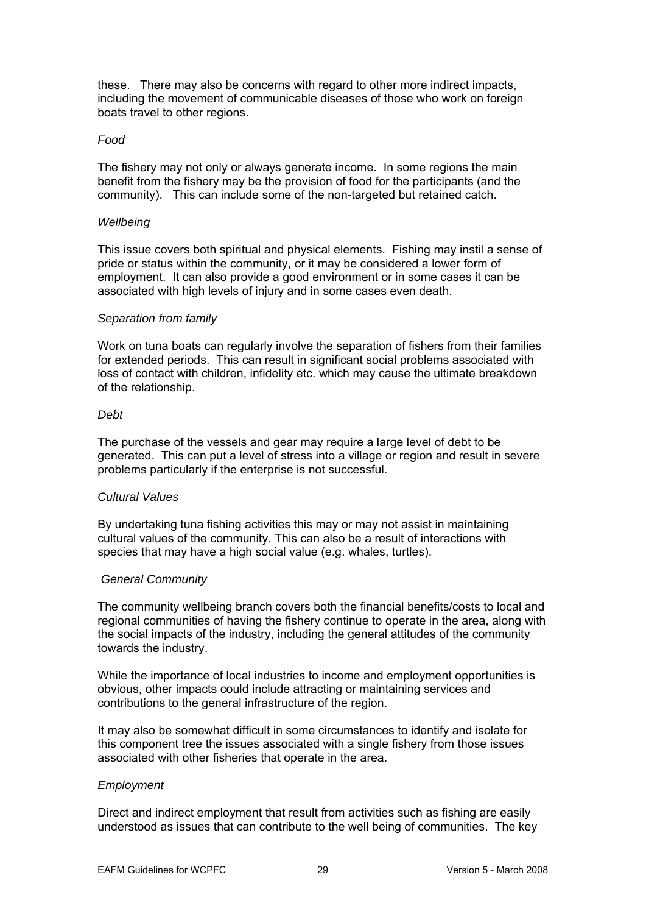these. There may also be concerns with regard to other more indirect impacts, including the movement of communicable diseases of those who work on foreign boats travel to other regions.

*Food*

The fishery may not only or always generate income. In some regions the main benefit from the fishery may be the provision of food for the participants (and the community). This can include some of the non-targeted but retained catch.

*Wellbeing*

This issue covers both spiritual and physical elements. Fishing may instil a sense of pride or status within the community, or it may be considered a lower form of employment. It can also provide a good environment or in some cases it can be associated with high levels of injury and in some cases even death.

*Separation from family*

Work on tuna boats can regularly involve the separation of fishers from their families for extended periods. This can result in significant social problems associated with loss of contact with children, infidelity etc. which may cause the ultimate breakdown of the relationship.

*Debt*

The purchase of the vessels and gear may require a large level of debt to be generated. This can put a level of stress into a village or region and result in severe problems particularly if the enterprise is not successful.

*Cultural Values*

By undertaking tuna fishing activities this may or may not assist in maintaining cultural values of the community. This can also be a result of interactions with species that may have a high social value (e.g. whales, turtles).

*General Community*

The community wellbeing branch covers both the financial benefits/costs to local and regional communities of having the fishery continue to operate in the area, along with the social impacts of the industry, including the general attitudes of the community towards the industry.

While the importance of local industries to income and employment opportunities is obvious, other impacts could include attracting or maintaining services and contributions to the general infrastructure of the region.

It may also be somewhat difficult in some circumstances to identify and isolate for this component tree the issues associated with a single fishery from those issues associated with other fisheries that operate in the area.

*Employment*

Direct and indirect employment that result from activities such as fishing are easily understood as issues that can contribute to the well being of communities. The key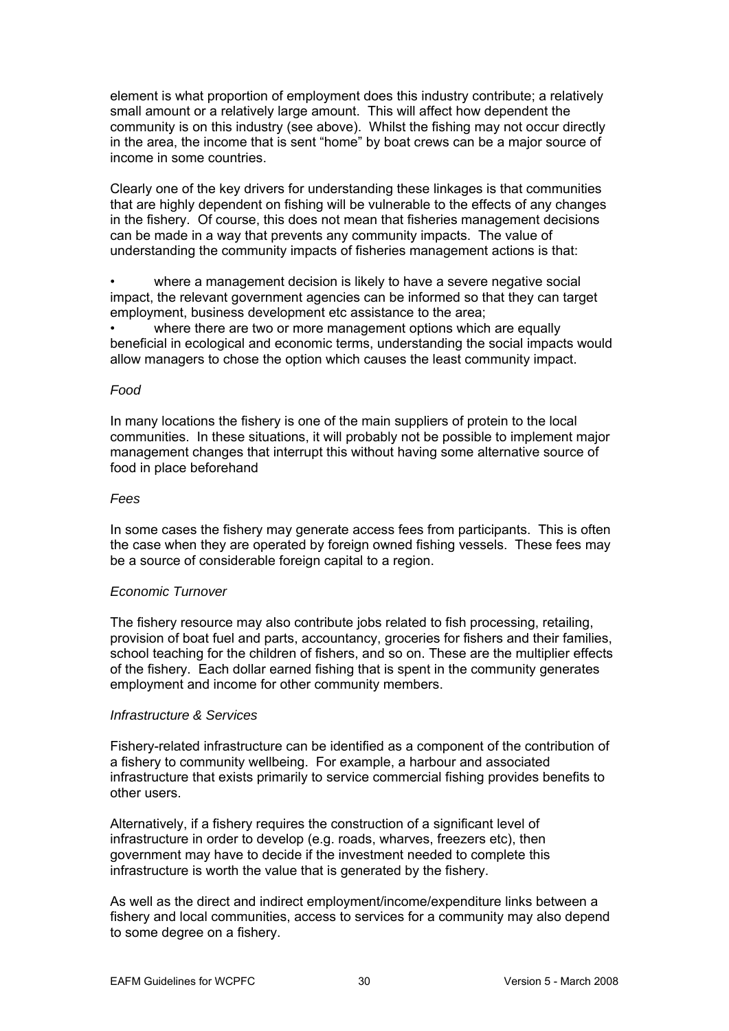element is what proportion of employment does this industry contribute; a relatively small amount or a relatively large amount. This will affect how dependent the community is on this industry (see above). Whilst the fishing may not occur directly in the area, the income that is sent "home" by boat crews can be a major source of income in some countries.

Clearly one of the key drivers for understanding these linkages is that communities that are highly dependent on fishing will be vulnerable to the effects of any changes in the fishery. Of course, this does not mean that fisheries management decisions can be made in a way that prevents any community impacts. The value of understanding the community impacts of fisheries management actions is that:

- where a management decision is likely to have a severe negative social impact, the relevant government agencies can be informed so that they can target employment, business development etc assistance to the area;
- where there are two or more management options which are equally beneficial in ecological and economic terms, understanding the social impacts would allow managers to chose the option which causes the least community impact.

*Food*

In many locations the fishery is one of the main suppliers of protein to the local communities. In these situations, it will probably not be possible to implement major management changes that interrupt this without having some alternative source of food in place beforehand

*Fees*

In some cases the fishery may generate access fees from participants. This is often the case when they are operated by foreign owned fishing vessels. These fees may be a source of considerable foreign capital to a region.

*Economic Turnover*

The fishery resource may also contribute jobs related to fish processing, retailing, provision of boat fuel and parts, accountancy, groceries for fishers and their families, school teaching for the children of fishers, and so on. These are the multiplier effects of the fishery. Each dollar earned fishing that is spent in the community generates employment and income for other community members.

*Infrastructure & Services*

Fishery-related infrastructure can be identified as a component of the contribution of a fishery to community wellbeing. For example, a harbour and associated infrastructure that exists primarily to service commercial fishing provides benefits to other users.

Alternatively, if a fishery requires the construction of a significant level of infrastructure in order to develop (e.g. roads, wharves, freezers etc), then government may have to decide if the investment needed to complete this infrastructure is worth the value that is generated by the fishery.

As well as the direct and indirect employment/income/expenditure links between a fishery and local communities, access to services for a community may also depend to some degree on a fishery.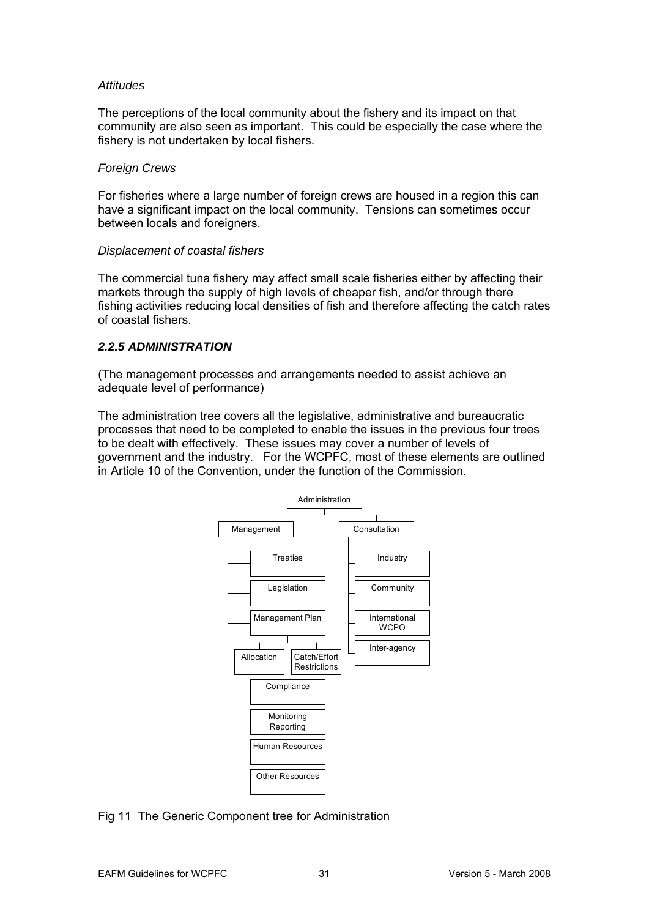*Attitudes*

The perceptions of the local community about the fishery and its impact on that community are also seen as important. This could be especially the case where the fishery is not undertaken by local fishers.

*Foreign Crews*

For fisheries where a large number of foreign crews are housed in a region this can have a significant impact on the local community. Tensions can sometimes occur between locals and foreigners.

*Displacement of coastal fishers*

The commercial tuna fishery may affect small scale fisheries either by affecting their markets through the supply of high levels of cheaper fish, and/or through there fishing activities reducing local densities of fish and therefore affecting the catch rates of coastal fishers.

### *2.2.5 ADMINISTRATION*

(The management processes and arrangements needed to assist achieve an adequate level of performance)

The administration tree covers all the legislative, administrative and bureaucratic processes that need to be completed to enable the issues in the previous four trees to be dealt with effectively. These issues may cover a number of levels of government and the industry. For the WCPFC, most of these elements are outlined in Article 10 of the Convention, under the function of the Commission.

- Administration
  - Management
    - Treaties
    - Legislation
    - Management Plan
      - Allocation
      - Catch/Effort Restrictions
    - Compliance
    - Monitoring Reporting
    - Human Resources
    - Other Resources
  - Consultation
    - Industry
    - Community
    - International WCPO
    - Inter-agency

Fig 11 The Generic Component tree for Administration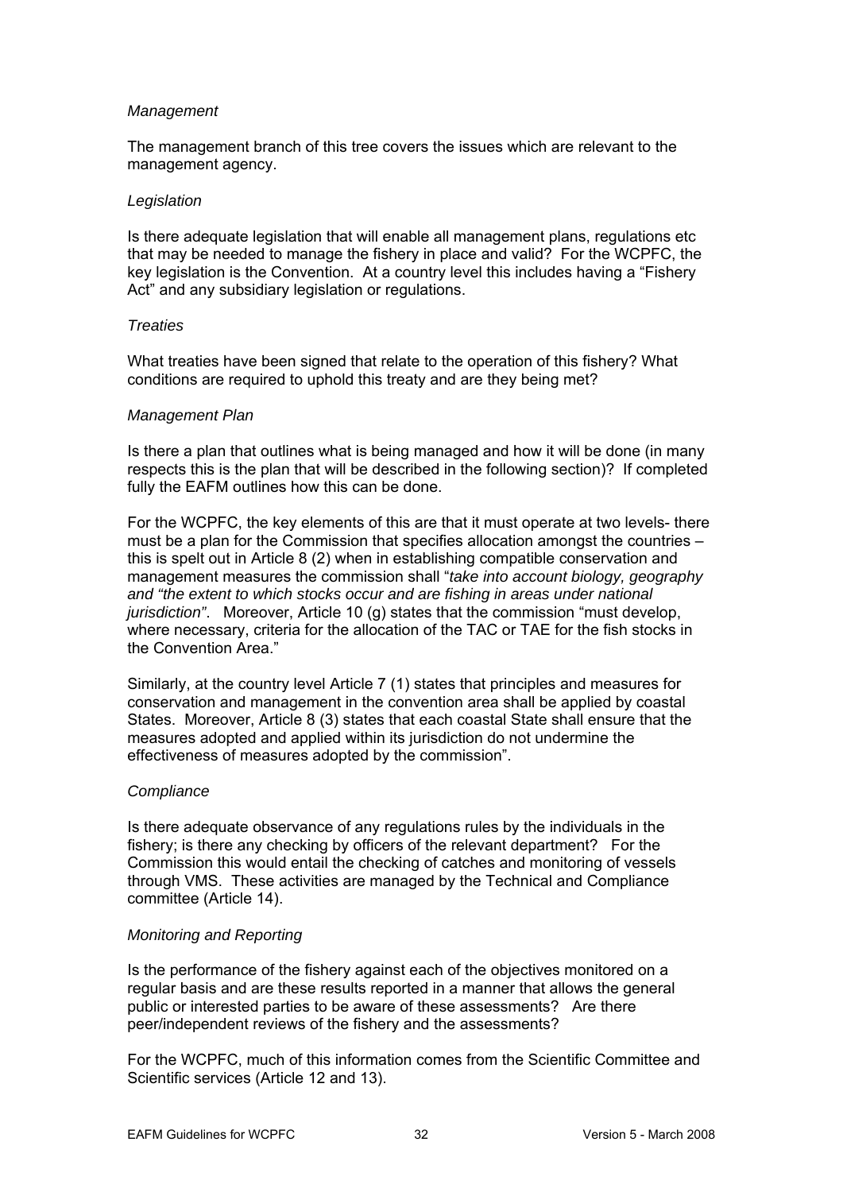*Management*

The management branch of this tree covers the issues which are relevant to the management agency.

*Legislation*

Is there adequate legislation that will enable all management plans, regulations etc that may be needed to manage the fishery in place and valid? For the WCPFC, the key legislation is the Convention. At a country level this includes having a "Fishery Act" and any subsidiary legislation or regulations.

*Treaties*

What treaties have been signed that relate to the operation of this fishery? What conditions are required to uphold this treaty and are they being met?

*Management Plan*

Is there a plan that outlines what is being managed and how it will be done (in many respects this is the plan that will be described in the following section)? If completed fully the EAFM outlines how this can be done.

For the WCPFC, the key elements of this are that it must operate at two levels- there must be a plan for the Commission that specifies allocation amongst the countries – this is spelt out in Article 8 (2) when in establishing compatible conservation and management measures the commission shall "*take into account biology, geography and "the extent to which stocks occur and are fishing in areas under national jurisdiction"*. Moreover, Article 10 (g) states that the commission "must develop, where necessary, criteria for the allocation of the TAC or TAE for the fish stocks in the Convention Area."

Similarly, at the country level Article 7 (1) states that principles and measures for conservation and management in the convention area shall be applied by coastal States. Moreover, Article 8 (3) states that each coastal State shall ensure that the measures adopted and applied within its jurisdiction do not undermine the effectiveness of measures adopted by the commission".

*Compliance*

Is there adequate observance of any regulations rules by the individuals in the fishery; is there any checking by officers of the relevant department? For the Commission this would entail the checking of catches and monitoring of vessels through VMS. These activities are managed by the Technical and Compliance committee (Article 14).

*Monitoring and Reporting*

Is the performance of the fishery against each of the objectives monitored on a regular basis and are these results reported in a manner that allows the general public or interested parties to be aware of these assessments? Are there peer/independent reviews of the fishery and the assessments?

For the WCPFC, much of this information comes from the Scientific Committee and Scientific services (Article 12 and 13).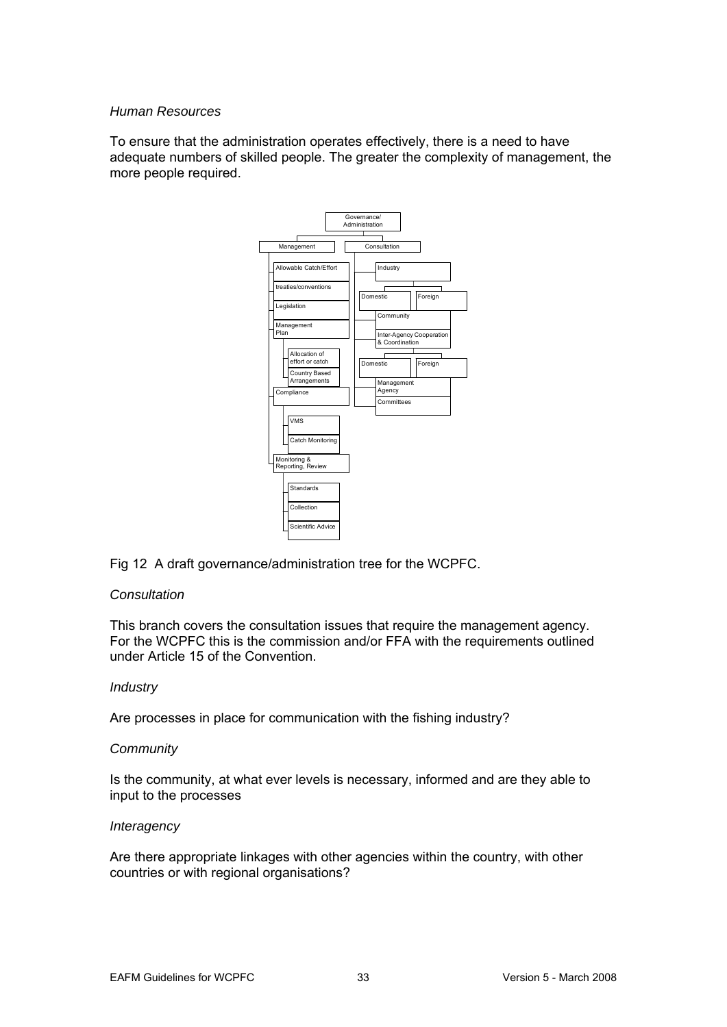*Human Resources*

To ensure that the administration operates effectively, there is a need to have adequate numbers of skilled people. The greater the complexity of management, the more people required.

Fig 12 A draft governance/administration tree for the WCPFC.

*Consultation*

This branch covers the consultation issues that require the management agency. For the WCPFC this is the commission and/or FFA with the requirements outlined under Article 15 of the Convention.

*Industry*

Are processes in place for communication with the fishing industry?

*Community*

Is the community, at what ever levels is necessary, informed and are they able to input to the processes

*Interagency*

Are there appropriate linkages with other agencies within the country, with other countries or with regional organisations?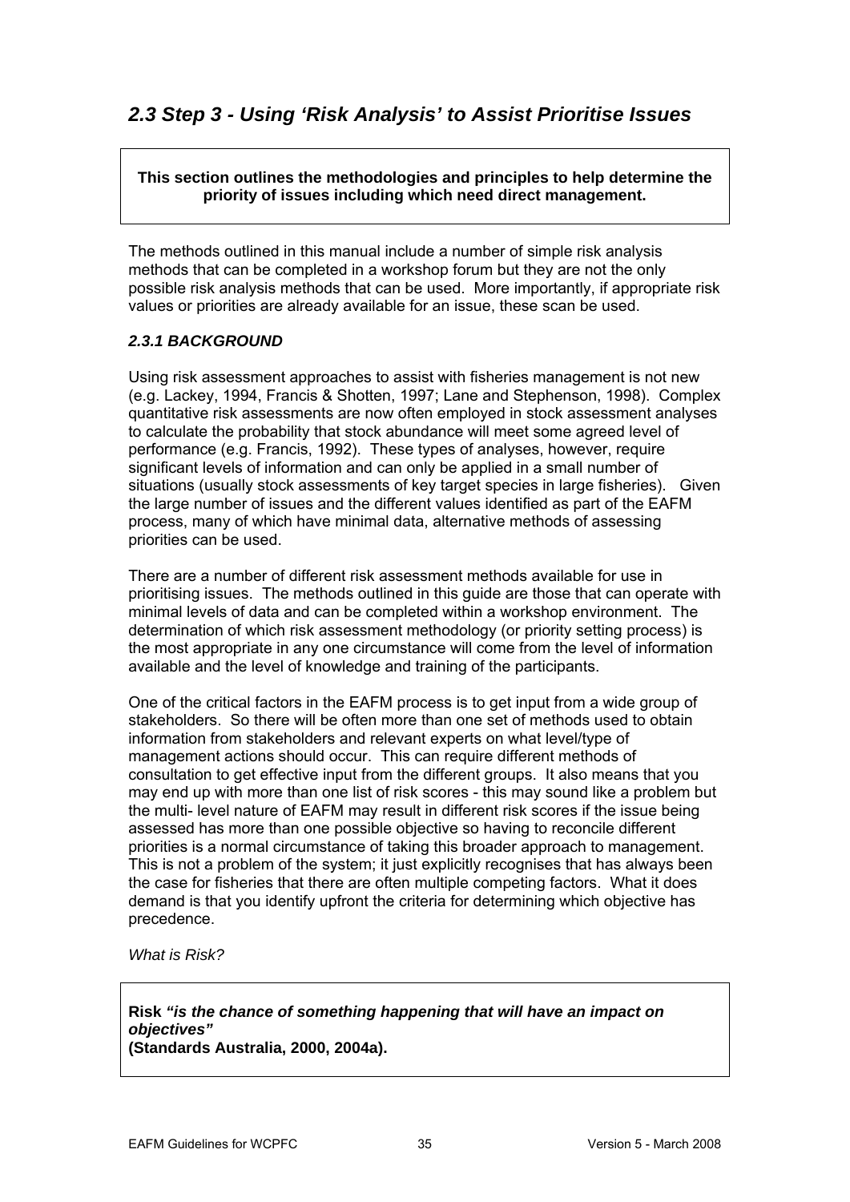## *2.3 Step 3 - Using 'Risk Analysis' to Assist Prioritise Issues*

**This section outlines the methodologies and principles to help determine the priority of issues including which need direct management.**

The methods outlined in this manual include a number of simple risk analysis methods that can be completed in a workshop forum but they are not the only possible risk analysis methods that can be used. More importantly, if appropriate risk values or priorities are already available for an issue, these scan be used.

### *2.3.1 BACKGROUND*

Using risk assessment approaches to assist with fisheries management is not new (e.g. Lackey, 1994, Francis & Shotten, 1997; Lane and Stephenson, 1998). Complex quantitative risk assessments are now often employed in stock assessment analyses to calculate the probability that stock abundance will meet some agreed level of performance (e.g. Francis, 1992). These types of analyses, however, require significant levels of information and can only be applied in a small number of situations (usually stock assessments of key target species in large fisheries). Given the large number of issues and the different values identified as part of the EAFM process, many of which have minimal data, alternative methods of assessing priorities can be used.

There are a number of different risk assessment methods available for use in prioritising issues. The methods outlined in this guide are those that can operate with minimal levels of data and can be completed within a workshop environment. The determination of which risk assessment methodology (or priority setting process) is the most appropriate in any one circumstance will come from the level of information available and the level of knowledge and training of the participants.

One of the critical factors in the EAFM process is to get input from a wide group of stakeholders. So there will be often more than one set of methods used to obtain information from stakeholders and relevant experts on what level/type of management actions should occur. This can require different methods of consultation to get effective input from the different groups. It also means that you may end up with more than one list of risk scores - this may sound like a problem but the multi- level nature of EAFM may result in different risk scores if the issue being assessed has more than one possible objective so having to reconcile different priorities is a normal circumstance of taking this broader approach to management. This is not a problem of the system; it just explicitly recognises that has always been the case for fisheries that there are often multiple competing factors. What it does demand is that you identify upfront the criteria for determining which objective has precedence.

*What is Risk?*

**Risk *"is the chance of something happening that will have an impact on objectives"***
**(Standards Australia, 2000, 2004a).**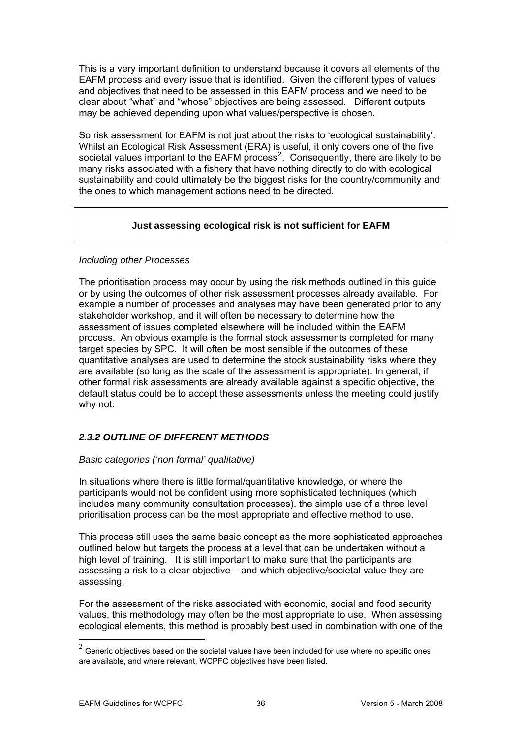This is a very important definition to understand because it covers all elements of the EAFM process and every issue that is identified. Given the different types of values and objectives that need to be assessed in this EAFM process and we need to be clear about "what" and "whose" objectives are being assessed. Different outputs may be achieved depending upon what values/perspective is chosen.

So risk assessment for EAFM is not just about the risks to 'ecological sustainability'. Whilst an Ecological Risk Assessment (ERA) is useful, it only covers one of the five societal values important to the EAFM process[2]. Consequently, there are likely to be many risks associated with a fishery that have nothing directly to do with ecological sustainability and could ultimately be the biggest risks for the country/community and the ones to which management actions need to be directed.

**Just assessing ecological risk is not sufficient for EAFM**

*Including other Processes*

The prioritisation process may occur by using the risk methods outlined in this guide or by using the outcomes of other risk assessment processes already available. For example a number of processes and analyses may have been generated prior to any stakeholder workshop, and it will often be necessary to determine how the assessment of issues completed elsewhere will be included within the EAFM process. An obvious example is the formal stock assessments completed for many target species by SPC. It will often be most sensible if the outcomes of these quantitative analyses are used to determine the stock sustainability risks where they are available (so long as the scale of the assessment is appropriate). In general, if other formal risk assessments are already available against a specific objective, the default status could be to accept these assessments unless the meeting could justify why not.

### *2.3.2 OUTLINE OF DIFFERENT METHODS*

*Basic categories ('non formal' qualitative)*

In situations where there is little formal/quantitative knowledge, or where the participants would not be confident using more sophisticated techniques (which includes many community consultation processes), the simple use of a three level prioritisation process can be the most appropriate and effective method to use.

This process still uses the same basic concept as the more sophisticated approaches outlined below but targets the process at a level that can be undertaken without a high level of training. It is still important to make sure that the participants are assessing a risk to a clear objective – and which objective/societal value they are assessing.

For the assessment of the risks associated with economic, social and food security values, this methodology may often be the most appropriate to use. When assessing ecological elements, this method is probably best used in combination with one of the

[2] Generic objectives based on the societal values have been included for use where no specific ones are available, and where relevant, WCPFC objectives have been listed.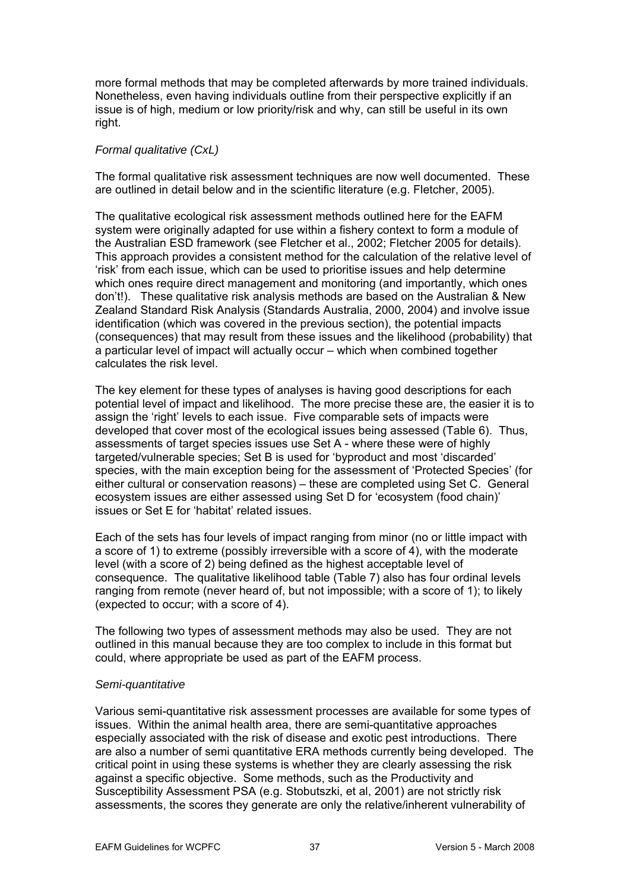more formal methods that may be completed afterwards by more trained individuals. Nonetheless, even having individuals outline from their perspective explicitly if an issue is of high, medium or low priority/risk and why, can still be useful in its own right.

*Formal qualitative (CxL)*

The formal qualitative risk assessment techniques are now well documented. These are outlined in detail below and in the scientific literature (e.g. Fletcher, 2005).

The qualitative ecological risk assessment methods outlined here for the EAFM system were originally adapted for use within a fishery context to form a module of the Australian ESD framework (see Fletcher et al., 2002; Fletcher 2005 for details). This approach provides a consistent method for the calculation of the relative level of 'risk' from each issue, which can be used to prioritise issues and help determine which ones require direct management and monitoring (and importantly, which ones don't!). These qualitative risk analysis methods are based on the Australian & New Zealand Standard Risk Analysis (Standards Australia, 2000, 2004) and involve issue identification (which was covered in the previous section), the potential impacts (consequences) that may result from these issues and the likelihood (probability) that a particular level of impact will actually occur – which when combined together calculates the risk level.

The key element for these types of analyses is having good descriptions for each potential level of impact and likelihood. The more precise these are, the easier it is to assign the 'right' levels to each issue. Five comparable sets of impacts were developed that cover most of the ecological issues being assessed (Table 6). Thus, assessments of target species issues use Set A - where these were of highly targeted/vulnerable species; Set B is used for 'byproduct and most 'discarded' species, with the main exception being for the assessment of 'Protected Species' (for either cultural or conservation reasons) – these are completed using Set C. General ecosystem issues are either assessed using Set D for 'ecosystem (food chain)' issues or Set E for 'habitat' related issues.

Each of the sets has four levels of impact ranging from minor (no or little impact with a score of 1) to extreme (possibly irreversible with a score of 4), with the moderate level (with a score of 2) being defined as the highest acceptable level of consequence. The qualitative likelihood table (Table 7) also has four ordinal levels ranging from remote (never heard of, but not impossible; with a score of 1); to likely (expected to occur; with a score of 4).

The following two types of assessment methods may also be used. They are not outlined in this manual because they are too complex to include in this format but could, where appropriate be used as part of the EAFM process.

*Semi-quantitative*

Various semi-quantitative risk assessment processes are available for some types of issues. Within the animal health area, there are semi-quantitative approaches especially associated with the risk of disease and exotic pest introductions. There are also a number of semi quantitative ERA methods currently being developed. The critical point in using these systems is whether they are clearly assessing the risk against a specific objective. Some methods, such as the Productivity and Susceptibility Assessment PSA (e.g. Stobutszki, et al, 2001) are not strictly risk assessments, the scores they generate are only the relative/inherent vulnerability of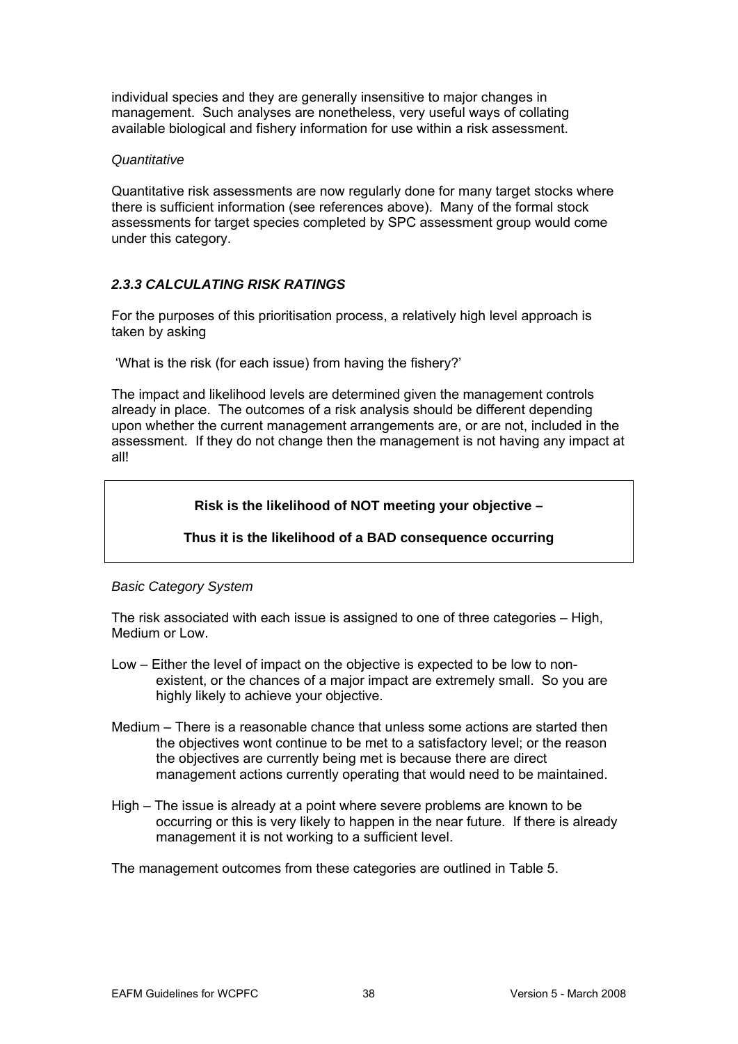individual species and they are generally insensitive to major changes in management. Such analyses are nonetheless, very useful ways of collating available biological and fishery information for use within a risk assessment.

*Quantitative*

Quantitative risk assessments are now regularly done for many target stocks where there is sufficient information (see references above). Many of the formal stock assessments for target species completed by SPC assessment group would come under this category.

### *2.3.3 CALCULATING RISK RATINGS*

For the purposes of this prioritisation process, a relatively high level approach is taken by asking

'What is the risk (for each issue) from having the fishery?'

The impact and likelihood levels are determined given the management controls already in place. The outcomes of a risk analysis should be different depending upon whether the current management arrangements are, or are not, included in the assessment. If they do not change then the management is not having any impact at all!

> **Risk is the likelihood of NOT meeting your objective –**
>
> **Thus it is the likelihood of a BAD consequence occurring**

*Basic Category System*

The risk associated with each issue is assigned to one of three categories – High, Medium or Low.

Low – Either the level of impact on the objective is expected to be low to non-existent, or the chances of a major impact are extremely small. So you are highly likely to achieve your objective.

Medium – There is a reasonable chance that unless some actions are started then the objectives wont continue to be met to a satisfactory level; or the reason the objectives are currently being met is because there are direct management actions currently operating that would need to be maintained.

High – The issue is already at a point where severe problems are known to be occurring or this is very likely to happen in the near future. If there is already management it is not working to a sufficient level.

The management outcomes from these categories are outlined in Table 5.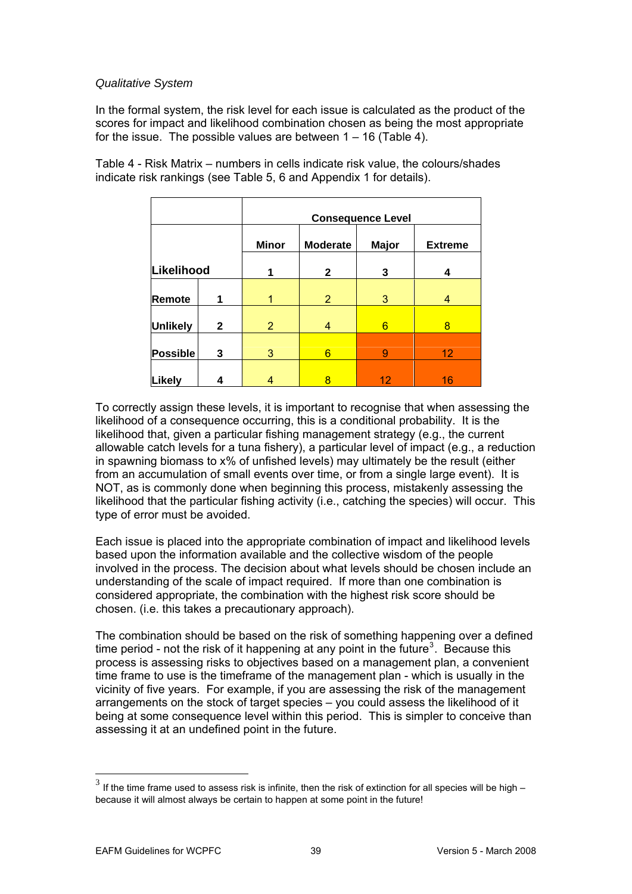*Qualitative System*

In the formal system, the risk level for each issue is calculated as the product of the scores for impact and likelihood combination chosen as being the most appropriate for the issue. The possible values are between 1 – 16 (Table 4).

Table 4 - Risk Matrix – numbers in cells indicate risk value, the colours/shades indicate risk rankings (see Table 5, 6 and Appendix 1 for details).

| | | Consequence Level | | | |
|---|---|---|---|---|---|
| | | Minor | Moderate | Major | Extreme |
| Likelihood | | 1 | 2 | 3 | 4 |
| Remote | 1 | 1 | 2 | 3 | 4 |
| Unlikely | 2 | 2 | 4 | 6 | 8 |
| Possible | 3 | 3 | 6 | 9 | 12 |
| Likely | 4 | 4 | 8 | 12 | 16 |

To correctly assign these levels, it is important to recognise that when assessing the likelihood of a consequence occurring, this is a conditional probability. It is the likelihood that, given a particular fishing management strategy (e.g., the current allowable catch levels for a tuna fishery), a particular level of impact (e.g., a reduction in spawning biomass to x% of unfished levels) may ultimately be the result (either from an accumulation of small events over time, or from a single large event). It is NOT, as is commonly done when beginning this process, mistakenly assessing the likelihood that the particular fishing activity (i.e., catching the species) will occur. This type of error must be avoided.

Each issue is placed into the appropriate combination of impact and likelihood levels based upon the information available and the collective wisdom of the people involved in the process. The decision about what levels should be chosen include an understanding of the scale of impact required. If more than one combination is considered appropriate, the combination with the highest risk score should be chosen. (i.e. this takes a precautionary approach).

The combination should be based on the risk of something happening over a defined time period - not the risk of it happening at any point in the future[3]. Because this process is assessing risks to objectives based on a management plan, a convenient time frame to use is the timeframe of the management plan - which is usually in the vicinity of five years. For example, if you are assessing the risk of the management arrangements on the stock of target species – you could assess the likelihood of it being at some consequence level within this period. This is simpler to conceive than assessing it at an undefined point in the future.

[3] If the time frame used to assess risk is infinite, then the risk of extinction for all species will be high – because it will almost always be certain to happen at some point in the future!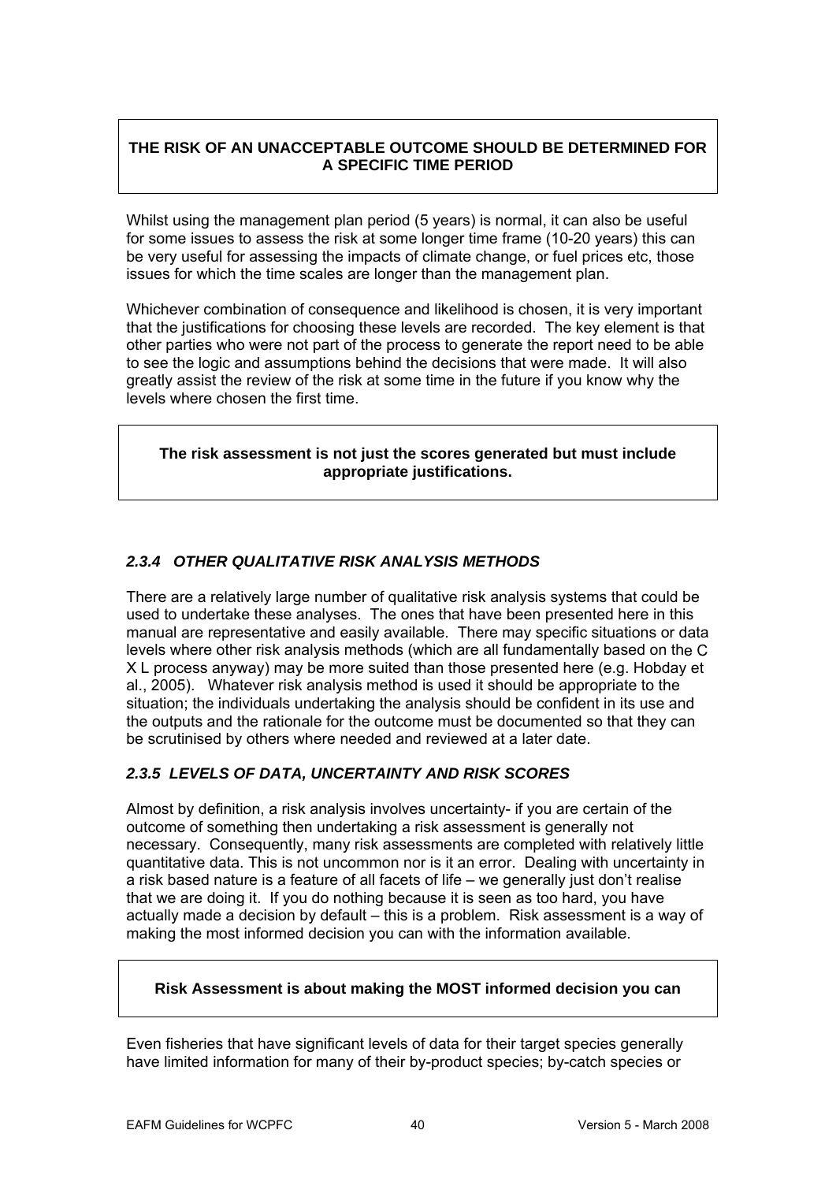**THE RISK OF AN UNACCEPTABLE OUTCOME SHOULD BE DETERMINED FOR A SPECIFIC TIME PERIOD**

Whilst using the management plan period (5 years) is normal, it can also be useful for some issues to assess the risk at some longer time frame (10-20 years) this can be very useful for assessing the impacts of climate change, or fuel prices etc, those issues for which the time scales are longer than the management plan.

Whichever combination of consequence and likelihood is chosen, it is very important that the justifications for choosing these levels are recorded. The key element is that other parties who were not part of the process to generate the report need to be able to see the logic and assumptions behind the decisions that were made. It will also greatly assist the review of the risk at some time in the future if you know why the levels where chosen the first time.

**The risk assessment is not just the scores generated but must include appropriate justifications.**

### *2.3.4 OTHER QUALITATIVE RISK ANALYSIS METHODS*

There are a relatively large number of qualitative risk analysis systems that could be used to undertake these analyses. The ones that have been presented here in this manual are representative and easily available. There may specific situations or data levels where other risk analysis methods (which are all fundamentally based on the C X L process anyway) may be more suited than those presented here (e.g. Hobday et al., 2005). Whatever risk analysis method is used it should be appropriate to the situation; the individuals undertaking the analysis should be confident in its use and the outputs and the rationale for the outcome must be documented so that they can be scrutinised by others where needed and reviewed at a later date.

### *2.3.5 LEVELS OF DATA, UNCERTAINTY AND RISK SCORES*

Almost by definition, a risk analysis involves uncertainty- if you are certain of the outcome of something then undertaking a risk assessment is generally not necessary. Consequently, many risk assessments are completed with relatively little quantitative data. This is not uncommon nor is it an error. Dealing with uncertainty in a risk based nature is a feature of all facets of life – we generally just don't realise that we are doing it. If you do nothing because it is seen as too hard, you have actually made a decision by default – this is a problem. Risk assessment is a way of making the most informed decision you can with the information available.

**Risk Assessment is about making the MOST informed decision you can**

Even fisheries that have significant levels of data for their target species generally have limited information for many of their by-product species; by-catch species or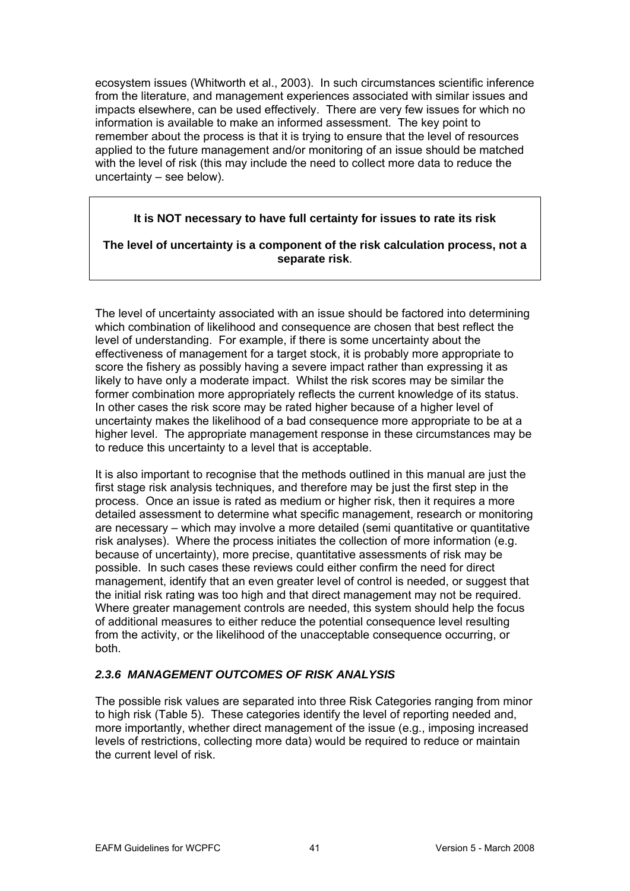ecosystem issues (Whitworth et al., 2003). In such circumstances scientific inference from the literature, and management experiences associated with similar issues and impacts elsewhere, can be used effectively. There are very few issues for which no information is available to make an informed assessment. The key point to remember about the process is that it is trying to ensure that the level of resources applied to the future management and/or monitoring of an issue should be matched with the level of risk (this may include the need to collect more data to reduce the uncertainty – see below).

> **It is NOT necessary to have full certainty for issues to rate its risk**
>
> **The level of uncertainty is a component of the risk calculation process, not a separate risk**.

The level of uncertainty associated with an issue should be factored into determining which combination of likelihood and consequence are chosen that best reflect the level of understanding. For example, if there is some uncertainty about the effectiveness of management for a target stock, it is probably more appropriate to score the fishery as possibly having a severe impact rather than expressing it as likely to have only a moderate impact. Whilst the risk scores may be similar the former combination more appropriately reflects the current knowledge of its status. In other cases the risk score may be rated higher because of a higher level of uncertainty makes the likelihood of a bad consequence more appropriate to be at a higher level. The appropriate management response in these circumstances may be to reduce this uncertainty to a level that is acceptable.

It is also important to recognise that the methods outlined in this manual are just the first stage risk analysis techniques, and therefore may be just the first step in the process. Once an issue is rated as medium or higher risk, then it requires a more detailed assessment to determine what specific management, research or monitoring are necessary – which may involve a more detailed (semi quantitative or quantitative risk analyses). Where the process initiates the collection of more information (e.g. because of uncertainty), more precise, quantitative assessments of risk may be possible. In such cases these reviews could either confirm the need for direct management, identify that an even greater level of control is needed, or suggest that the initial risk rating was too high and that direct management may not be required. Where greater management controls are needed, this system should help the focus of additional measures to either reduce the potential consequence level resulting from the activity, or the likelihood of the unacceptable consequence occurring, or both.

### *2.3.6 MANAGEMENT OUTCOMES OF RISK ANALYSIS*

The possible risk values are separated into three Risk Categories ranging from minor to high risk (Table 5). These categories identify the level of reporting needed and, more importantly, whether direct management of the issue (e.g., imposing increased levels of restrictions, collecting more data) would be required to reduce or maintain the current level of risk.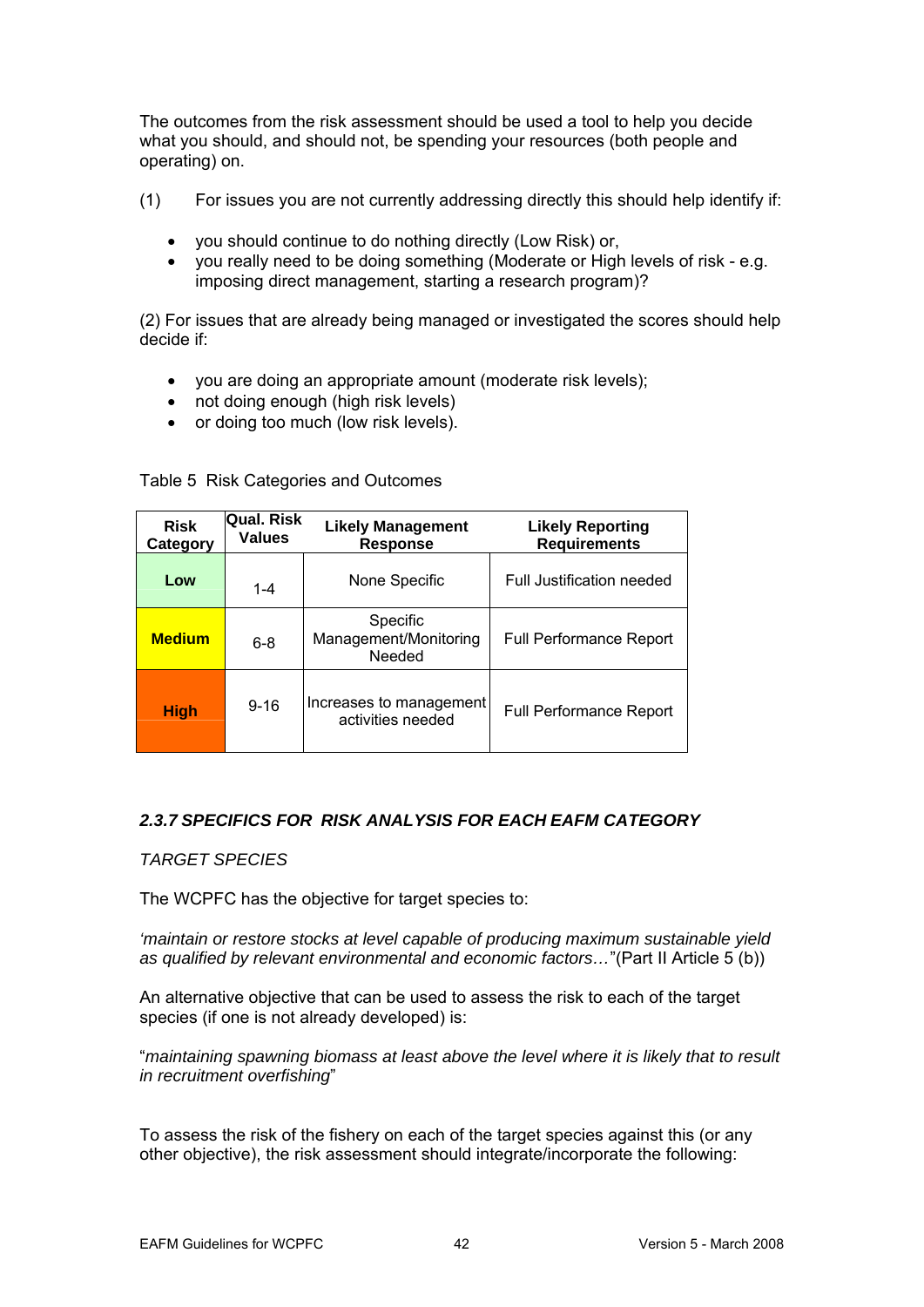The outcomes from the risk assessment should be used a tool to help you decide what you should, and should not, be spending your resources (both people and operating) on.

(1) For issues you are not currently addressing directly this should help identify if:

- you should continue to do nothing directly (Low Risk) or,
- you really need to be doing something (Moderate or High levels of risk - e.g. imposing direct management, starting a research program)?

(2) For issues that are already being managed or investigated the scores should help decide if:

- you are doing an appropriate amount (moderate risk levels);
- not doing enough (high risk levels)
- or doing too much (low risk levels).

Table 5 Risk Categories and Outcomes

| **Risk Category** | **Qual. Risk Values** | **Likely Management Response** | **Likely Reporting Requirements** |
|---|---|---|---|
| **Low** | 1-4 | None Specific | Full Justification needed |
| **Medium** | 6-8 | Specific Management/Monitoring Needed | Full Performance Report |
| **High** | 9-16 | Increases to management activities needed | Full Performance Report |

### *2.3.7 SPECIFICS FOR RISK ANALYSIS FOR EACH EAFM CATEGORY*

*TARGET SPECIES*

The WCPFC has the objective for target species to:

*'maintain or restore stocks at level capable of producing maximum sustainable yield as qualified by relevant environmental and economic factors…*'(Part II Article 5 (b))

An alternative objective that can be used to assess the risk to each of the target species (if one is not already developed) is:

"*maintaining spawning biomass at least above the level where it is likely that to result in recruitment overfishing*"

To assess the risk of the fishery on each of the target species against this (or any other objective), the risk assessment should integrate/incorporate the following: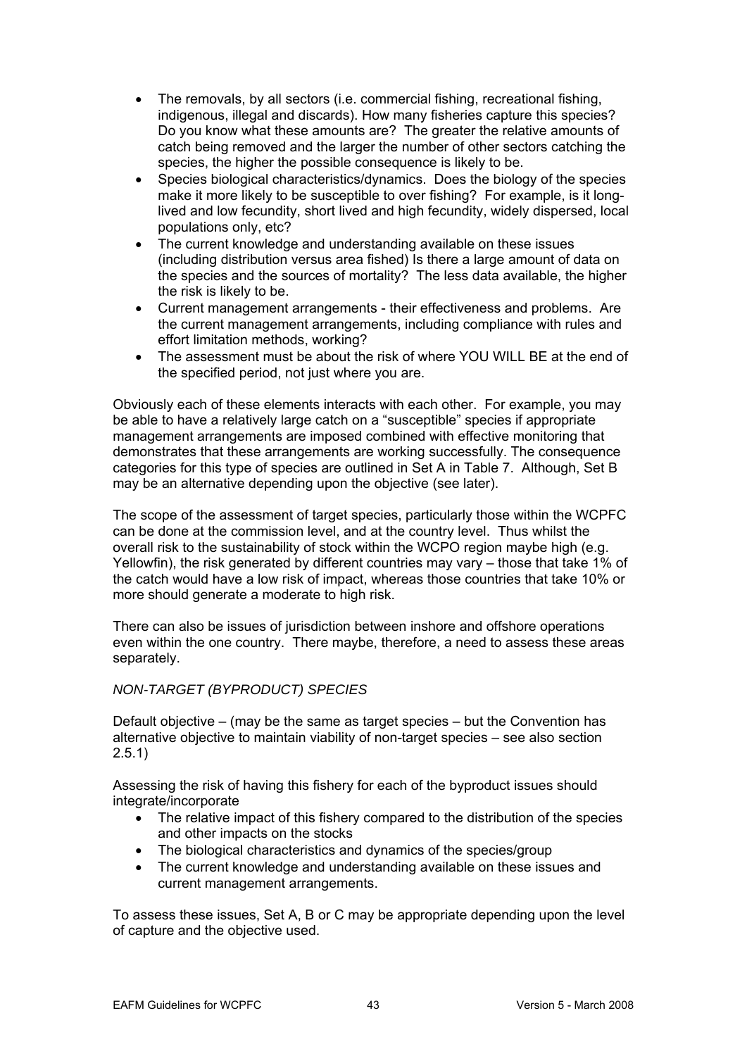- The removals, by all sectors (i.e. commercial fishing, recreational fishing, indigenous, illegal and discards). How many fisheries capture this species? Do you know what these amounts are? The greater the relative amounts of catch being removed and the larger the number of other sectors catching the species, the higher the possible consequence is likely to be.
- Species biological characteristics/dynamics. Does the biology of the species make it more likely to be susceptible to over fishing? For example, is it long-lived and low fecundity, short lived and high fecundity, widely dispersed, local populations only, etc?
- The current knowledge and understanding available on these issues (including distribution versus area fished) Is there a large amount of data on the species and the sources of mortality? The less data available, the higher the risk is likely to be.
- Current management arrangements - their effectiveness and problems. Are the current management arrangements, including compliance with rules and effort limitation methods, working?
- The assessment must be about the risk of where YOU WILL BE at the end of the specified period, not just where you are.

Obviously each of these elements interacts with each other. For example, you may be able to have a relatively large catch on a "susceptible" species if appropriate management arrangements are imposed combined with effective monitoring that demonstrates that these arrangements are working successfully. The consequence categories for this type of species are outlined in Set A in Table 7. Although, Set B may be an alternative depending upon the objective (see later).

The scope of the assessment of target species, particularly those within the WCPFC can be done at the commission level, and at the country level. Thus whilst the overall risk to the sustainability of stock within the WCPO region maybe high (e.g. Yellowfin), the risk generated by different countries may vary – those that take 1% of the catch would have a low risk of impact, whereas those countries that take 10% or more should generate a moderate to high risk.

There can also be issues of jurisdiction between inshore and offshore operations even within the one country. There maybe, therefore, a need to assess these areas separately.

*NON-TARGET (BYPRODUCT) SPECIES*

Default objective – (may be the same as target species – but the Convention has alternative objective to maintain viability of non-target species – see also section 2.5.1)

Assessing the risk of having this fishery for each of the byproduct issues should integrate/incorporate

- The relative impact of this fishery compared to the distribution of the species and other impacts on the stocks
- The biological characteristics and dynamics of the species/group
- The current knowledge and understanding available on these issues and current management arrangements.

To assess these issues, Set A, B or C may be appropriate depending upon the level of capture and the objective used.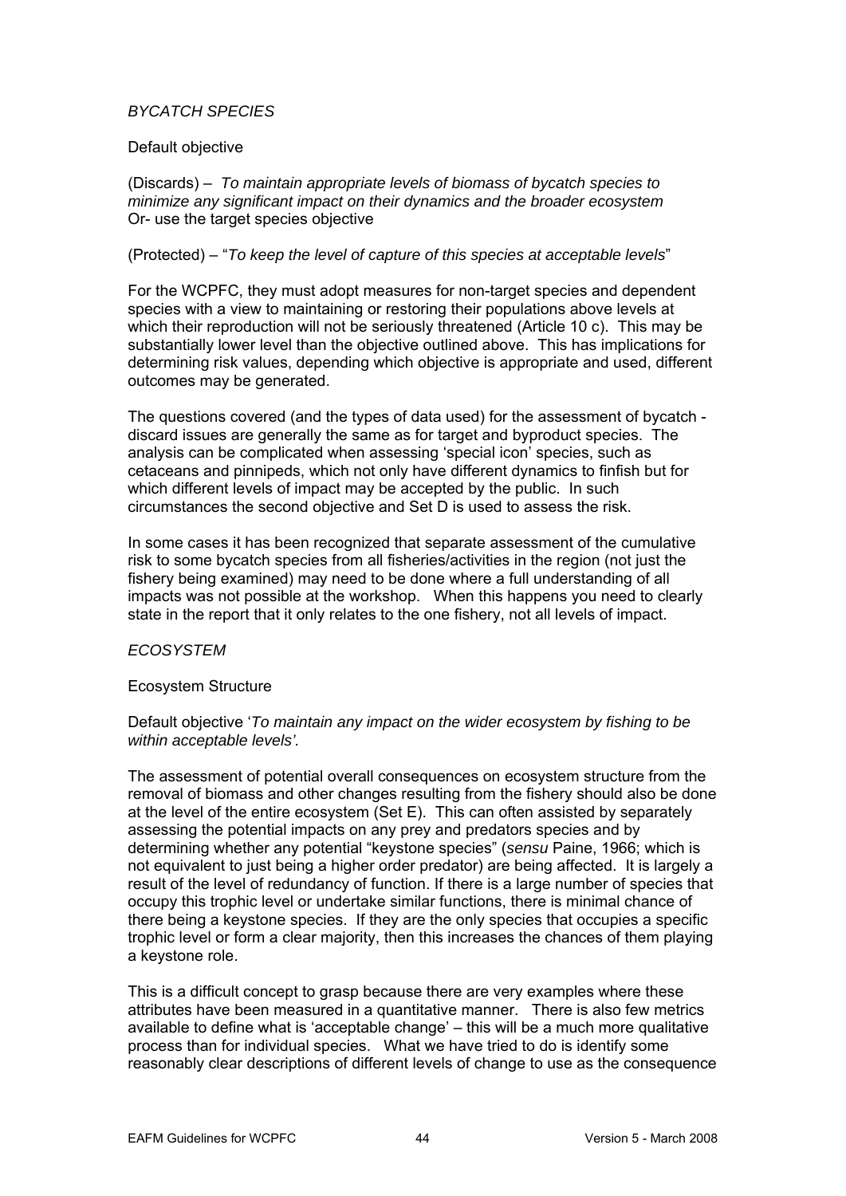*BYCATCH SPECIES*

Default objective

(Discards) – *To maintain appropriate levels of biomass of bycatch species to minimize any significant impact on their dynamics and the broader ecosystem*
Or- use the target species objective

(Protected) – "*To keep the level of capture of this species at acceptable levels*"

For the WCPFC, they must adopt measures for non-target species and dependent species with a view to maintaining or restoring their populations above levels at which their reproduction will not be seriously threatened (Article 10 c). This may be substantially lower level than the objective outlined above. This has implications for determining risk values, depending which objective is appropriate and used, different outcomes may be generated.

The questions covered (and the types of data used) for the assessment of bycatch - discard issues are generally the same as for target and byproduct species. The analysis can be complicated when assessing 'special icon' species, such as cetaceans and pinnipeds, which not only have different dynamics to finfish but for which different levels of impact may be accepted by the public. In such circumstances the second objective and Set D is used to assess the risk.

In some cases it has been recognized that separate assessment of the cumulative risk to some bycatch species from all fisheries/activities in the region (not just the fishery being examined) may need to be done where a full understanding of all impacts was not possible at the workshop. When this happens you need to clearly state in the report that it only relates to the one fishery, not all levels of impact.

*ECOSYSTEM*

Ecosystem Structure

Default objective '*To maintain any impact on the wider ecosystem by fishing to be within acceptable levels'.*

The assessment of potential overall consequences on ecosystem structure from the removal of biomass and other changes resulting from the fishery should also be done at the level of the entire ecosystem (Set E). This can often assisted by separately assessing the potential impacts on any prey and predators species and by determining whether any potential "keystone species" (*sensu* Paine, 1966; which is not equivalent to just being a higher order predator) are being affected. It is largely a result of the level of redundancy of function. If there is a large number of species that occupy this trophic level or undertake similar functions, there is minimal chance of there being a keystone species. If they are the only species that occupies a specific trophic level or form a clear majority, then this increases the chances of them playing a keystone role.

This is a difficult concept to grasp because there are very examples where these attributes have been measured in a quantitative manner. There is also few metrics available to define what is 'acceptable change' – this will be a much more qualitative process than for individual species. What we have tried to do is identify some reasonably clear descriptions of different levels of change to use as the consequence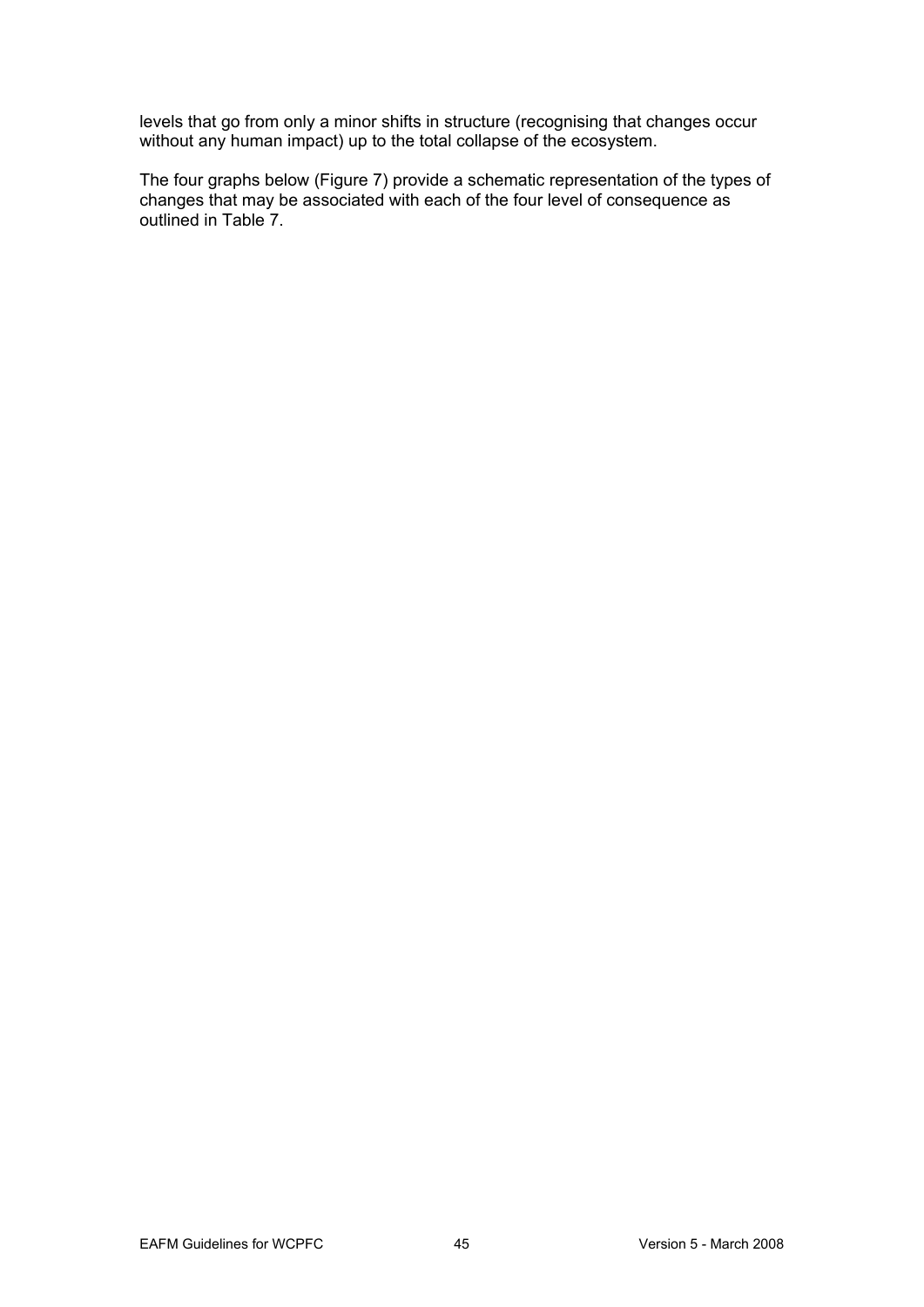levels that go from only a minor shifts in structure (recognising that changes occur without any human impact) up to the total collapse of the ecosystem.

The four graphs below (Figure 7) provide a schematic representation of the types of changes that may be associated with each of the four level of consequence as outlined in Table 7.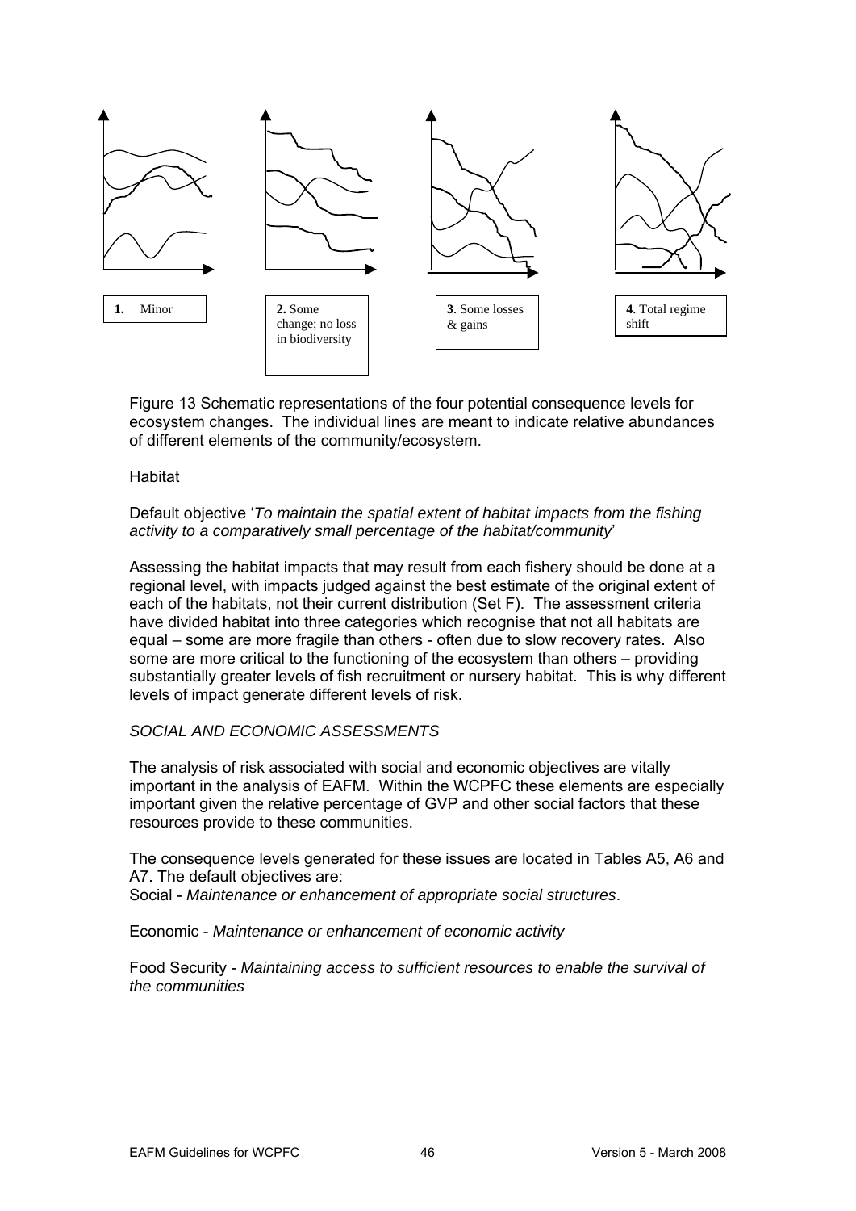**1.** Minor

**2.** Some change; no loss in biodiversity

**3**. Some losses & gains

**4**. Total regime shift

Figure 13 Schematic representations of the four potential consequence levels for ecosystem changes. The individual lines are meant to indicate relative abundances of different elements of the community/ecosystem.

Habitat

Default objective '*To maintain the spatial extent of habitat impacts from the fishing activity to a comparatively small percentage of the habitat/community*'

Assessing the habitat impacts that may result from each fishery should be done at a regional level, with impacts judged against the best estimate of the original extent of each of the habitats, not their current distribution (Set F). The assessment criteria have divided habitat into three categories which recognise that not all habitats are equal – some are more fragile than others - often due to slow recovery rates. Also some are more critical to the functioning of the ecosystem than others – providing substantially greater levels of fish recruitment or nursery habitat. This is why different levels of impact generate different levels of risk.

*SOCIAL AND ECONOMIC ASSESSMENTS*

The analysis of risk associated with social and economic objectives are vitally important in the analysis of EAFM. Within the WCPFC these elements are especially important given the relative percentage of GVP and other social factors that these resources provide to these communities.

The consequence levels generated for these issues are located in Tables A5, A6 and A7. The default objectives are:
Social - *Maintenance or enhancement of appropriate social structures*.

Economic - *Maintenance or enhancement of economic activity*

Food Security - *Maintaining access to sufficient resources to enable the survival of the communities*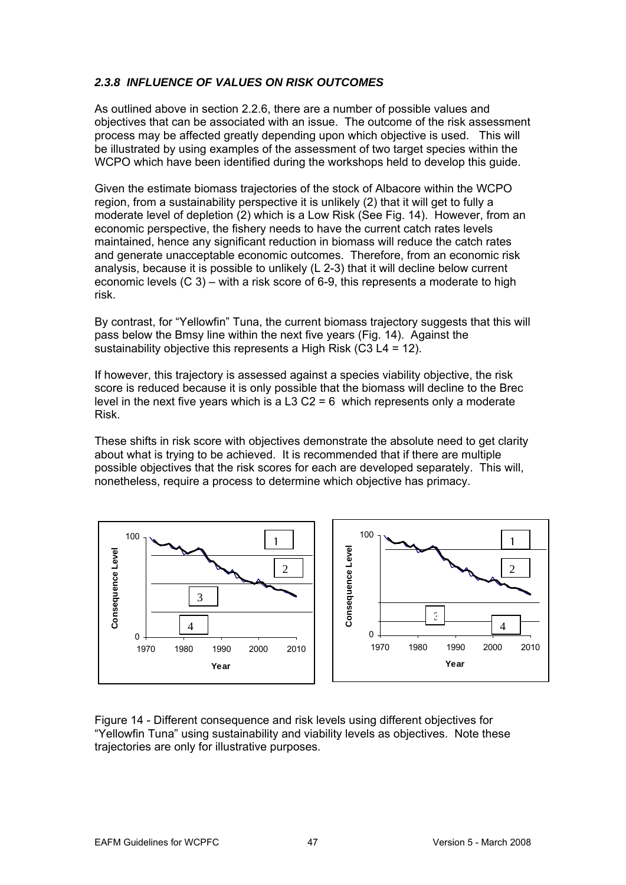### *2.3.8 INFLUENCE OF VALUES ON RISK OUTCOMES*

As outlined above in section 2.2.6, there are a number of possible values and objectives that can be associated with an issue. The outcome of the risk assessment process may be affected greatly depending upon which objective is used. This will be illustrated by using examples of the assessment of two target species within the WCPO which have been identified during the workshops held to develop this guide.

Given the estimate biomass trajectories of the stock of Albacore within the WCPO region, from a sustainability perspective it is unlikely (2) that it will get to fully a moderate level of depletion (2) which is a Low Risk (See Fig. 14). However, from an economic perspective, the fishery needs to have the current catch rates levels maintained, hence any significant reduction in biomass will reduce the catch rates and generate unacceptable economic outcomes. Therefore, from an economic risk analysis, because it is possible to unlikely (L 2-3) that it will decline below current economic levels (C 3) – with a risk score of 6-9, this represents a moderate to high risk.

By contrast, for "Yellowfin" Tuna, the current biomass trajectory suggests that this will pass below the Bmsy line within the next five years (Fig. 14). Against the sustainability objective this represents a High Risk (C3 L4 = 12).

If however, this trajectory is assessed against a species viability objective, the risk score is reduced because it is only possible that the biomass will decline to the Brec level in the next five years which is a L3 C2 = 6 which represents only a moderate Risk.

These shifts in risk score with objectives demonstrate the absolute need to get clarity about what is trying to be achieved. It is recommended that if there are multiple possible objectives that the risk scores for each are developed separately. This will, nonetheless, require a process to determine which objective has primacy.

Figure 14 - Different consequence and risk levels using different objectives for "Yellowfin Tuna" using sustainability and viability levels as objectives. Note these trajectories are only for illustrative purposes.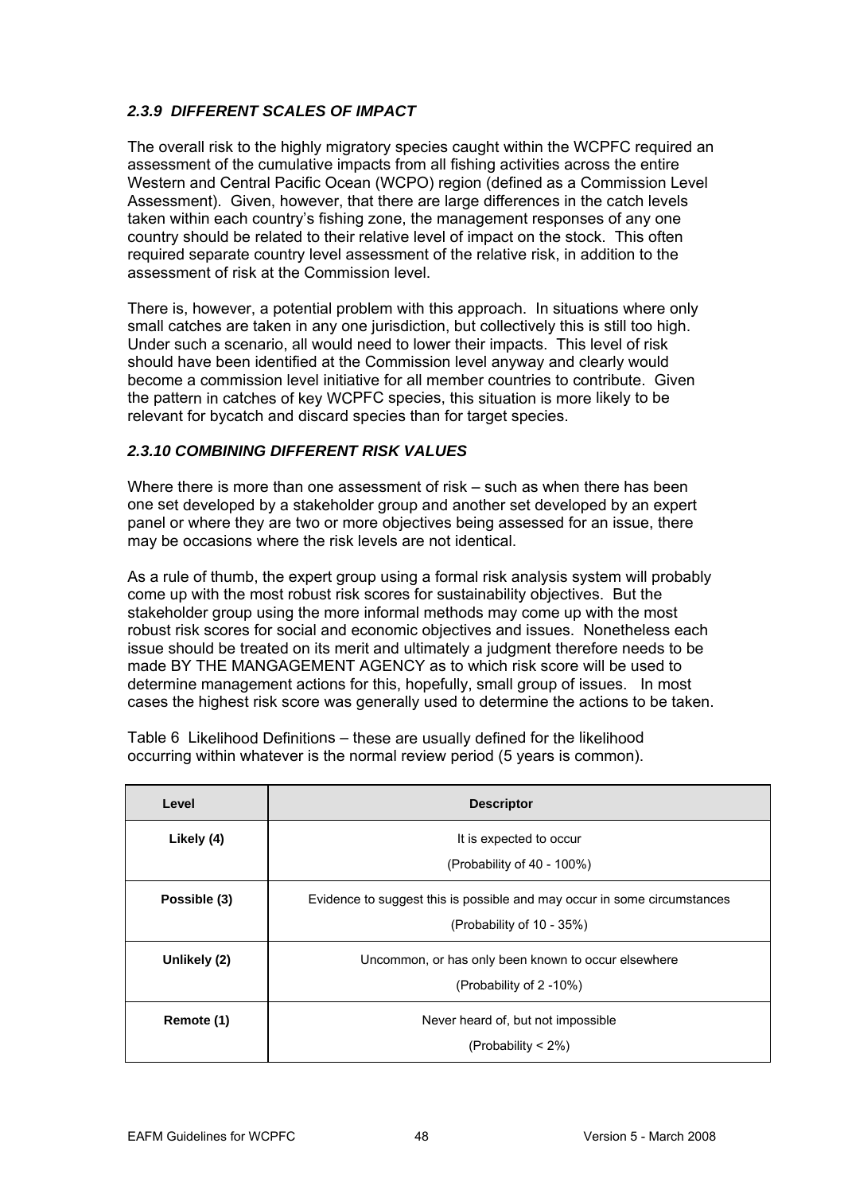### *2.3.9 DIFFERENT SCALES OF IMPACT*

The overall risk to the highly migratory species caught within the WCPFC required an assessment of the cumulative impacts from all fishing activities across the entire Western and Central Pacific Ocean (WCPO) region (defined as a Commission Level Assessment). Given, however, that there are large differences in the catch levels taken within each country's fishing zone, the management responses of any one country should be related to their relative level of impact on the stock. This often required separate country level assessment of the relative risk, in addition to the assessment of risk at the Commission level.

There is, however, a potential problem with this approach. In situations where only small catches are taken in any one jurisdiction, but collectively this is still too high. Under such a scenario, all would need to lower their impacts. This level of risk should have been identified at the Commission level anyway and clearly would become a commission level initiative for all member countries to contribute. Given the pattern in catches of key WCPFC species, this situation is more likely to be relevant for bycatch and discard species than for target species.

### *2.3.10 COMBINING DIFFERENT RISK VALUES*

Where there is more than one assessment of risk – such as when there has been one set developed by a stakeholder group and another set developed by an expert panel or where they are two or more objectives being assessed for an issue, there may be occasions where the risk levels are not identical.

As a rule of thumb, the expert group using a formal risk analysis system will probably come up with the most robust risk scores for sustainability objectives. But the stakeholder group using the more informal methods may come up with the most robust risk scores for social and economic objectives and issues. Nonetheless each issue should be treated on its merit and ultimately a judgment therefore needs to be made BY THE MANGAGEMENT AGENCY as to which risk score will be used to determine management actions for this, hopefully, small group of issues. In most cases the highest risk score was generally used to determine the actions to be taken.

Table 6 Likelihood Definitions – these are usually defined for the likelihood occurring within whatever is the normal review period (5 years is common).

| Level | Descriptor |
|---|---|
| **Likely (4)** | It is expected to occur<br>(Probability of 40 - 100%) |
| **Possible (3)** | Evidence to suggest this is possible and may occur in some circumstances<br>(Probability of 10 - 35%) |
| **Unlikely (2)** | Uncommon, or has only been known to occur elsewhere<br>(Probability of 2 -10%) |
| **Remote (1)** | Never heard of, but not impossible<br>(Probability < 2%) |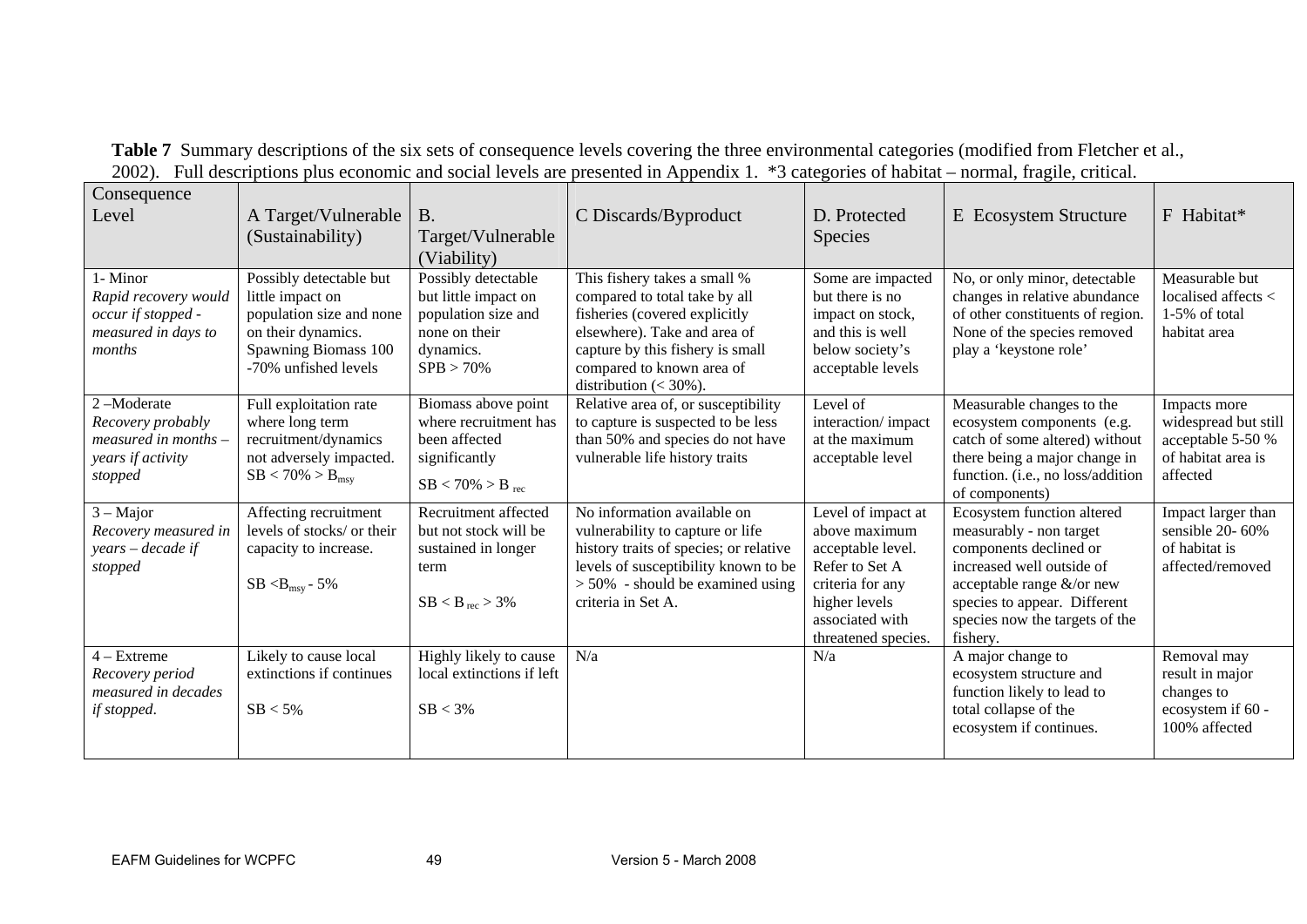**Table 7** Summary descriptions of the six sets of consequence levels covering the three environmental categories (modified from Fletcher et al., 2002). Full descriptions plus economic and social levels are presented in Appendix 1. *3 categories of habitat – normal, fragile, critical.

| Consequence Level | A Target/Vulnerable (Sustainability) | B. Target/Vulnerable (Viability) | C Discards/Byproduct | D. Protected Species | E Ecosystem Structure | F Habitat* |
|---|---|---|---|---|---|---|
| 1- Minor *Rapid recovery would occur if stopped - measured in days to months* | Possibly detectable but little impact on population size and none on their dynamics. Spawning Biomass 100 -70% unfished levels | Possibly detectable but little impact on population size and none on their dynamics. SPB > 70% | This fishery takes a small % compared to total take by all fisheries (covered explicitly elsewhere). Take and area of capture by this fishery is small compared to known area of distribution (< 30%). | Some are impacted but there is no impact on stock, and this is well below society's acceptable levels | No, or only minor, detectable changes in relative abundance of other constituents of region. None of the species removed play a 'keystone role' | Measurable but localised affects < 1-5% of total habitat area |
| 2 –Moderate *Recovery probably measured in months – years if activity stopped* | Full exploitation rate where long term recruitment/dynamics not adversely impacted. $SB < 70\% > B_{msy}$ | Biomass above point where recruitment has been affected significantly $SB < 70\% > B_{rec}$ | Relative area of, or susceptibility to capture is suspected to be less than 50% and species do not have vulnerable life history traits | Level of interaction/ impact at the maximum acceptable level | Measurable changes to the ecosystem components (e.g. catch of some altered) without there being a major change in function. (i.e., no loss/addition of components) | Impacts more widespread but still acceptable 5-50 % of habitat area is affected |
| 3 – Major *Recovery measured in years – decade if stopped* | Affecting recruitment levels of stocks/ or their capacity to increase. $SB < B_{msy} - 5\%$ | Recruitment affected but not stock will be sustained in longer term $SB < B_{rec} > 3\%$ | No information available on vulnerability to capture or life history traits of species; or relative levels of susceptibility known to be > 50% - should be examined using criteria in Set A. | Level of impact at above maximum acceptable level. Refer to Set A criteria for any higher levels associated with threatened species. | Ecosystem function altered measurably - non target components declined or increased well outside of acceptable range &/or new species to appear. Different species now the targets of the fishery. | Impact larger than sensible 20- 60% of habitat is affected/removed |
| 4 – Extreme *Recovery period measured in decades if stopped.* | Likely to cause local extinctions if continues $SB < 5\%$ | Highly likely to cause local extinctions if left $SB < 3\%$ | N/a | N/a | A major change to ecosystem structure and function likely to lead to total collapse of the ecosystem if continues. | Removal may result in major changes to ecosystem if 60 - 100% affected |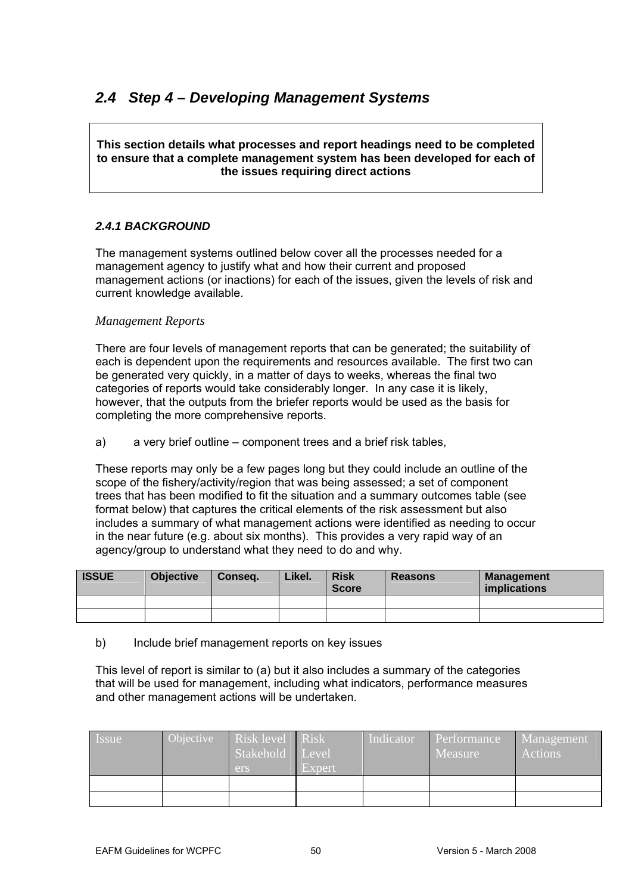## *2.4 Step 4 – Developing Management Systems*

**This section details what processes and report headings need to be completed to ensure that a complete management system has been developed for each of the issues requiring direct actions**

#### *2.4.1 BACKGROUND*

The management systems outlined below cover all the processes needed for a management agency to justify what and how their current and proposed management actions (or inactions) for each of the issues, given the levels of risk and current knowledge available.

*Management Reports*

There are four levels of management reports that can be generated; the suitability of each is dependent upon the requirements and resources available. The first two can be generated very quickly, in a matter of days to weeks, whereas the final two categories of reports would take considerably longer. In any case it is likely, however, that the outputs from the briefer reports would be used as the basis for completing the more comprehensive reports.

a) a very brief outline – component trees and a brief risk tables,

These reports may only be a few pages long but they could include an outline of the scope of the fishery/activity/region that was being assessed; a set of component trees that has been modified to fit the situation and a summary outcomes table (see format below) that captures the critical elements of the risk assessment but also includes a summary of what management actions were identified as needing to occur in the near future (e.g. about six months). This provides a very rapid way of an agency/group to understand what they need to do and why.

| ISSUE | Objective | Conseq. | Likel. | Risk Score | Reasons | Management implications |
|---|---|---|---|---|---|---|
| | | | | | | |
| | | | | | | |

b) Include brief management reports on key issues

This level of report is similar to (a) but it also includes a summary of the categories that will be used for management, including what indicators, performance measures and other management actions will be undertaken.

| Issue | Objective | Risk level Stakeholders | Risk Level Expert | Indicator | Performance Measure | Management Actions |
|---|---|---|---|---|---|---|
| | | | | | | |
| | | | | | | |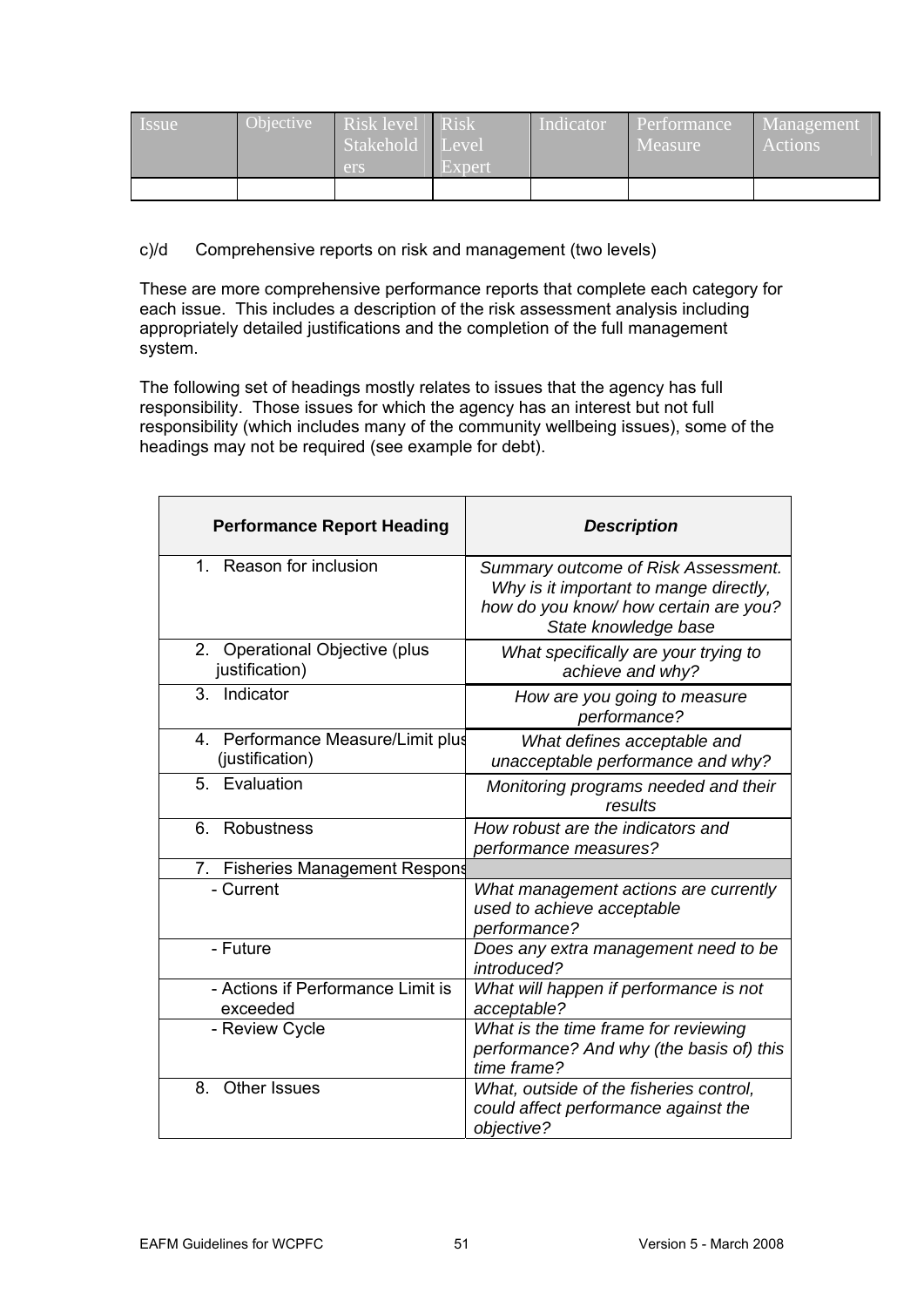| Issue | Objective | Risk level Stakeholders | Risk Level Expert | Indicator | Performance Measure | Management Actions |
|---|---|---|---|---|---|---|
| | | | | | | |

c)/d Comprehensive reports on risk and management (two levels)

These are more comprehensive performance reports that complete each category for each issue. This includes a description of the risk assessment analysis including appropriately detailed justifications and the completion of the full management system.

The following set of headings mostly relates to issues that the agency has full responsibility. Those issues for which the agency has an interest but not full responsibility (which includes many of the community wellbeing issues), some of the headings may not be required (see example for debt).

| **Performance Report Heading** | ***Description*** |
|---|---|
| 1. Reason for inclusion | *Summary outcome of Risk Assessment. Why is it important to mange directly, how do you know/ how certain are you? State knowledge base* |
| 2. Operational Objective (plus justification) | *What specifically are your trying to achieve and why?* |
| 3. Indicator | *How are you going to measure performance?* |
| 4. Performance Measure/Limit plus (justification) | *What defines acceptable and unacceptable performance and why?* |
| 5. Evaluation | *Monitoring programs needed and their results* |
| 6. Robustness | *How robust are the indicators and performance measures?* |
| 7. Fisheries Management Respons | |
| - Current | *What management actions are currently used to achieve acceptable performance?* |
| - Future | *Does any extra management need to be introduced?* |
| - Actions if Performance Limit is exceeded | *What will happen if performance is not acceptable?* |
| - Review Cycle | *What is the time frame for reviewing performance? And why (the basis of) this time frame?* |
| 8. Other Issues | *What, outside of the fisheries control, could affect performance against the objective?* |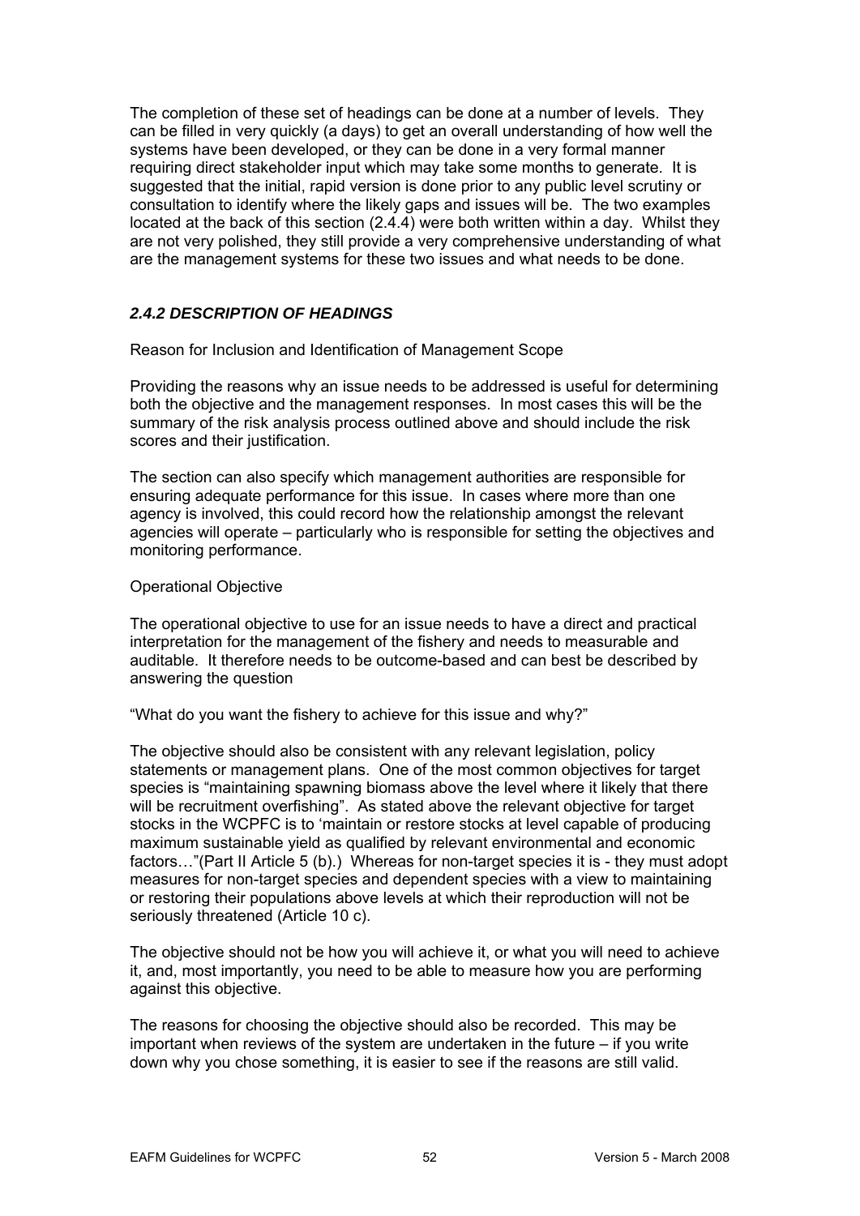The completion of these set of headings can be done at a number of levels. They can be filled in very quickly (a days) to get an overall understanding of how well the systems have been developed, or they can be done in a very formal manner requiring direct stakeholder input which may take some months to generate. It is suggested that the initial, rapid version is done prior to any public level scrutiny or consultation to identify where the likely gaps and issues will be. The two examples located at the back of this section (2.4.4) were both written within a day. Whilst they are not very polished, they still provide a very comprehensive understanding of what are the management systems for these two issues and what needs to be done.

### *2.4.2 DESCRIPTION OF HEADINGS*

Reason for Inclusion and Identification of Management Scope

Providing the reasons why an issue needs to be addressed is useful for determining both the objective and the management responses. In most cases this will be the summary of the risk analysis process outlined above and should include the risk scores and their justification.

The section can also specify which management authorities are responsible for ensuring adequate performance for this issue. In cases where more than one agency is involved, this could record how the relationship amongst the relevant agencies will operate – particularly who is responsible for setting the objectives and monitoring performance.

Operational Objective

The operational objective to use for an issue needs to have a direct and practical interpretation for the management of the fishery and needs to measurable and auditable. It therefore needs to be outcome-based and can best be described by answering the question

"What do you want the fishery to achieve for this issue and why?"

The objective should also be consistent with any relevant legislation, policy statements or management plans. One of the most common objectives for target species is "maintaining spawning biomass above the level where it likely that there will be recruitment overfishing". As stated above the relevant objective for target stocks in the WCPFC is to 'maintain or restore stocks at level capable of producing maximum sustainable yield as qualified by relevant environmental and economic factors…"(Part II Article 5 (b).) Whereas for non-target species it is - they must adopt measures for non-target species and dependent species with a view to maintaining or restoring their populations above levels at which their reproduction will not be seriously threatened (Article 10 c).

The objective should not be how you will achieve it, or what you will need to achieve it, and, most importantly, you need to be able to measure how you are performing against this objective.

The reasons for choosing the objective should also be recorded. This may be important when reviews of the system are undertaken in the future – if you write down why you chose something, it is easier to see if the reasons are still valid.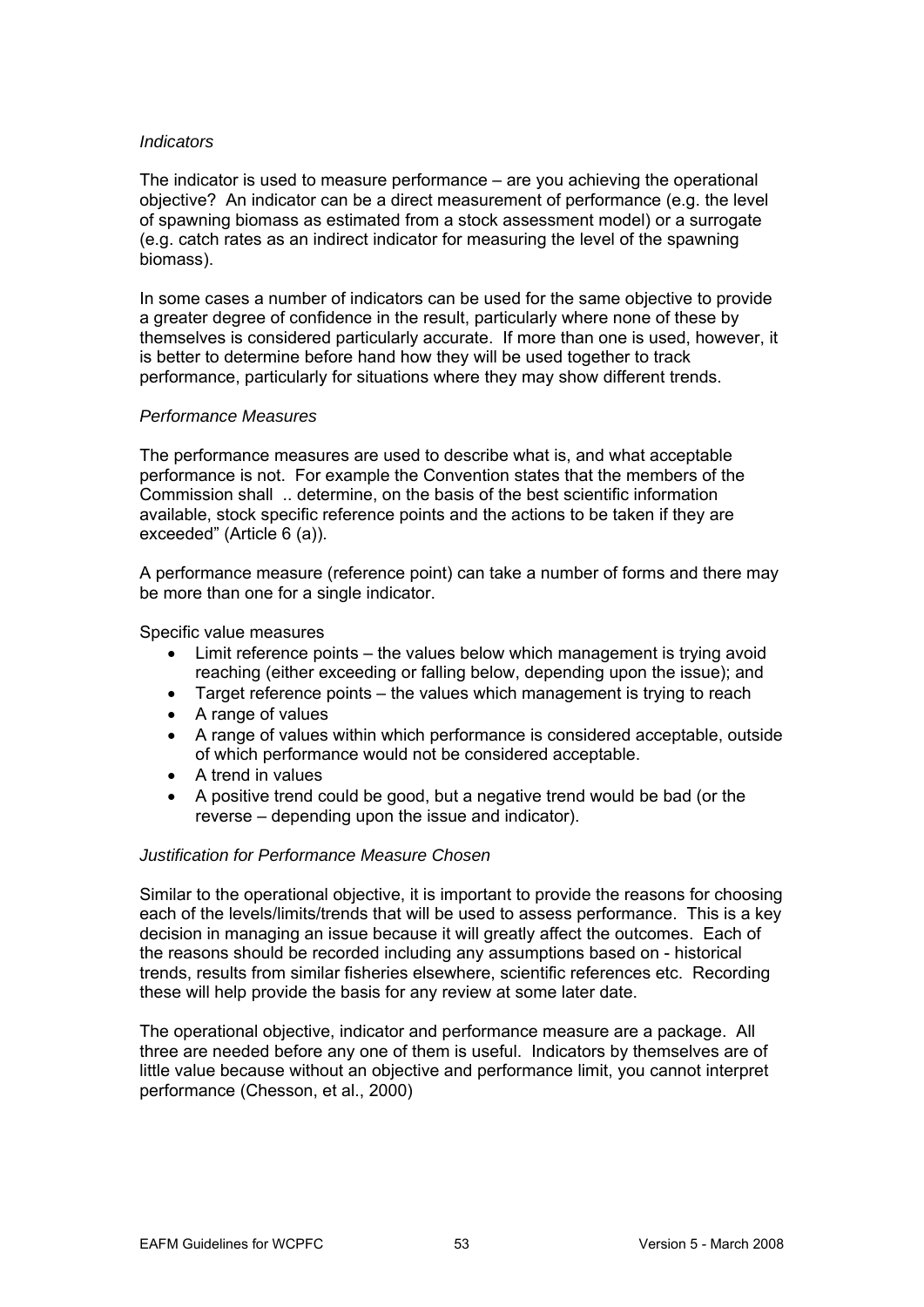*Indicators*

The indicator is used to measure performance – are you achieving the operational objective? An indicator can be a direct measurement of performance (e.g. the level of spawning biomass as estimated from a stock assessment model) or a surrogate (e.g. catch rates as an indirect indicator for measuring the level of the spawning biomass).

In some cases a number of indicators can be used for the same objective to provide a greater degree of confidence in the result, particularly where none of these by themselves is considered particularly accurate. If more than one is used, however, it is better to determine before hand how they will be used together to track performance, particularly for situations where they may show different trends.

*Performance Measures*

The performance measures are used to describe what is, and what acceptable performance is not. For example the Convention states that the members of the Commission shall .. determine, on the basis of the best scientific information available, stock specific reference points and the actions to be taken if they are exceeded" (Article 6 (a)).

A performance measure (reference point) can take a number of forms and there may be more than one for a single indicator.

Specific value measures

- Limit reference points – the values below which management is trying avoid reaching (either exceeding or falling below, depending upon the issue); and
- Target reference points – the values which management is trying to reach
- A range of values
- A range of values within which performance is considered acceptable, outside of which performance would not be considered acceptable.
- A trend in values
- A positive trend could be good, but a negative trend would be bad (or the reverse – depending upon the issue and indicator).

*Justification for Performance Measure Chosen*

Similar to the operational objective, it is important to provide the reasons for choosing each of the levels/limits/trends that will be used to assess performance. This is a key decision in managing an issue because it will greatly affect the outcomes. Each of the reasons should be recorded including any assumptions based on - historical trends, results from similar fisheries elsewhere, scientific references etc. Recording these will help provide the basis for any review at some later date.

The operational objective, indicator and performance measure are a package. All three are needed before any one of them is useful. Indicators by themselves are of little value because without an objective and performance limit, you cannot interpret performance (Chesson, et al., 2000)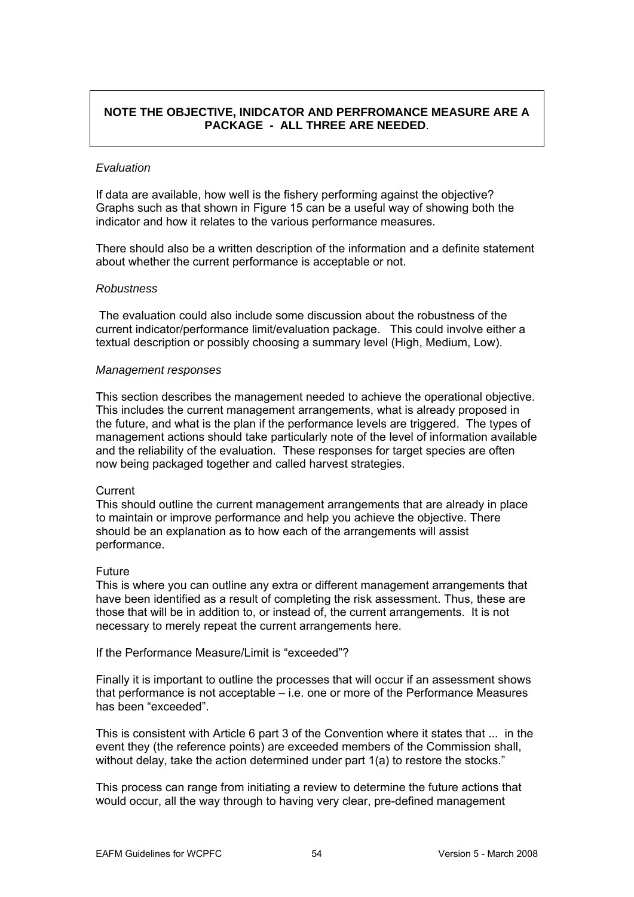**NOTE THE OBJECTIVE, INIDCATOR AND PERFROMANCE MEASURE ARE A PACKAGE - ALL THREE ARE NEEDED**.

*Evaluation*

If data are available, how well is the fishery performing against the objective? Graphs such as that shown in Figure 15 can be a useful way of showing both the indicator and how it relates to the various performance measures.

There should also be a written description of the information and a definite statement about whether the current performance is acceptable or not.

*Robustness*

The evaluation could also include some discussion about the robustness of the current indicator/performance limit/evaluation package. This could involve either a textual description or possibly choosing a summary level (High, Medium, Low).

*Management responses*

This section describes the management needed to achieve the operational objective. This includes the current management arrangements, what is already proposed in the future, and what is the plan if the performance levels are triggered. The types of management actions should take particularly note of the level of information available and the reliability of the evaluation. These responses for target species are often now being packaged together and called harvest strategies.

Current

This should outline the current management arrangements that are already in place to maintain or improve performance and help you achieve the objective. There should be an explanation as to how each of the arrangements will assist performance.

Future

This is where you can outline any extra or different management arrangements that have been identified as a result of completing the risk assessment. Thus, these are those that will be in addition to, or instead of, the current arrangements. It is not necessary to merely repeat the current arrangements here.

If the Performance Measure/Limit is "exceeded"?

Finally it is important to outline the processes that will occur if an assessment shows that performance is not acceptable – i.e. one or more of the Performance Measures has been "exceeded".

This is consistent with Article 6 part 3 of the Convention where it states that ... in the event they (the reference points) are exceeded members of the Commission shall, without delay, take the action determined under part 1(a) to restore the stocks."

This process can range from initiating a review to determine the future actions that would occur, all the way through to having very clear, pre-defined management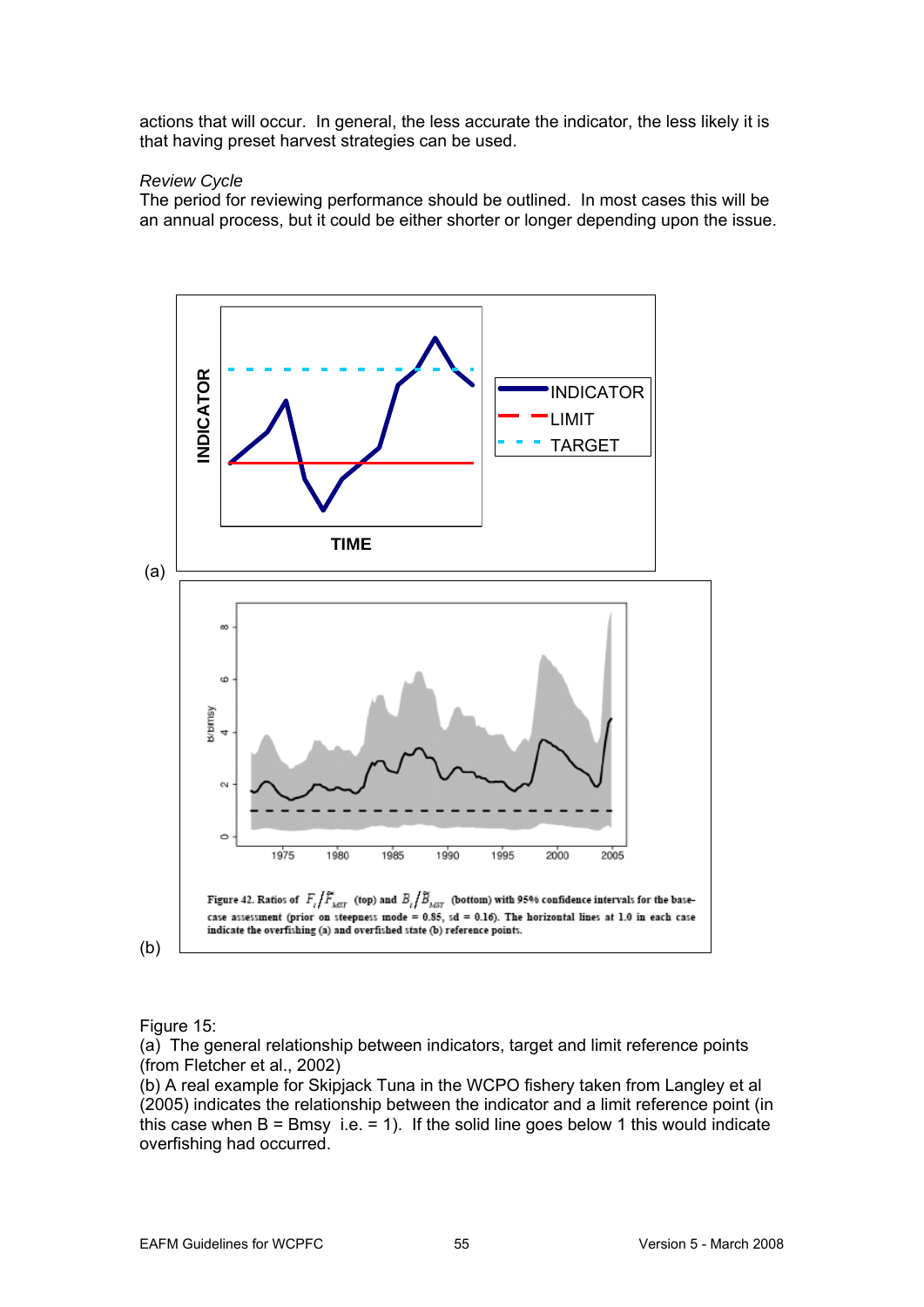actions that will occur. In general, the less accurate the indicator, the less likely it is that having preset harvest strategies can be used.

*Review Cycle*

The period for reviewing performance should be outlined. In most cases this will be an annual process, but it could be either shorter or longer depending upon the issue.

(a)

(b)

Figure 42. Ratios of $F_t/\tilde{F}_{MSY}$ (top) and $B_t/\tilde{B}_{MSY}$ (bottom) with 95% confidence intervals for the base-case assessment (prior on steepness mode = 0.85, sd = 0.16). The horizontal lines at 1.0 in each case indicate the overfishing (a) and overfished state (b) reference points.

Figure 15:

(a) The general relationship between indicators, target and limit reference points (from Fletcher et al., 2002)

(b) A real example for Skipjack Tuna in the WCPO fishery taken from Langley et al (2005) indicates the relationship between the indicator and a limit reference point (in this case when B = Bmsy i.e. = 1). If the solid line goes below 1 this would indicate overfishing had occurred.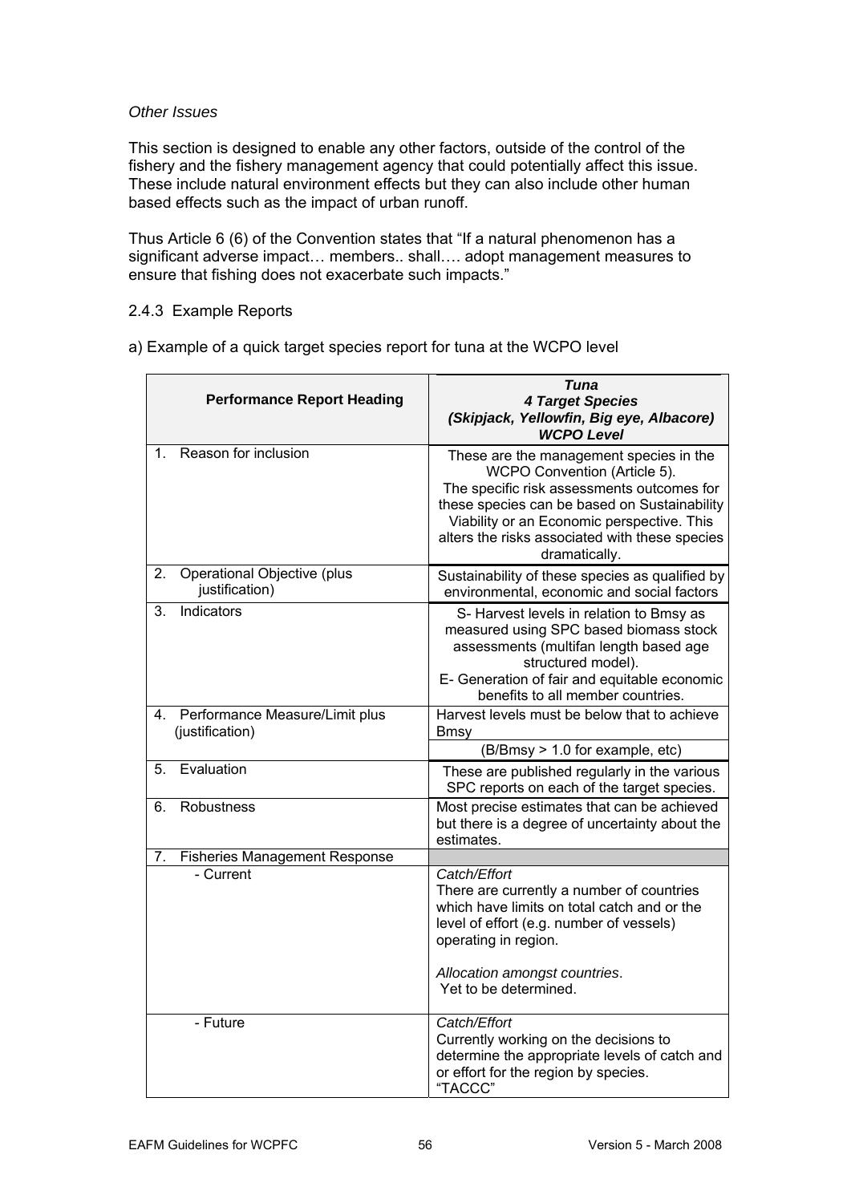*Other Issues*

This section is designed to enable any other factors, outside of the control of the fishery and the fishery management agency that could potentially affect this issue. These include natural environment effects but they can also include other human based effects such as the impact of urban runoff.

Thus Article 6 (6) of the Convention states that "If a natural phenomenon has a significant adverse impact… members.. shall…. adopt management measures to ensure that fishing does not exacerbate such impacts."

2.4.3 Example Reports

a) Example of a quick target species report for tuna at the WCPO level

| **Performance Report Heading** | ***Tuna*** ***4 Target Species*** ***(Skipjack, Yellowfin, Big eye, Albacore)*** ***WCPO Level*** |
|---|---|
| 1. Reason for inclusion | These are the management species in the WCPO Convention (Article 5). The specific risk assessments outcomes for these species can be based on Sustainability Viability or an Economic perspective. This alters the risks associated with these species dramatically. |
| 2. Operational Objective (plus justification) | Sustainability of these species as qualified by environmental, economic and social factors |
| 3. Indicators | S- Harvest levels in relation to Bmsy as measured using SPC based biomass stock assessments (multifan length based age structured model). E- Generation of fair and equitable economic benefits to all member countries. |
| 4. Performance Measure/Limit plus (justification) | Harvest levels must be below that to achieve Bmsy |
| | (B/Bmsy > 1.0 for example, etc) |
| 5. Evaluation | These are published regularly in the various SPC reports on each of the target species. |
| 6. Robustness | Most precise estimates that can be achieved but there is a degree of uncertainty about the estimates. |
| 7. Fisheries Management Response | |
| - Current | *Catch/Effort* There are currently a number of countries which have limits on total catch and or the level of effort (e.g. number of vessels) operating in region. *Allocation amongst countries*. Yet to be determined. |
| - Future | *Catch/Effort* Currently working on the decisions to determine the appropriate levels of catch and or effort for the region by species. "TACCC" |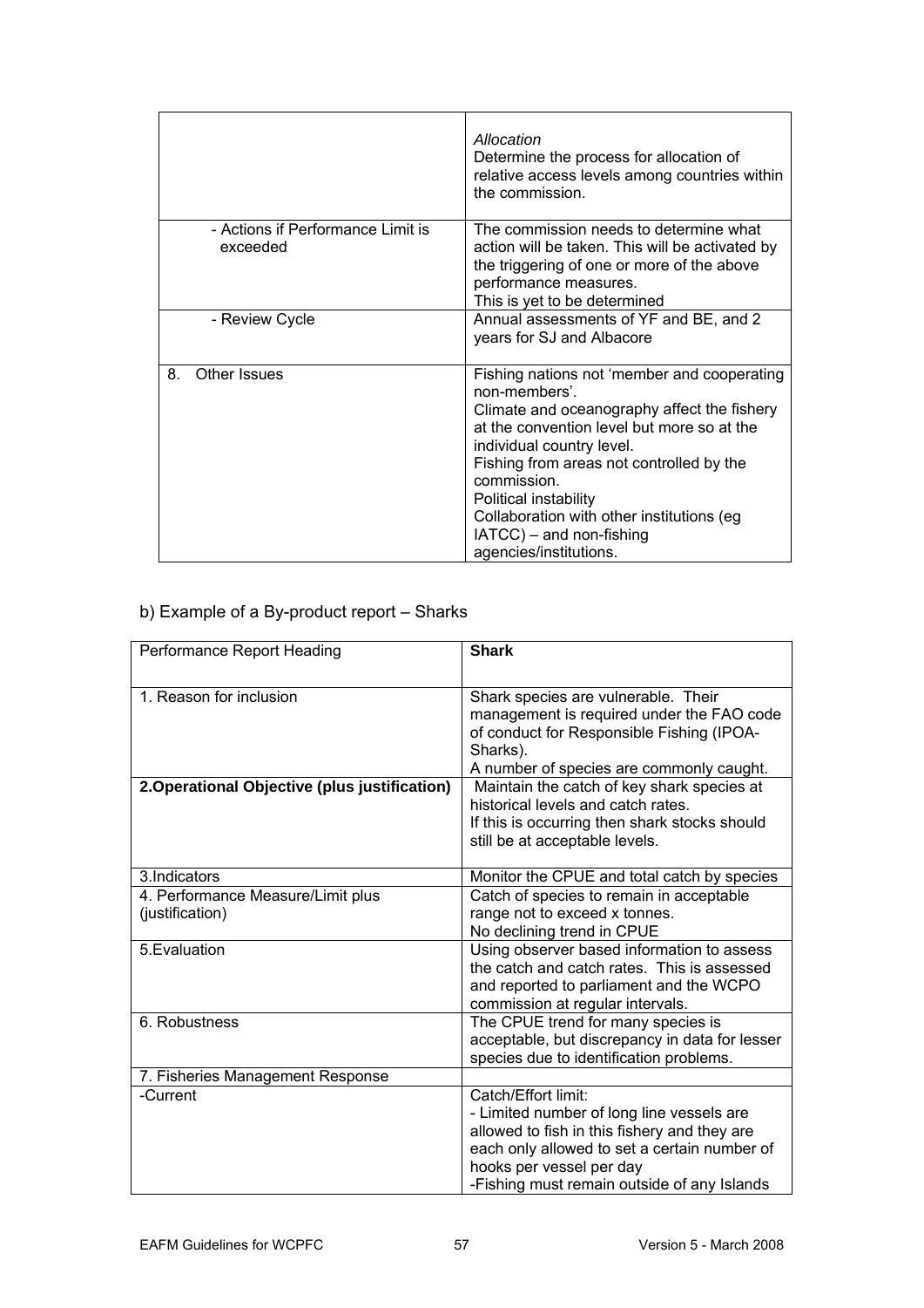| | |
|---|---|
| | *Allocation*<br>Determine the process for allocation of relative access levels among countries within the commission. |
| - Actions if Performance Limit is exceeded | The commission needs to determine what action will be taken. This will be activated by the triggering of one or more of the above performance measures.<br>This is yet to be determined |
| - Review Cycle | Annual assessments of YF and BE, and 2 years for SJ and Albacore |
| 8. Other Issues | Fishing nations not 'member and cooperating non-members'.<br>Climate and oceanography affect the fishery at the convention level but more so at the individual country level.<br>Fishing from areas not controlled by the commission.<br>Political instability<br>Collaboration with other institutions (eg IATCC) – and non-fishing agencies/institutions. |

b) Example of a By-product report – Sharks

| Performance Report Heading | **Shark** |
|---|---|
| 1. Reason for inclusion | Shark species are vulnerable. Their management is required under the FAO code of conduct for Responsible Fishing (IPOA-Sharks).<br>A number of species are commonly caught. |
| **2.Operational Objective (plus justification)** | Maintain the catch of key shark species at historical levels and catch rates.<br>If this is occurring then shark stocks should still be at acceptable levels. |
| 3.Indicators | Monitor the CPUE and total catch by species |
| 4. Performance Measure/Limit plus (justification) | Catch of species to remain in acceptable range not to exceed x tonnes.<br>No declining trend in CPUE |
| 5.Evaluation | Using observer based information to assess the catch and catch rates. This is assessed and reported to parliament and the WCPO commission at regular intervals. |
| 6. Robustness | The CPUE trend for many species is acceptable, but discrepancy in data for lesser species due to identification problems. |
| 7. Fisheries Management Response | |
| -Current | Catch/Effort limit:<br>- Limited number of long line vessels are allowed to fish in this fishery and they are each only allowed to set a certain number of hooks per vessel per day<br>-Fishing must remain outside of any Islands |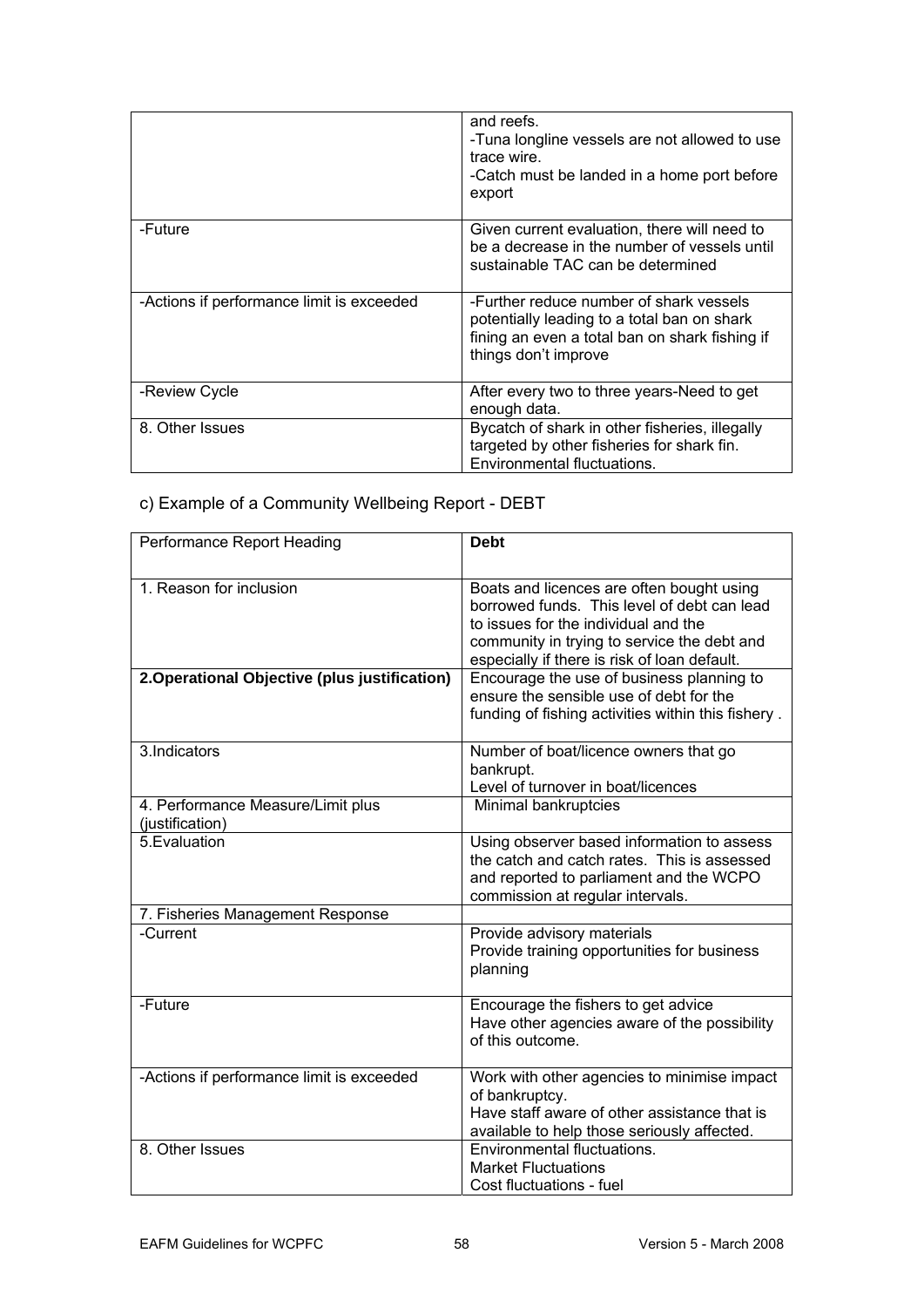| | |
|---|---|
| | and reefs.<br>-Tuna longline vessels are not allowed to use trace wire.<br>-Catch must be landed in a home port before export |
| -Future | Given current evaluation, there will need to be a decrease in the number of vessels until sustainable TAC can be determined |
| -Actions if performance limit is exceeded | -Further reduce number of shark vessels potentially leading to a total ban on shark fining an even a total ban on shark fishing if things don't improve |
| -Review Cycle | After every two to three years-Need to get enough data. |
| 8. Other Issues | Bycatch of shark in other fisheries, illegally targeted by other fisheries for shark fin. Environmental fluctuations. |

c) Example of a Community Wellbeing Report - DEBT

| Performance Report Heading | **Debt** |
|---|---|
| 1. Reason for inclusion | Boats and licences are often bought using borrowed funds. This level of debt can lead to issues for the individual and the community in trying to service the debt and especially if there is risk of loan default. |
| **2.Operational Objective (plus justification)** | Encourage the use of business planning to ensure the sensible use of debt for the funding of fishing activities within this fishery . |
| 3.Indicators | Number of boat/licence owners that go bankrupt.<br>Level of turnover in boat/licences |
| 4. Performance Measure/Limit plus (justification) | Minimal bankruptcies |
| 5.Evaluation | Using observer based information to assess the catch and catch rates. This is assessed and reported to parliament and the WCPO commission at regular intervals. |
| 7. Fisheries Management Response | |
| -Current | Provide advisory materials<br>Provide training opportunities for business planning |
| -Future | Encourage the fishers to get advice<br>Have other agencies aware of the possibility of this outcome. |
| -Actions if performance limit is exceeded | Work with other agencies to minimise impact of bankruptcy.<br>Have staff aware of other assistance that is available to help those seriously affected. |
| 8. Other Issues | Environmental fluctuations.<br>Market Fluctuations<br>Cost fluctuations - fuel |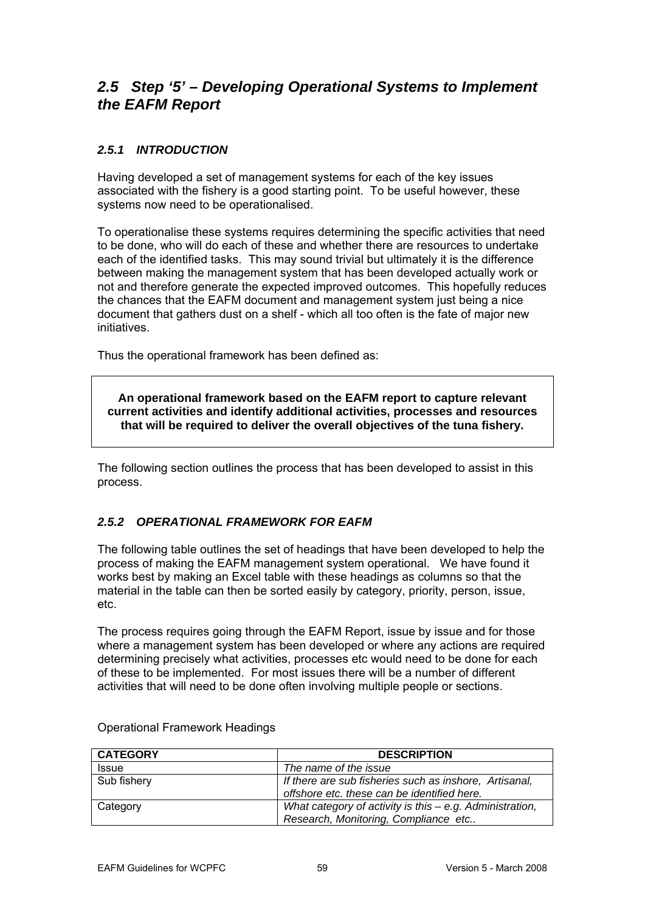## *2.5 Step '5' – Developing Operational Systems to Implement the EAFM Report*

### *2.5.1 INTRODUCTION*

Having developed a set of management systems for each of the key issues associated with the fishery is a good starting point. To be useful however, these systems now need to be operationalised.

To operationalise these systems requires determining the specific activities that need to be done, who will do each of these and whether there are resources to undertake each of the identified tasks. This may sound trivial but ultimately it is the difference between making the management system that has been developed actually work or not and therefore generate the expected improved outcomes. This hopefully reduces the chances that the EAFM document and management system just being a nice document that gathers dust on a shelf - which all too often is the fate of major new initiatives.

Thus the operational framework has been defined as:

**An operational framework based on the EAFM report to capture relevant current activities and identify additional activities, processes and resources that will be required to deliver the overall objectives of the tuna fishery.**

The following section outlines the process that has been developed to assist in this process.

### *2.5.2 OPERATIONAL FRAMEWORK FOR EAFM*

The following table outlines the set of headings that have been developed to help the process of making the EAFM management system operational. We have found it works best by making an Excel table with these headings as columns so that the material in the table can then be sorted easily by category, priority, person, issue, etc.

The process requires going through the EAFM Report, issue by issue and for those where a management system has been developed or where any actions are required determining precisely what activities, processes etc would need to be done for each of these to be implemented. For most issues there will be a number of different activities that will need to be done often involving multiple people or sections.

Operational Framework Headings

| CATEGORY | DESCRIPTION |
|---|---|
| Issue | *The name of the issue* |
| Sub fishery | *If there are sub fisheries such as inshore, Artisanal, offshore etc. these can be identified here.* |
| Category | *What category of activity is this – e.g. Administration, Research, Monitoring, Compliance etc..* |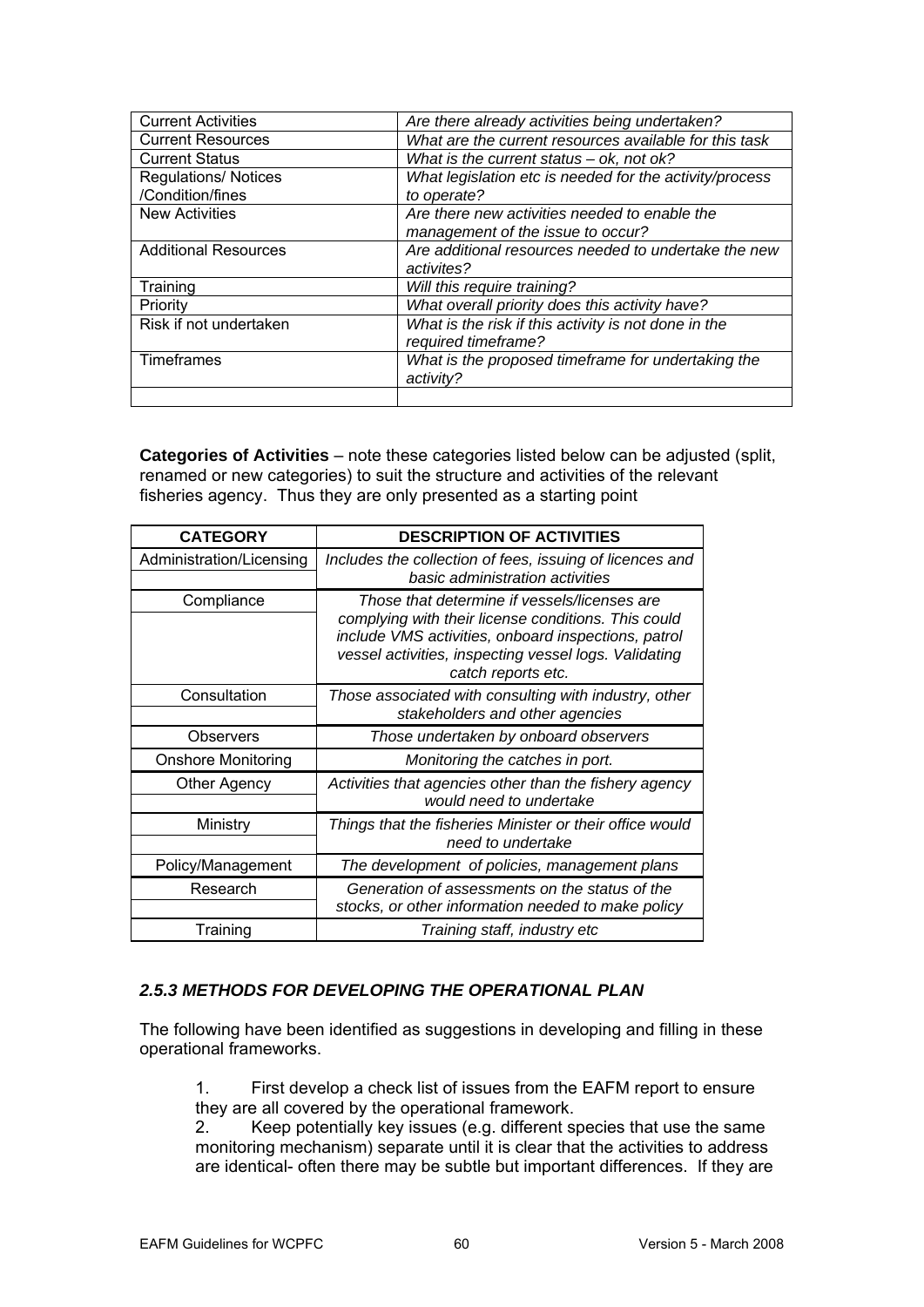| | |
|---|---|
| Current Activities | *Are there already activities being undertaken?* |
| Current Resources | *What are the current resources available for this task* |
| Current Status | *What is the current status – ok, not ok?* |
| Regulations/ Notices /Condition/fines | *What legislation etc is needed for the activity/process to operate?* |
| New Activities | *Are there new activities needed to enable the management of the issue to occur?* |
| Additional Resources | *Are additional resources needed to undertake the new activites?* |
| Training | *Will this require training?* |
| Priority | *What overall priority does this activity have?* |
| Risk if not undertaken | *What is the risk if this activity is not done in the required timeframe?* |
| Timeframes | *What is the proposed timeframe for undertaking the activity?* |
| | |

**Categories of Activities** – note these categories listed below can be adjusted (split, renamed or new categories) to suit the structure and activities of the relevant fisheries agency. Thus they are only presented as a starting point

| CATEGORY | DESCRIPTION OF ACTIVITIES |
|---|---|
| Administration/Licensing | *Includes the collection of fees, issuing of licences and basic administration activities* |
| Compliance | *Those that determine if vessels/licenses are complying with their license conditions. This could include VMS activities, onboard inspections, patrol vessel activities, inspecting vessel logs. Validating catch reports etc.* |
| Consultation | *Those associated with consulting with industry, other stakeholders and other agencies* |
| Observers | *Those undertaken by onboard observers* |
| Onshore Monitoring | *Monitoring the catches in port.* |
| Other Agency | *Activities that agencies other than the fishery agency would need to undertake* |
| Ministry | *Things that the fisheries Minister or their office would need to undertake* |
| Policy/Management | *The development of policies, management plans* |
| Research | *Generation of assessments on the status of the stocks, or other information needed to make policy* |
| Training | *Training staff, industry etc* |

### *2.5.3 METHODS FOR DEVELOPING THE OPERATIONAL PLAN*

The following have been identified as suggestions in developing and filling in these operational frameworks.

1. First develop a check list of issues from the EAFM report to ensure they are all covered by the operational framework.
2. Keep potentially key issues (e.g. different species that use the same monitoring mechanism) separate until it is clear that the activities to address are identical- often there may be subtle but important differences. If they are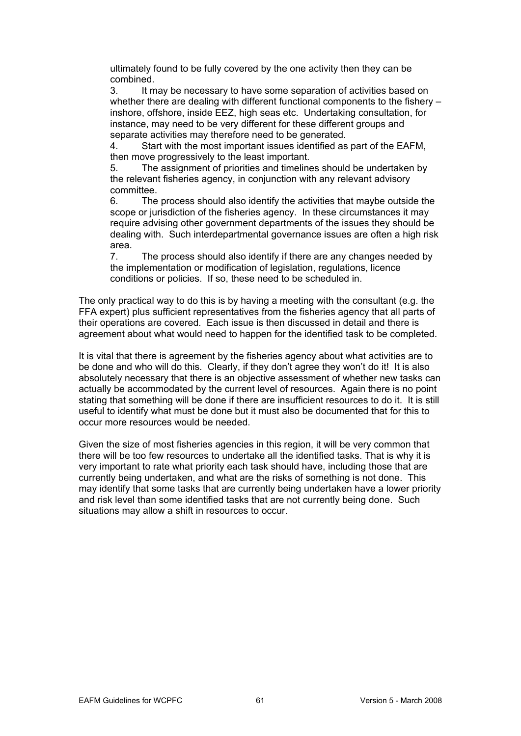ultimately found to be fully covered by the one activity then they can be combined.

3. It may be necessary to have some separation of activities based on whether there are dealing with different functional components to the fishery – inshore, offshore, inside EEZ, high seas etc. Undertaking consultation, for instance, may need to be very different for these different groups and separate activities may therefore need to be generated.
4. Start with the most important issues identified as part of the EAFM, then move progressively to the least important.
5. The assignment of priorities and timelines should be undertaken by the relevant fisheries agency, in conjunction with any relevant advisory committee.
6. The process should also identify the activities that maybe outside the scope or jurisdiction of the fisheries agency. In these circumstances it may require advising other government departments of the issues they should be dealing with. Such interdepartmental governance issues are often a high risk area.
7. The process should also identify if there are any changes needed by the implementation or modification of legislation, regulations, licence conditions or policies. If so, these need to be scheduled in.

The only practical way to do this is by having a meeting with the consultant (e.g. the FFA expert) plus sufficient representatives from the fisheries agency that all parts of their operations are covered. Each issue is then discussed in detail and there is agreement about what would need to happen for the identified task to be completed.

It is vital that there is agreement by the fisheries agency about what activities are to be done and who will do this. Clearly, if they don't agree they won't do it! It is also absolutely necessary that there is an objective assessment of whether new tasks can actually be accommodated by the current level of resources. Again there is no point stating that something will be done if there are insufficient resources to do it. It is still useful to identify what must be done but it must also be documented that for this to occur more resources would be needed.

Given the size of most fisheries agencies in this region, it will be very common that there will be too few resources to undertake all the identified tasks. That is why it is very important to rate what priority each task should have, including those that are currently being undertaken, and what are the risks of something is not done. This may identify that some tasks that are currently being undertaken have a lower priority and risk level than some identified tasks that are not currently being done. Such situations may allow a shift in resources to occur.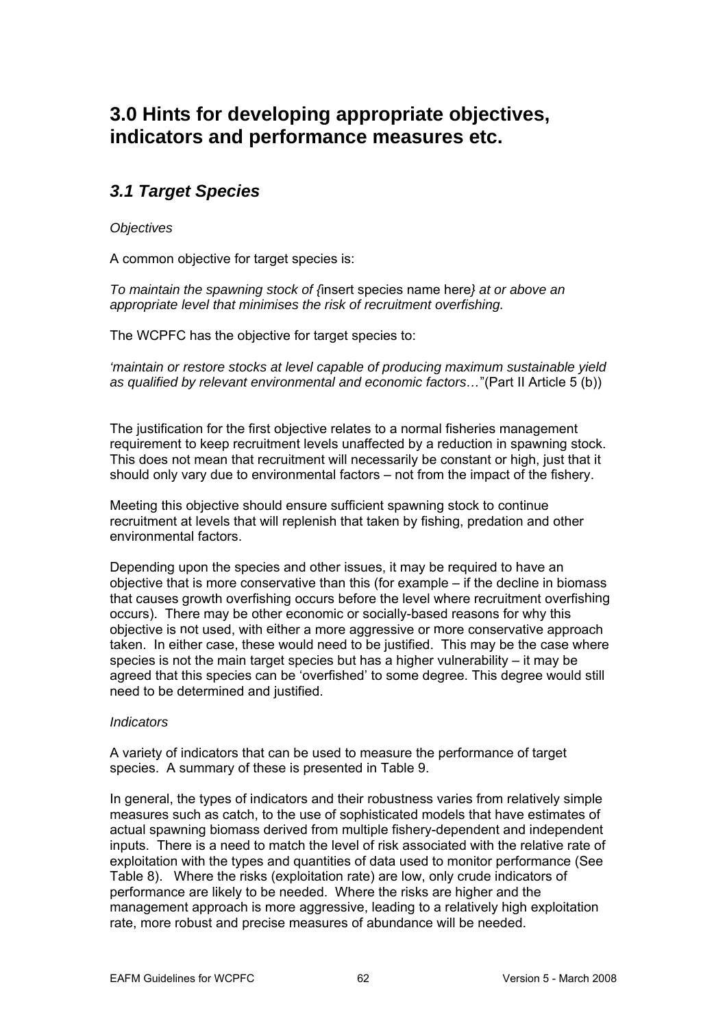# 3.0 Hints for developing appropriate objectives, indicators and performance measures etc.

## *3.1 Target Species*

*Objectives*

A common objective for target species is:

*To maintain the spawning stock of {*insert species name here*} at or above an appropriate level that minimises the risk of recruitment overfishing.*

The WCPFC has the objective for target species to:

*'maintain or restore stocks at level capable of producing maximum sustainable yield as qualified by relevant environmental and economic factors…*"(Part II Article 5 (b))

The justification for the first objective relates to a normal fisheries management requirement to keep recruitment levels unaffected by a reduction in spawning stock. This does not mean that recruitment will necessarily be constant or high, just that it should only vary due to environmental factors – not from the impact of the fishery.

Meeting this objective should ensure sufficient spawning stock to continue recruitment at levels that will replenish that taken by fishing, predation and other environmental factors.

Depending upon the species and other issues, it may be required to have an objective that is more conservative than this (for example – if the decline in biomass that causes growth overfishing occurs before the level where recruitment overfishing occurs). There may be other economic or socially-based reasons for why this objective is not used, with either a more aggressive or more conservative approach taken. In either case, these would need to be justified. This may be the case where species is not the main target species but has a higher vulnerability – it may be agreed that this species can be 'overfished' to some degree. This degree would still need to be determined and justified.

*Indicators*

A variety of indicators that can be used to measure the performance of target species. A summary of these is presented in Table 9.

In general, the types of indicators and their robustness varies from relatively simple measures such as catch, to the use of sophisticated models that have estimates of actual spawning biomass derived from multiple fishery-dependent and independent inputs. There is a need to match the level of risk associated with the relative rate of exploitation with the types and quantities of data used to monitor performance (See Table 8). Where the risks (exploitation rate) are low, only crude indicators of performance are likely to be needed. Where the risks are higher and the management approach is more aggressive, leading to a relatively high exploitation rate, more robust and precise measures of abundance will be needed.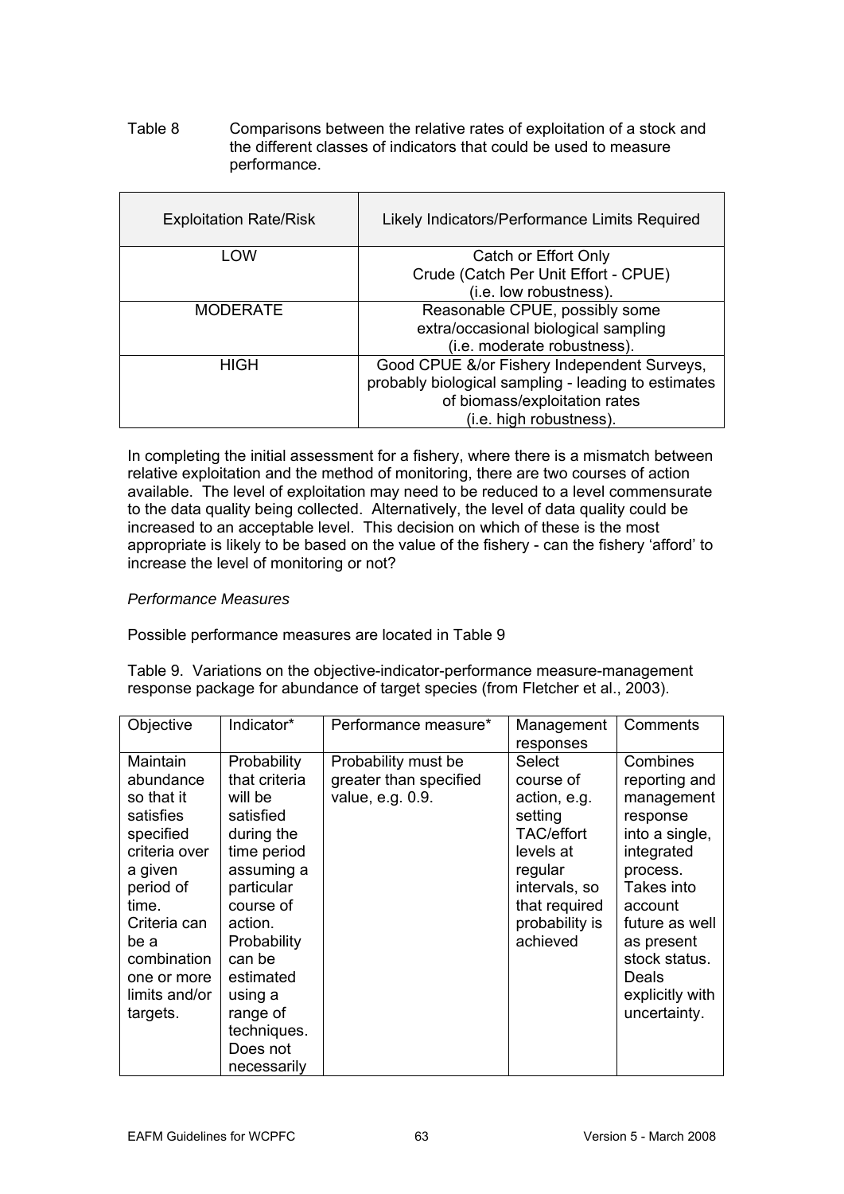Table 8 Comparisons between the relative rates of exploitation of a stock and the different classes of indicators that could be used to measure performance.

| Exploitation Rate/Risk | Likely Indicators/Performance Limits Required |
|---|---|
| LOW | Catch or Effort Only Crude (Catch Per Unit Effort - CPUE) (i.e. low robustness). |
| MODERATE | Reasonable CPUE, possibly some extra/occasional biological sampling (i.e. moderate robustness). |
| HIGH | Good CPUE &/or Fishery Independent Surveys, probably biological sampling - leading to estimates of biomass/exploitation rates (i.e. high robustness). |

In completing the initial assessment for a fishery, where there is a mismatch between relative exploitation and the method of monitoring, there are two courses of action available. The level of exploitation may need to be reduced to a level commensurate to the data quality being collected. Alternatively, the level of data quality could be increased to an acceptable level. This decision on which of these is the most appropriate is likely to be based on the value of the fishery - can the fishery 'afford' to increase the level of monitoring or not?

*Performance Measures*

Possible performance measures are located in Table 9

Table 9. Variations on the objective-indicator-performance measure-management response package for abundance of target species (from Fletcher et al., 2003).

| Objective | Indicator* | Performance measure* | Management responses | Comments |
|---|---|---|---|---|
| Maintain abundance so that it satisfies specified criteria over a given period of time. Criteria can be a combination one or more limits and/or targets. | Probability that criteria will be satisfied during the time period assuming a particular course of action. Probability can be estimated using a range of techniques. Does not necessarily | Probability must be greater than specified value, e.g. 0.9. | Select course of action, e.g. setting TAC/effort levels at regular intervals, so that required probability is achieved | Combines reporting and management response into a single, integrated process. Takes into account future as well as present stock status. Deals explicitly with uncertainty. |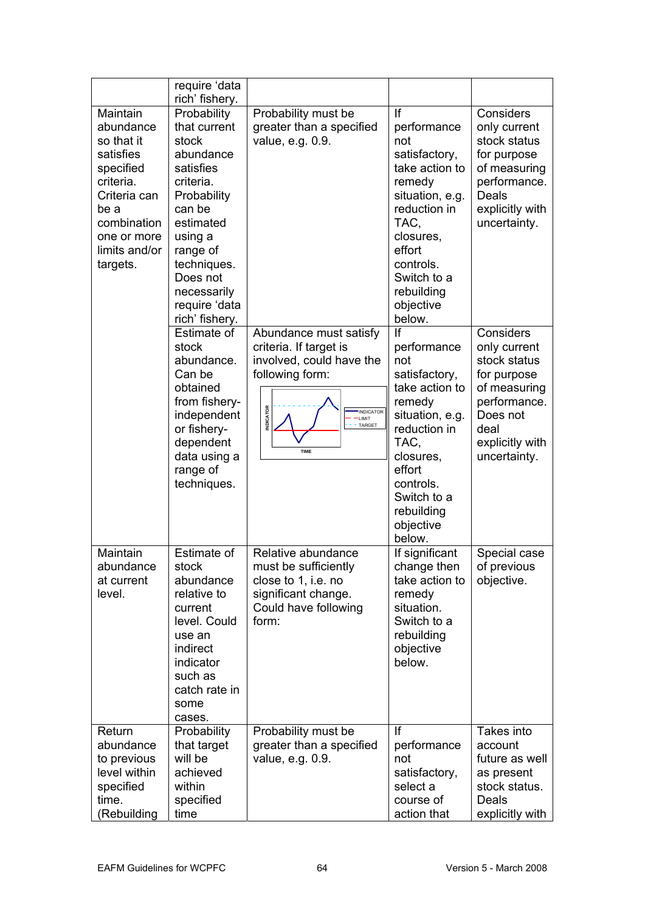| | | | | |
|---|---|---|---|---|
| | require 'data rich' fishery. | | | |
| Maintain abundance so that it satisfies specified criteria. Criteria can be a combination one or more limits and/or targets. | Probability that current stock abundance satisfies criteria. Probability can be estimated using a range of techniques. Does not necessarily require 'data rich' fishery. | Probability must be greater than a specified value, e.g. 0.9. | If performance not satisfactory, take action to remedy situation, e.g. reduction in TAC, closures, effort controls. Switch to a rebuilding objective below. | Considers only current stock status for purpose of measuring performance. Deals explicitly with uncertainty. |
| | Estimate of stock abundance. Can be obtained from fishery-independent or fishery-dependent data using a range of techniques. | Abundance must satisfy criteria. If target is involved, could have the following form: | If performance not satisfactory, take action to remedy situation, e.g. reduction in TAC, closures, effort controls. Switch to a rebuilding objective below. | Considers only current stock status for purpose of measuring performance. Does not deal explicitly with uncertainty. |
| Maintain abundance at current level. | Estimate of stock abundance relative to current level. Could use an indirect indicator such as catch rate in some cases. | Relative abundance must be sufficiently close to 1, i.e. no significant change. Could have following form: | If significant change then take action to remedy situation. Switch to a rebuilding objective below. | Special case of previous objective. |
| Return abundance to previous level within specified time. (Rebuilding | Probability that target will be achieved within specified time | Probability must be greater than a specified value, e.g. 0.9. | If performance not satisfactory, select a course of action that | Takes into account future as well as present stock status. Deals explicitly with |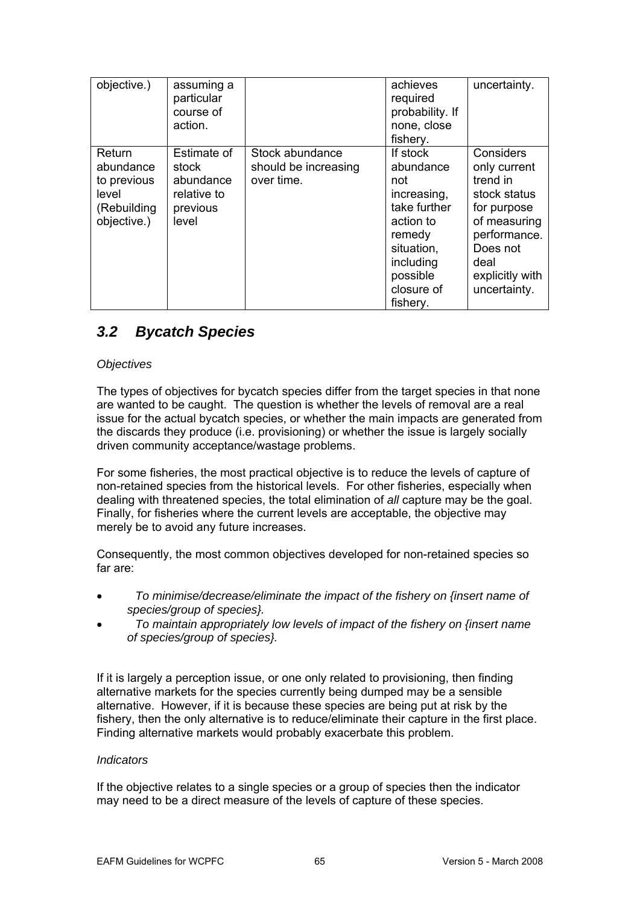| | | | | |
|---|---|---|---|---|
| objective.) | assuming a particular course of action. | | achieves required probability. If none, close fishery. | uncertainty. |
| Return abundance to previous level (Rebuilding objective.) | Estimate of stock abundance relative to previous level | Stock abundance should be increasing over time. | If stock abundance not increasing, take further action to remedy situation, including possible closure of fishery. | Considers only current trend in stock status for purpose of measuring performance. Does not deal explicitly with uncertainty. |

## *3.2 Bycatch Species*

*Objectives*

The types of objectives for bycatch species differ from the target species in that none are wanted to be caught. The question is whether the levels of removal are a real issue for the actual bycatch species, or whether the main impacts are generated from the discards they produce (i.e. provisioning) or whether the issue is largely socially driven community acceptance/wastage problems.

For some fisheries, the most practical objective is to reduce the levels of capture of non-retained species from the historical levels. For other fisheries, especially when dealing with threatened species, the total elimination of *all* capture may be the goal. Finally, for fisheries where the current levels are acceptable, the objective may merely be to avoid any future increases.

Consequently, the most common objectives developed for non-retained species so far are:

- *To minimise/decrease/eliminate the impact of the fishery on {insert name of species/group of species}.*
- *To maintain appropriately low levels of impact of the fishery on {insert name of species/group of species}.*

If it is largely a perception issue, or one only related to provisioning, then finding alternative markets for the species currently being dumped may be a sensible alternative. However, if it is because these species are being put at risk by the fishery, then the only alternative is to reduce/eliminate their capture in the first place. Finding alternative markets would probably exacerbate this problem.

*Indicators*

If the objective relates to a single species or a group of species then the indicator may need to be a direct measure of the levels of capture of these species.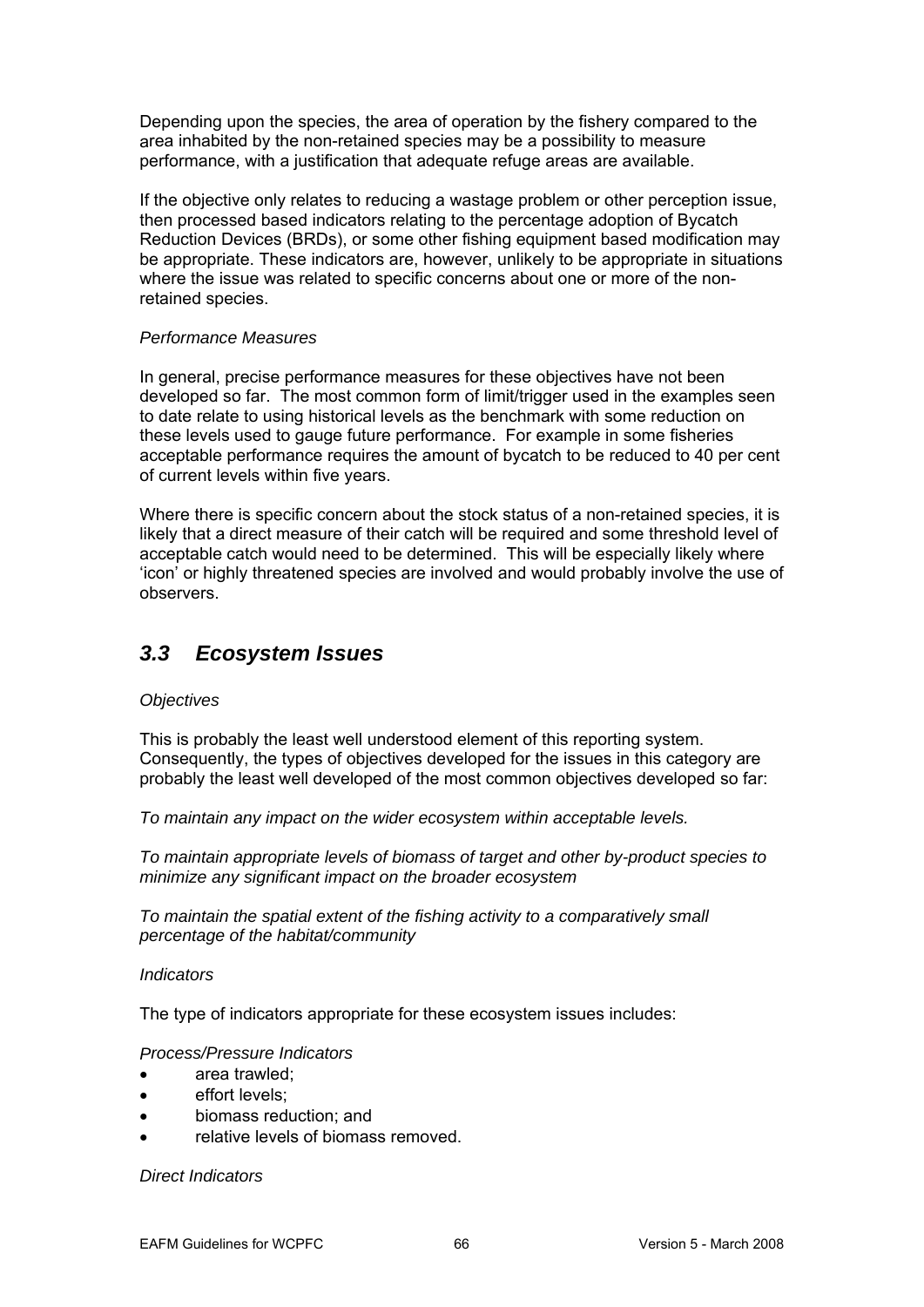Depending upon the species, the area of operation by the fishery compared to the area inhabited by the non-retained species may be a possibility to measure performance, with a justification that adequate refuge areas are available.

If the objective only relates to reducing a wastage problem or other perception issue, then processed based indicators relating to the percentage adoption of Bycatch Reduction Devices (BRDs), or some other fishing equipment based modification may be appropriate. These indicators are, however, unlikely to be appropriate in situations where the issue was related to specific concerns about one or more of the non-retained species.

*Performance Measures*

In general, precise performance measures for these objectives have not been developed so far. The most common form of limit/trigger used in the examples seen to date relate to using historical levels as the benchmark with some reduction on these levels used to gauge future performance. For example in some fisheries acceptable performance requires the amount of bycatch to be reduced to 40 per cent of current levels within five years.

Where there is specific concern about the stock status of a non-retained species, it is likely that a direct measure of their catch will be required and some threshold level of acceptable catch would need to be determined. This will be especially likely where 'icon' or highly threatened species are involved and would probably involve the use of observers.

## *3.3 Ecosystem Issues*

*Objectives*

This is probably the least well understood element of this reporting system. Consequently, the types of objectives developed for the issues in this category are probably the least well developed of the most common objectives developed so far:

*To maintain any impact on the wider ecosystem within acceptable levels.*

*To maintain appropriate levels of biomass of target and other by-product species to minimize any significant impact on the broader ecosystem*

*To maintain the spatial extent of the fishing activity to a comparatively small percentage of the habitat/community*

*Indicators*

The type of indicators appropriate for these ecosystem issues includes:

*Process/Pressure Indicators*

- area trawled;
- effort levels;
- biomass reduction; and
- relative levels of biomass removed.

*Direct Indicators*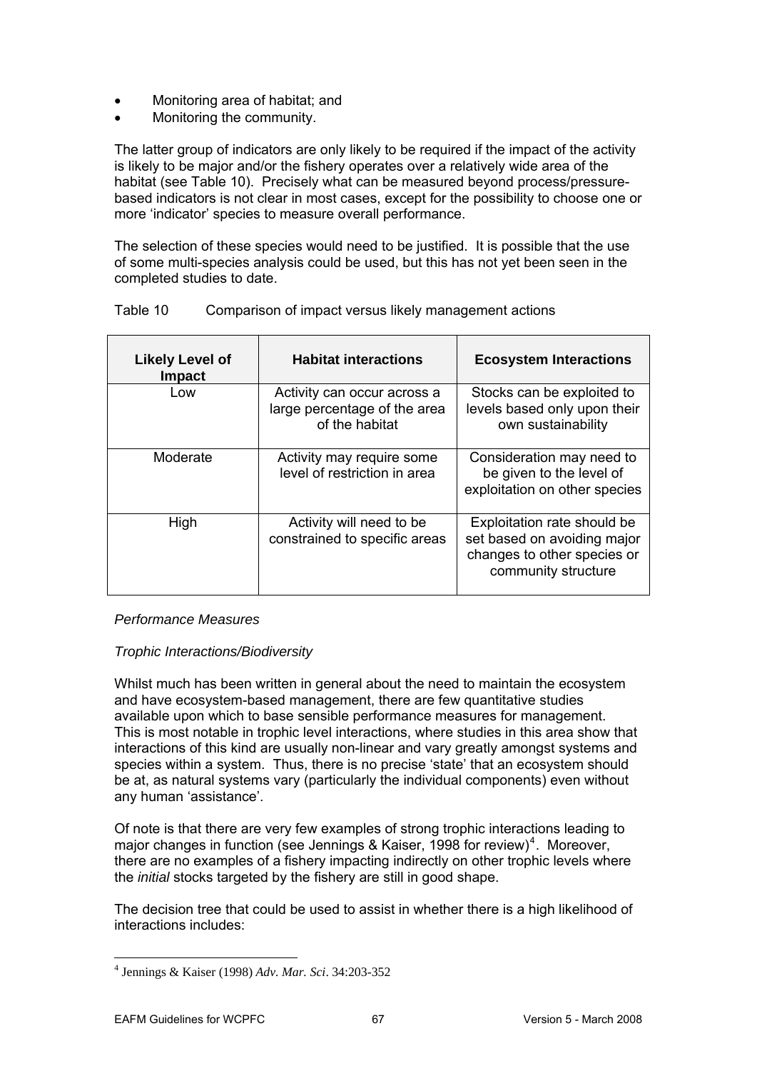- Monitoring area of habitat; and
- Monitoring the community.

The latter group of indicators are only likely to be required if the impact of the activity is likely to be major and/or the fishery operates over a relatively wide area of the habitat (see Table 10). Precisely what can be measured beyond process/pressure-based indicators is not clear in most cases, except for the possibility to choose one or more 'indicator' species to measure overall performance.

The selection of these species would need to be justified. It is possible that the use of some multi-species analysis could be used, but this has not yet been seen in the completed studies to date.

Table 10 Comparison of impact versus likely management actions

| Likely Level of Impact | Habitat interactions | Ecosystem Interactions |
|---|---|---|
| Low | Activity can occur across a large percentage of the area of the habitat | Stocks can be exploited to levels based only upon their own sustainability |
| Moderate | Activity may require some level of restriction in area | Consideration may need to be given to the level of exploitation on other species |
| High | Activity will need to be constrained to specific areas | Exploitation rate should be set based on avoiding major changes to other species or community structure |

*Performance Measures*

*Trophic Interactions/Biodiversity*

Whilst much has been written in general about the need to maintain the ecosystem and have ecosystem-based management, there are few quantitative studies available upon which to base sensible performance measures for management. This is most notable in trophic level interactions, where studies in this area show that interactions of this kind are usually non-linear and vary greatly amongst systems and species within a system. Thus, there is no precise 'state' that an ecosystem should be at, as natural systems vary (particularly the individual components) even without any human 'assistance'.

Of note is that there are very few examples of strong trophic interactions leading to major changes in function (see Jennings & Kaiser, 1998 for review)[4]. Moreover, there are no examples of a fishery impacting indirectly on other trophic levels where the *initial* stocks targeted by the fishery are still in good shape.

The decision tree that could be used to assist in whether there is a high likelihood of interactions includes:

[4] Jennings & Kaiser (1998) *Adv. Mar. Sci*. 34:203-352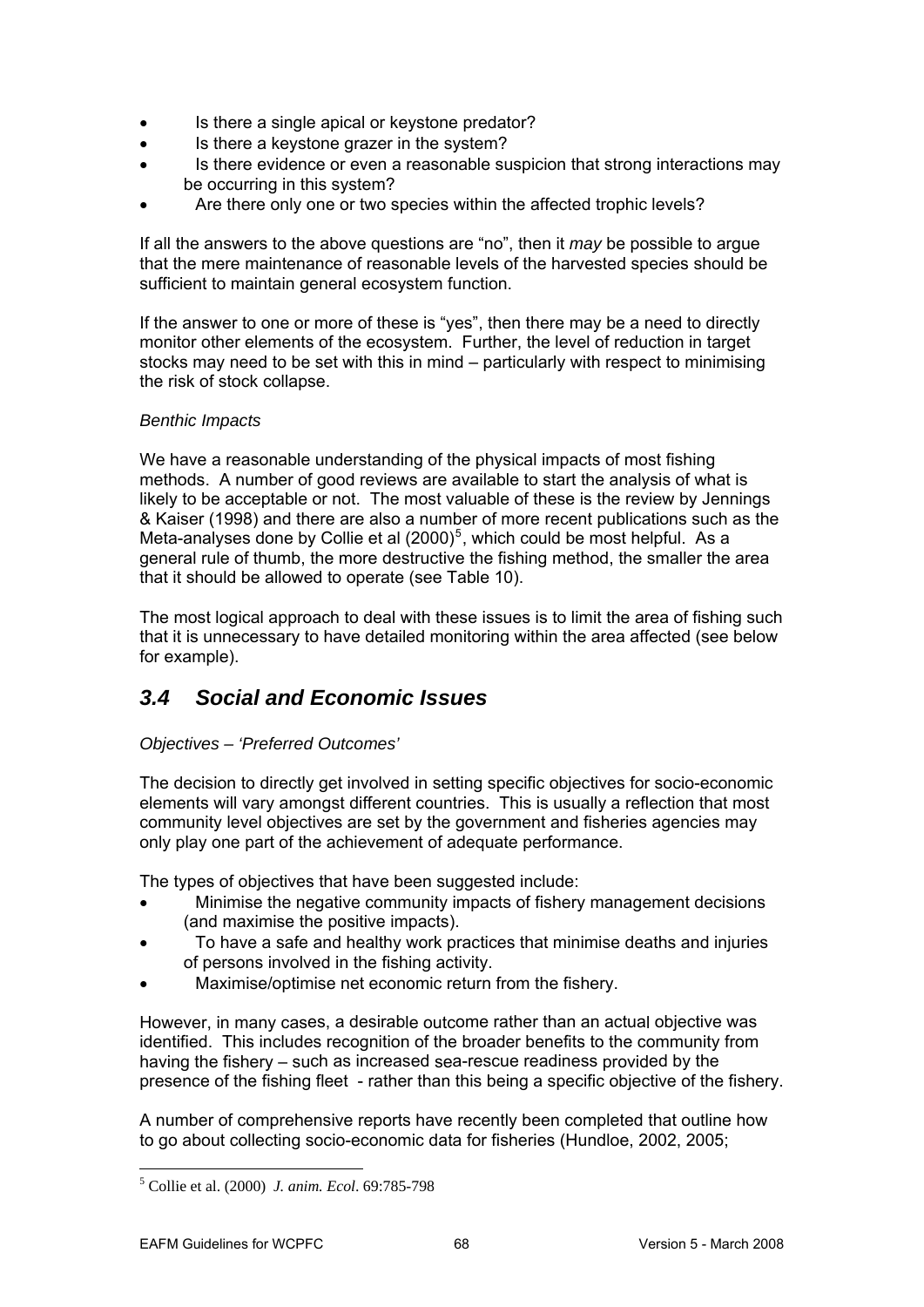- Is there a single apical or keystone predator?
- Is there a keystone grazer in the system?
- Is there evidence or even a reasonable suspicion that strong interactions may be occurring in this system?
- Are there only one or two species within the affected trophic levels?

If all the answers to the above questions are "no", then it *may* be possible to argue that the mere maintenance of reasonable levels of the harvested species should be sufficient to maintain general ecosystem function.

If the answer to one or more of these is "yes", then there may be a need to directly monitor other elements of the ecosystem. Further, the level of reduction in target stocks may need to be set with this in mind – particularly with respect to minimising the risk of stock collapse.

*Benthic Impacts*

We have a reasonable understanding of the physical impacts of most fishing methods. A number of good reviews are available to start the analysis of what is likely to be acceptable or not. The most valuable of these is the review by Jennings & Kaiser (1998) and there are also a number of more recent publications such as the Meta-analyses done by Collie et al (2000)[5], which could be most helpful. As a general rule of thumb, the more destructive the fishing method, the smaller the area that it should be allowed to operate (see Table 10).

The most logical approach to deal with these issues is to limit the area of fishing such that it is unnecessary to have detailed monitoring within the area affected (see below for example).

## *3.4 Social and Economic Issues*

*Objectives – 'Preferred Outcomes'*

The decision to directly get involved in setting specific objectives for socio-economic elements will vary amongst different countries. This is usually a reflection that most community level objectives are set by the government and fisheries agencies may only play one part of the achievement of adequate performance.

The types of objectives that have been suggested include:

- Minimise the negative community impacts of fishery management decisions (and maximise the positive impacts).
- To have a safe and healthy work practices that minimise deaths and injuries of persons involved in the fishing activity.
- Maximise/optimise net economic return from the fishery.

However, in many cases, a desirable outcome rather than an actual objective was identified. This includes recognition of the broader benefits to the community from having the fishery – such as increased sea-rescue readiness provided by the presence of the fishing fleet - rather than this being a specific objective of the fishery.

A number of comprehensive reports have recently been completed that outline how to go about collecting socio-economic data for fisheries (Hundloe, 2002, 2005;

---

[5] Collie et al. (2000) *J. anim. Ecol*. 69:785-798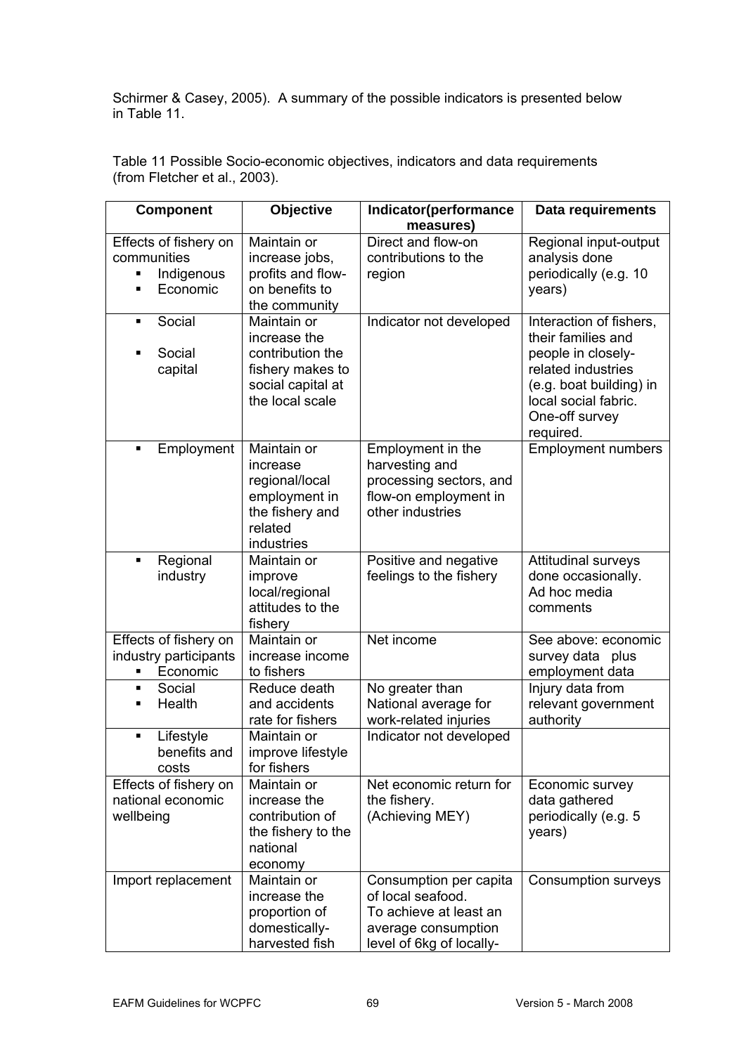Schirmer & Casey, 2005). A summary of the possible indicators is presented below in Table 11.

Table 11 Possible Socio-economic objectives, indicators and data requirements (from Fletcher et al., 2003).

| Component | Objective | Indicator(performance measures) | Data requirements |
|---|---|---|---|
| Effects of fishery on communities<br>▪ Indigenous<br>▪ Economic | Maintain or increase jobs, profits and flow-on benefits to the community | Direct and flow-on contributions to the region | Regional input-output analysis done periodically (e.g. 10 years) |
| ▪ Social<br>▪ Social capital | Maintain or increase the contribution the fishery makes to social capital at the local scale | Indicator not developed | Interaction of fishers, their families and people in closely-related industries (e.g. boat building) in local social fabric. One-off survey required. |
| ▪ Employment | Maintain or increase regional/local employment in the fishery and related industries | Employment in the harvesting and processing sectors, and flow-on employment in other industries | Employment numbers |
| ▪ Regional industry | Maintain or improve local/regional attitudes to the fishery | Positive and negative feelings to the fishery | Attitudinal surveys done occasionally. Ad hoc media comments |
| Effects of fishery on industry participants<br>▪ Economic | Maintain or increase income to fishers | Net income | See above: economic survey data plus employment data |
| ▪ Social<br>▪ Health | Reduce death and accidents rate for fishers | No greater than National average for work-related injuries | Injury data from relevant government authority |
| ▪ Lifestyle benefits and costs | Maintain or improve lifestyle for fishers | Indicator not developed | |
| Effects of fishery on national economic wellbeing | Maintain or increase the contribution of the fishery to the national economy | Net economic return for the fishery. (Achieving MEY) | Economic survey data gathered periodically (e.g. 5 years) |
| Import replacement | Maintain or increase the proportion of domestically-harvested fish | Consumption per capita of local seafood. To achieve at least an average consumption level of 6kg of locally- | Consumption surveys |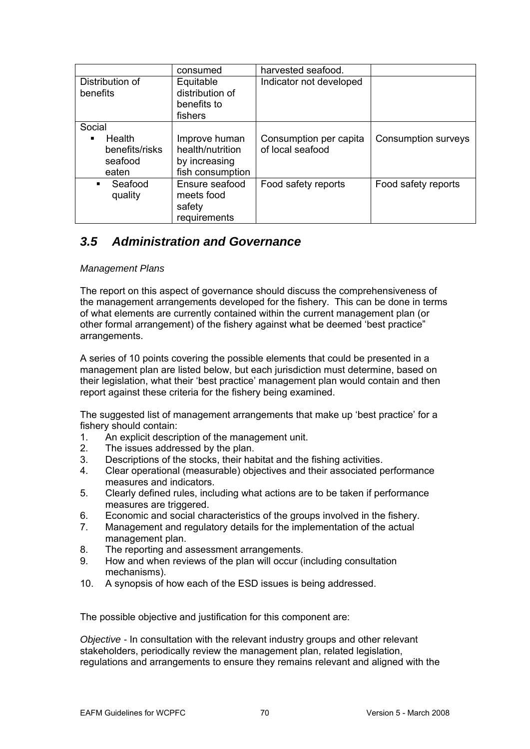|  | consumed | harvested seafood. |  |
| --- | --- | --- | --- |
| Distribution of benefits | Equitable distribution of benefits to fishers | Indicator not developed |  |
| Social<br>▪ Health benefits/risks seafood eaten | Improve human health/nutrition by increasing fish consumption | Consumption per capita of local seafood | Consumption surveys |
| ▪ Seafood quality | Ensure seafood meets food safety requirements | Food safety reports | Food safety reports |

## *3.5 Administration and Governance*

*Management Plans*

The report on this aspect of governance should discuss the comprehensiveness of the management arrangements developed for the fishery. This can be done in terms of what elements are currently contained within the current management plan (or other formal arrangement) of the fishery against what be deemed 'best practice" arrangements.

A series of 10 points covering the possible elements that could be presented in a management plan are listed below, but each jurisdiction must determine, based on their legislation, what their 'best practice' management plan would contain and then report against these criteria for the fishery being examined.

The suggested list of management arrangements that make up 'best practice' for a fishery should contain:

1. An explicit description of the management unit.
2. The issues addressed by the plan.
3. Descriptions of the stocks, their habitat and the fishing activities.
4. Clear operational (measurable) objectives and their associated performance measures and indicators.
5. Clearly defined rules, including what actions are to be taken if performance measures are triggered.
6. Economic and social characteristics of the groups involved in the fishery.
7. Management and regulatory details for the implementation of the actual management plan.
8. The reporting and assessment arrangements.
9. How and when reviews of the plan will occur (including consultation mechanisms).
10. A synopsis of how each of the ESD issues is being addressed.

The possible objective and justification for this component are:

*Objective* - In consultation with the relevant industry groups and other relevant stakeholders, periodically review the management plan, related legislation, regulations and arrangements to ensure they remains relevant and aligned with the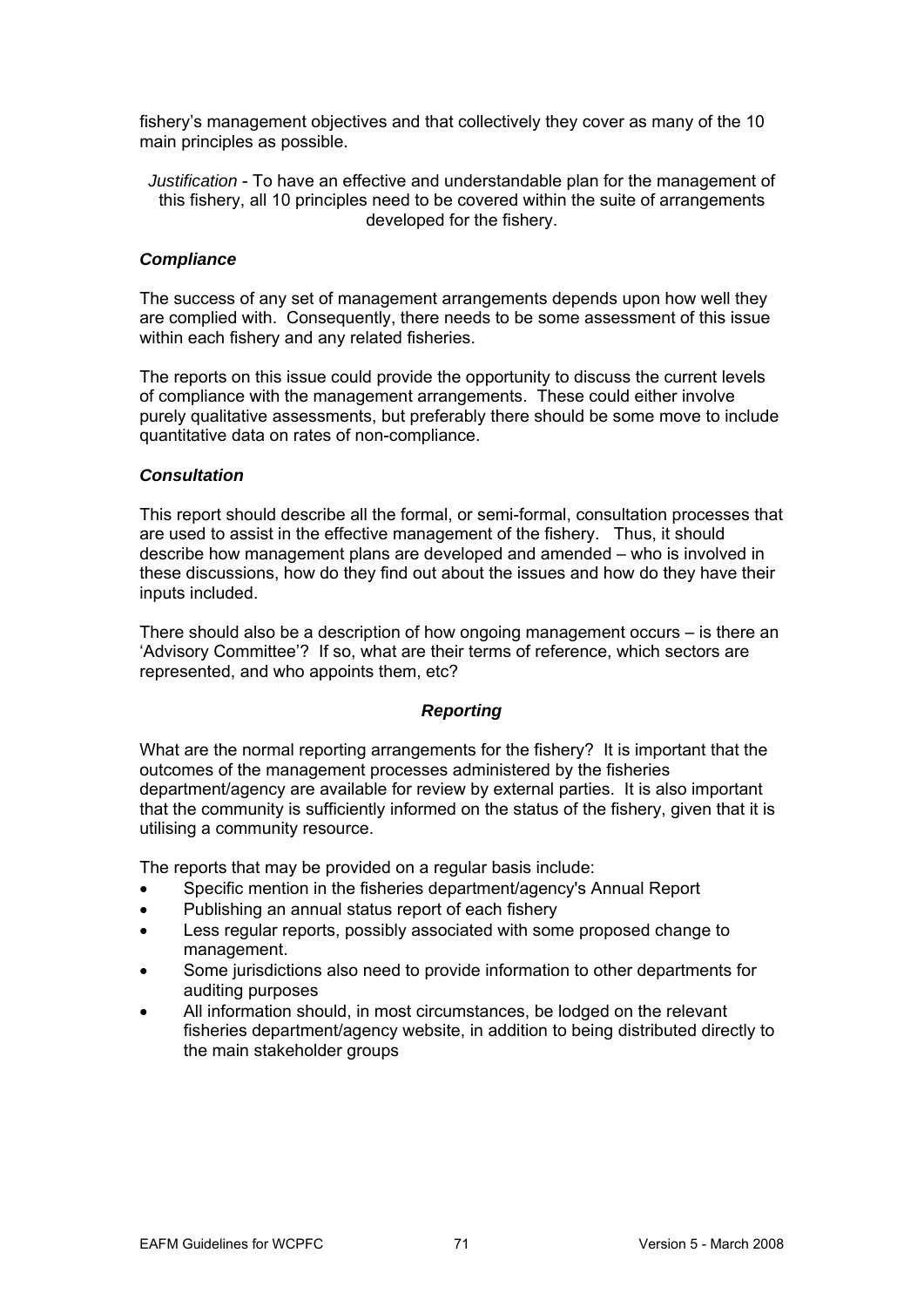fishery's management objectives and that collectively they cover as many of the 10 main principles as possible.

*Justification* - To have an effective and understandable plan for the management of this fishery, all 10 principles need to be covered within the suite of arrangements developed for the fishery.

### *Compliance*

The success of any set of management arrangements depends upon how well they are complied with. Consequently, there needs to be some assessment of this issue within each fishery and any related fisheries.

The reports on this issue could provide the opportunity to discuss the current levels of compliance with the management arrangements. These could either involve purely qualitative assessments, but preferably there should be some move to include quantitative data on rates of non-compliance.

### *Consultation*

This report should describe all the formal, or semi-formal, consultation processes that are used to assist in the effective management of the fishery. Thus, it should describe how management plans are developed and amended – who is involved in these discussions, how do they find out about the issues and how do they have their inputs included.

There should also be a description of how ongoing management occurs – is there an 'Advisory Committee'? If so, what are their terms of reference, which sectors are represented, and who appoints them, etc?

### *Reporting*

What are the normal reporting arrangements for the fishery? It is important that the outcomes of the management processes administered by the fisheries department/agency are available for review by external parties. It is also important that the community is sufficiently informed on the status of the fishery, given that it is utilising a community resource.

The reports that may be provided on a regular basis include:

- Specific mention in the fisheries department/agency's Annual Report
- Publishing an annual status report of each fishery
- Less regular reports, possibly associated with some proposed change to management.
- Some jurisdictions also need to provide information to other departments for auditing purposes
- All information should, in most circumstances, be lodged on the relevant fisheries department/agency website, in addition to being distributed directly to the main stakeholder groups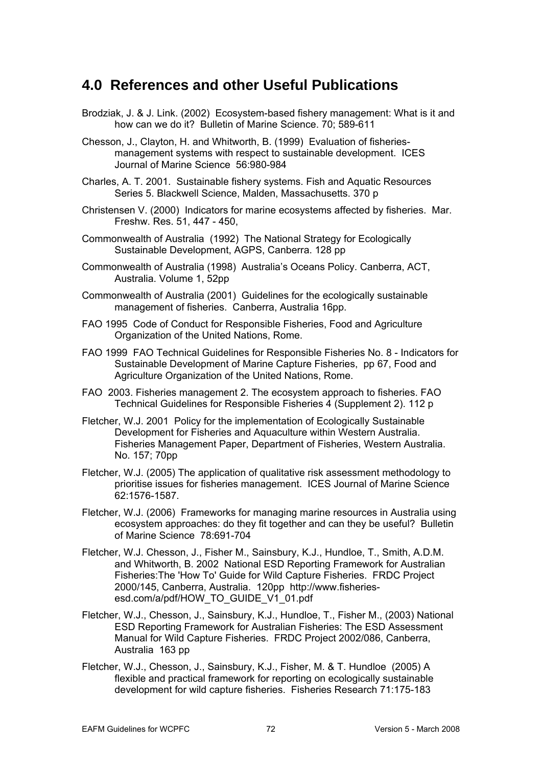## 4.0 References and other Useful Publications

Brodziak, J. & J. Link. (2002) Ecosystem-based fishery management: What is it and how can we do it? Bulletin of Marine Science. 70; 589-611

Chesson, J., Clayton, H. and Whitworth, B. (1999) Evaluation of fisheries-management systems with respect to sustainable development. ICES Journal of Marine Science 56:980-984

Charles, A. T. 2001. Sustainable fishery systems. Fish and Aquatic Resources Series 5. Blackwell Science, Malden, Massachusetts. 370 p

Christensen V. (2000) Indicators for marine ecosystems affected by fisheries. Mar. Freshw. Res. 51, 447 - 450,

Commonwealth of Australia (1992) The National Strategy for Ecologically Sustainable Development, AGPS, Canberra. 128 pp

Commonwealth of Australia (1998) Australia's Oceans Policy. Canberra, ACT, Australia. Volume 1, 52pp

Commonwealth of Australia (2001) Guidelines for the ecologically sustainable management of fisheries. Canberra, Australia 16pp.

FAO 1995 Code of Conduct for Responsible Fisheries, Food and Agriculture Organization of the United Nations, Rome.

FAO 1999 FAO Technical Guidelines for Responsible Fisheries No. 8 - Indicators for Sustainable Development of Marine Capture Fisheries, pp 67, Food and Agriculture Organization of the United Nations, Rome.

FAO 2003. Fisheries management 2. The ecosystem approach to fisheries. FAO Technical Guidelines for Responsible Fisheries 4 (Supplement 2). 112 p

Fletcher, W.J. 2001 Policy for the implementation of Ecologically Sustainable Development for Fisheries and Aquaculture within Western Australia. Fisheries Management Paper, Department of Fisheries, Western Australia. No. 157; 70pp

Fletcher, W.J. (2005) The application of qualitative risk assessment methodology to prioritise issues for fisheries management. ICES Journal of Marine Science 62:1576-1587.

Fletcher, W.J. (2006) Frameworks for managing marine resources in Australia using ecosystem approaches: do they fit together and can they be useful? Bulletin of Marine Science 78:691-704

Fletcher, W.J. Chesson, J., Fisher M., Sainsbury, K.J., Hundloe, T., Smith, A.D.M. and Whitworth, B. 2002 National ESD Reporting Framework for Australian Fisheries:The 'How To' Guide for Wild Capture Fisheries. FRDC Project 2000/145, Canberra, Australia. 120pp http://www.fisheries-esd.com/a/pdf/HOW_TO_GUIDE_V1_01.pdf

Fletcher, W.J., Chesson, J., Sainsbury, K.J., Hundloe, T., Fisher M., (2003) National ESD Reporting Framework for Australian Fisheries: The ESD Assessment Manual for Wild Capture Fisheries. FRDC Project 2002/086, Canberra, Australia 163 pp

Fletcher, W.J., Chesson, J., Sainsbury, K.J., Fisher, M. & T. Hundloe (2005) A flexible and practical framework for reporting on ecologically sustainable development for wild capture fisheries. Fisheries Research 71:175-183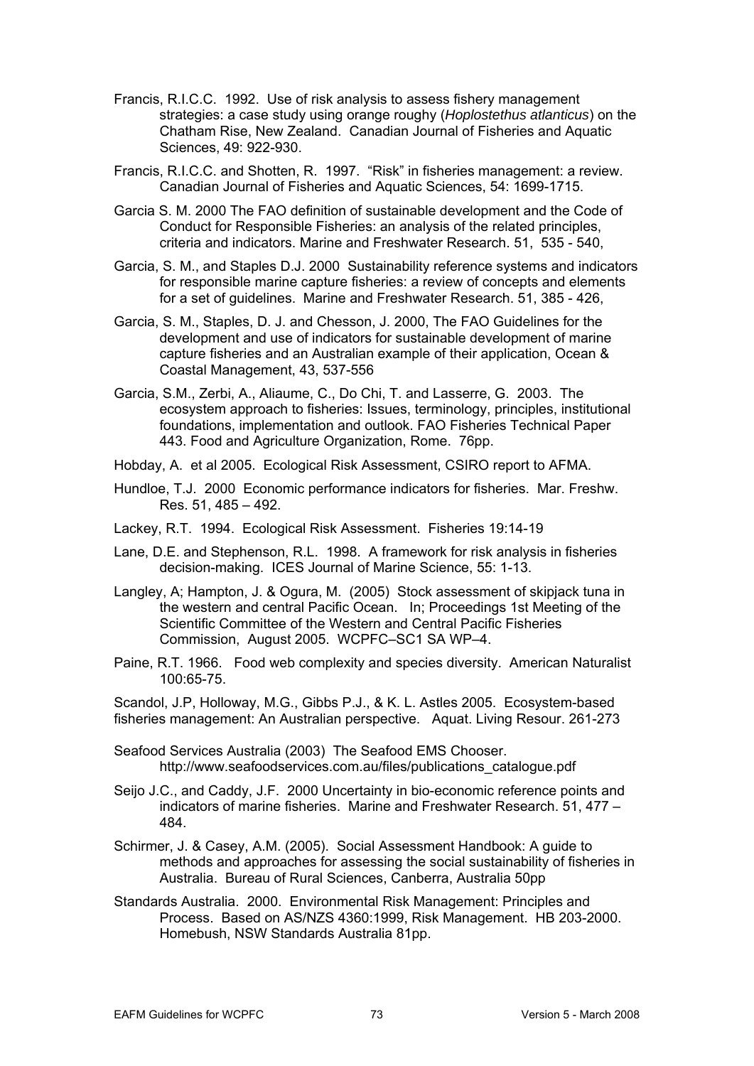Francis, R.I.C.C. 1992. Use of risk analysis to assess fishery management strategies: a case study using orange roughy (*Hoplostethus atlanticus*) on the Chatham Rise, New Zealand. Canadian Journal of Fisheries and Aquatic Sciences, 49: 922-930.

Francis, R.I.C.C. and Shotten, R. 1997. "Risk" in fisheries management: a review. Canadian Journal of Fisheries and Aquatic Sciences, 54: 1699-1715.

Garcia S. M. 2000 The FAO definition of sustainable development and the Code of Conduct for Responsible Fisheries: an analysis of the related principles, criteria and indicators. Marine and Freshwater Research. 51, 535 - 540,

Garcia, S. M., and Staples D.J. 2000 Sustainability reference systems and indicators for responsible marine capture fisheries: a review of concepts and elements for a set of guidelines. Marine and Freshwater Research. 51, 385 - 426,

Garcia, S. M., Staples, D. J. and Chesson, J. 2000, The FAO Guidelines for the development and use of indicators for sustainable development of marine capture fisheries and an Australian example of their application, Ocean & Coastal Management, 43, 537-556

Garcia, S.M., Zerbi, A., Aliaume, C., Do Chi, T. and Lasserre, G. 2003. The ecosystem approach to fisheries: Issues, terminology, principles, institutional foundations, implementation and outlook. FAO Fisheries Technical Paper 443. Food and Agriculture Organization, Rome. 76pp.

Hobday, A. et al 2005. Ecological Risk Assessment, CSIRO report to AFMA.

Hundloe, T.J. 2000 Economic performance indicators for fisheries. Mar. Freshw. Res. 51, 485 – 492.

Lackey, R.T. 1994. Ecological Risk Assessment. Fisheries 19:14-19

Lane, D.E. and Stephenson, R.L. 1998. A framework for risk analysis in fisheries decision-making. ICES Journal of Marine Science, 55: 1-13.

Langley, A; Hampton, J. & Ogura, M. (2005) Stock assessment of skipjack tuna in the western and central Pacific Ocean. In; Proceedings 1st Meeting of the Scientific Committee of the Western and Central Pacific Fisheries Commission, August 2005. WCPFC–SC1 SA WP–4.

Paine, R.T. 1966. Food web complexity and species diversity. American Naturalist 100:65-75.

Scandol, J.P, Holloway, M.G., Gibbs P.J., & K. L. Astles 2005. Ecosystem-based fisheries management: An Australian perspective. Aquat. Living Resour. 261-273

Seafood Services Australia (2003) The Seafood EMS Chooser. http://www.seafoodservices.com.au/files/publications_catalogue.pdf

Seijo J.C., and Caddy, J.F. 2000 Uncertainty in bio-economic reference points and indicators of marine fisheries. Marine and Freshwater Research. 51, 477 – 484.

Schirmer, J. & Casey, A.M. (2005). Social Assessment Handbook: A guide to methods and approaches for assessing the social sustainability of fisheries in Australia. Bureau of Rural Sciences, Canberra, Australia 50pp

Standards Australia. 2000. Environmental Risk Management: Principles and Process. Based on AS/NZS 4360:1999, Risk Management. HB 203-2000. Homebush, NSW Standards Australia 81pp.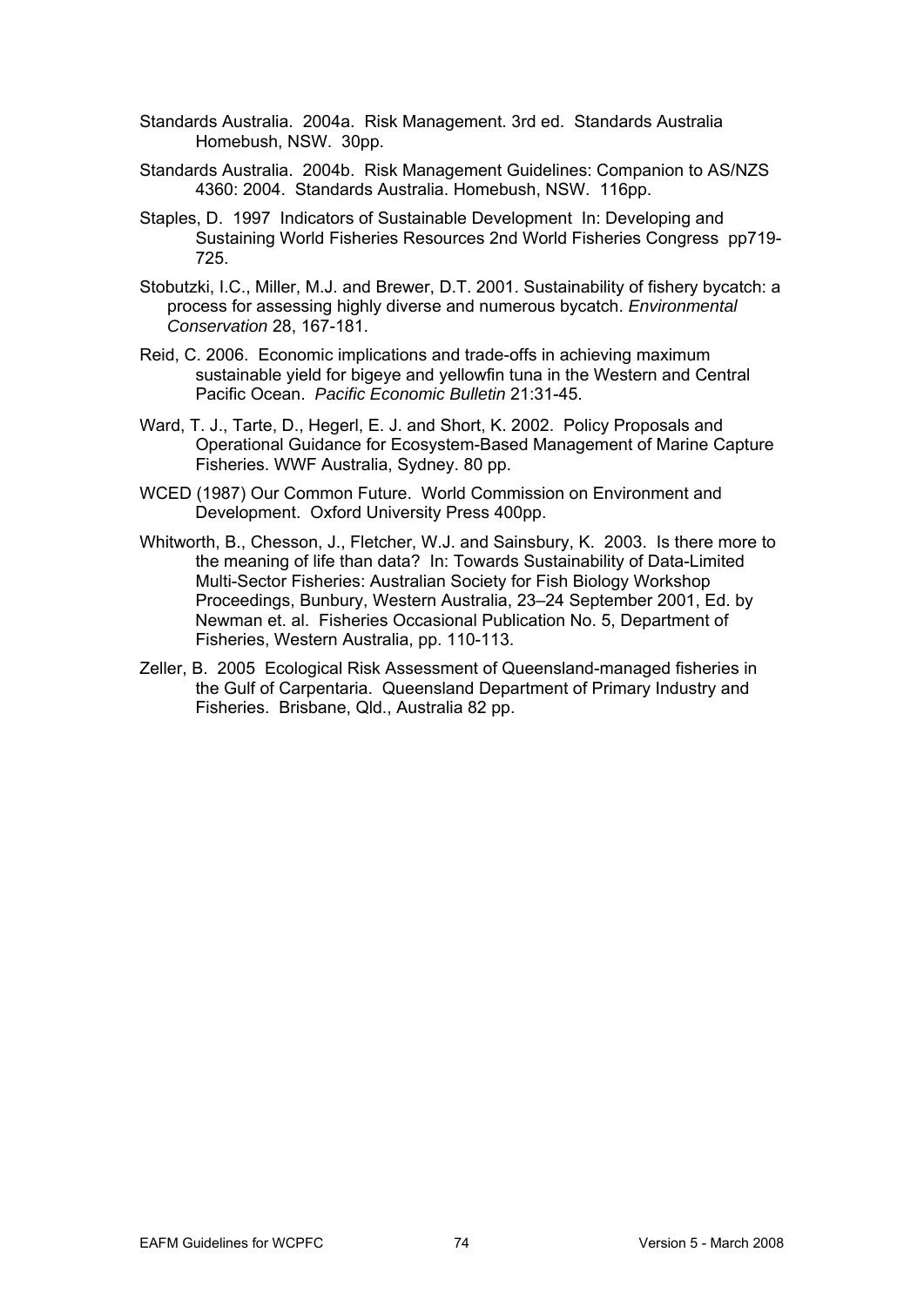Standards Australia. 2004a. Risk Management. 3rd ed. Standards Australia Homebush, NSW. 30pp.

Standards Australia. 2004b. Risk Management Guidelines: Companion to AS/NZS 4360: 2004. Standards Australia. Homebush, NSW. 116pp.

Staples, D. 1997 Indicators of Sustainable Development In: Developing and Sustaining World Fisheries Resources 2nd World Fisheries Congress pp719-725.

Stobutzki, I.C., Miller, M.J. and Brewer, D.T. 2001. Sustainability of fishery bycatch: a process for assessing highly diverse and numerous bycatch. *Environmental Conservation* 28, 167-181.

Reid, C. 2006. Economic implications and trade-offs in achieving maximum sustainable yield for bigeye and yellowfin tuna in the Western and Central Pacific Ocean. *Pacific Economic Bulletin* 21:31-45.

Ward, T. J., Tarte, D., Hegerl, E. J. and Short, K. 2002. Policy Proposals and Operational Guidance for Ecosystem-Based Management of Marine Capture Fisheries. WWF Australia, Sydney. 80 pp.

WCED (1987) Our Common Future. World Commission on Environment and Development. Oxford University Press 400pp.

Whitworth, B., Chesson, J., Fletcher, W.J. and Sainsbury, K. 2003. Is there more to the meaning of life than data? In: Towards Sustainability of Data-Limited Multi-Sector Fisheries: Australian Society for Fish Biology Workshop Proceedings, Bunbury, Western Australia, 23–24 September 2001, Ed. by Newman et. al. Fisheries Occasional Publication No. 5, Department of Fisheries, Western Australia, pp. 110-113.

Zeller, B. 2005 Ecological Risk Assessment of Queensland-managed fisheries in the Gulf of Carpentaria. Queensland Department of Primary Industry and Fisheries. Brisbane, Qld., Australia 82 pp.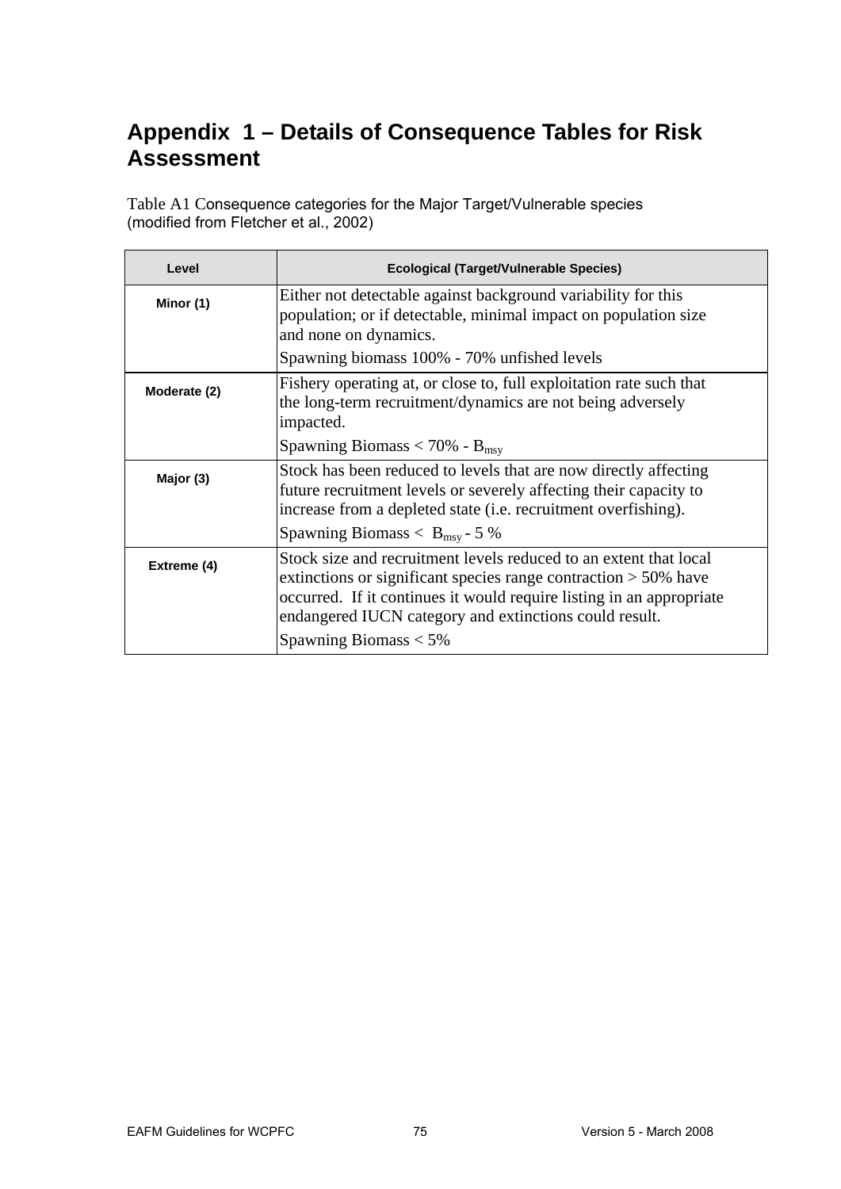# Appendix 1 – Details of Consequence Tables for Risk Assessment

Table A1 Consequence categories for the Major Target/Vulnerable species (modified from Fletcher et al., 2002)

| Level | Ecological (Target/Vulnerable Species) |
|---|---|
| Minor (1) | Either not detectable against background variability for this population; or if detectable, minimal impact on population size and none on dynamics.<br>Spawning biomass 100% - 70% unfished levels |
| Moderate (2) | Fishery operating at, or close to, full exploitation rate such that the long-term recruitment/dynamics are not being adversely impacted.<br>Spawning Biomass < 70% - $B_{msy}$ |
| Major (3) | Stock has been reduced to levels that are now directly affecting future recruitment levels or severely affecting their capacity to increase from a depleted state (i.e. recruitment overfishing).<br>Spawning Biomass < $B_{msy}$ - 5 % |
| Extreme (4) | Stock size and recruitment levels reduced to an extent that local extinctions or significant species range contraction > 50% have occurred. If it continues it would require listing in an appropriate endangered IUCN category and extinctions could result.<br>Spawning Biomass < 5% |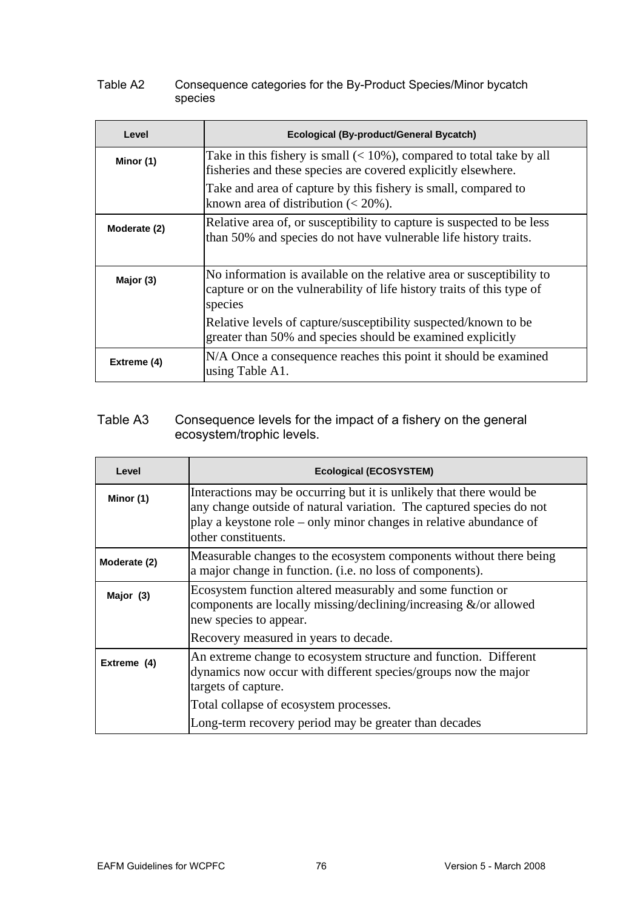Table A2 Consequence categories for the By-Product Species/Minor bycatch species

| Level | Ecological (By-product/General Bycatch) |
|---|---|
| Minor (1) | Take in this fishery is small (< 10%), compared to total take by all fisheries and these species are covered explicitly elsewhere.<br>Take and area of capture by this fishery is small, compared to known area of distribution (< 20%). |
| Moderate (2) | Relative area of, or susceptibility to capture is suspected to be less than 50% and species do not have vulnerable life history traits. |
| Major (3) | No information is available on the relative area or susceptibility to capture or on the vulnerability of life history traits of this type of species<br>Relative levels of capture/susceptibility suspected/known to be greater than 50% and species should be examined explicitly |
| Extreme (4) | N/A Once a consequence reaches this point it should be examined using Table A1. |

Table A3 Consequence levels for the impact of a fishery on the general ecosystem/trophic levels.

| Level | Ecological (ECOSYSTEM) |
|---|---|
| Minor (1) | Interactions may be occurring but it is unlikely that there would be any change outside of natural variation. The captured species do not play a keystone role – only minor changes in relative abundance of other constituents. |
| Moderate (2) | Measurable changes to the ecosystem components without there being a major change in function. (i.e. no loss of components). |
| Major (3) | Ecosystem function altered measurably and some function or components are locally missing/declining/increasing &/or allowed new species to appear.<br>Recovery measured in years to decade. |
| Extreme (4) | An extreme change to ecosystem structure and function. Different dynamics now occur with different species/groups now the major targets of capture.<br>Total collapse of ecosystem processes.<br>Long-term recovery period may be greater than decades |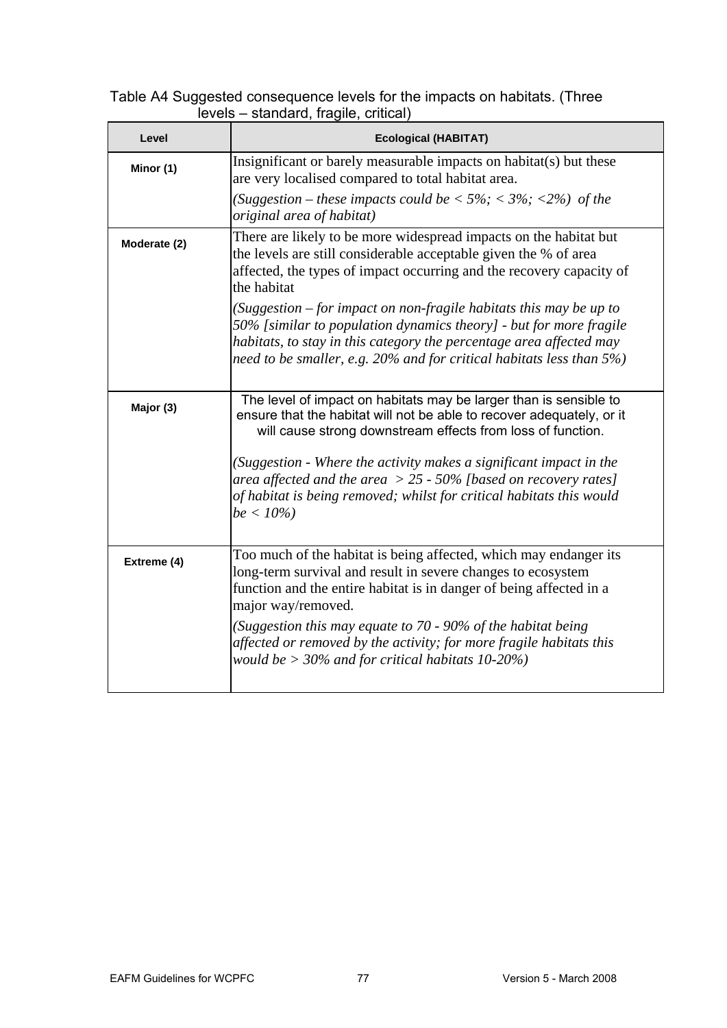Table A4 Suggested consequence levels for the impacts on habitats. (Three levels – standard, fragile, critical)

| Level | Ecological (HABITAT) |
|---|---|
| Minor (1) | Insignificant or barely measurable impacts on habitat(s) but these are very localised compared to total habitat area.<br><br>*(Suggestion – these impacts could be < 5%; < 3%; <2%) of the original area of habitat)* |
| Moderate (2) | There are likely to be more widespread impacts on the habitat but the levels are still considerable acceptable given the % of area affected, the types of impact occurring and the recovery capacity of the habitat<br><br>*(Suggestion – for impact on non-fragile habitats this may be up to 50% [similar to population dynamics theory] - but for more fragile habitats, to stay in this category the percentage area affected may need to be smaller, e.g. 20% and for critical habitats less than 5%)* |
| Major (3) | The level of impact on habitats may be larger than is sensible to ensure that the habitat will not be able to recover adequately, or it will cause strong downstream effects from loss of function.<br><br>*(Suggestion - Where the activity makes a significant impact in the area affected and the area > 25 - 50% [based on recovery rates] of habitat is being removed; whilst for critical habitats this would be < 10%)* |
| Extreme (4) | Too much of the habitat is being affected, which may endanger its long-term survival and result in severe changes to ecosystem function and the entire habitat is in danger of being affected in a major way/removed.<br><br>*(Suggestion this may equate to 70 - 90% of the habitat being affected or removed by the activity; for more fragile habitats this would be > 30% and for critical habitats 10-20%)* |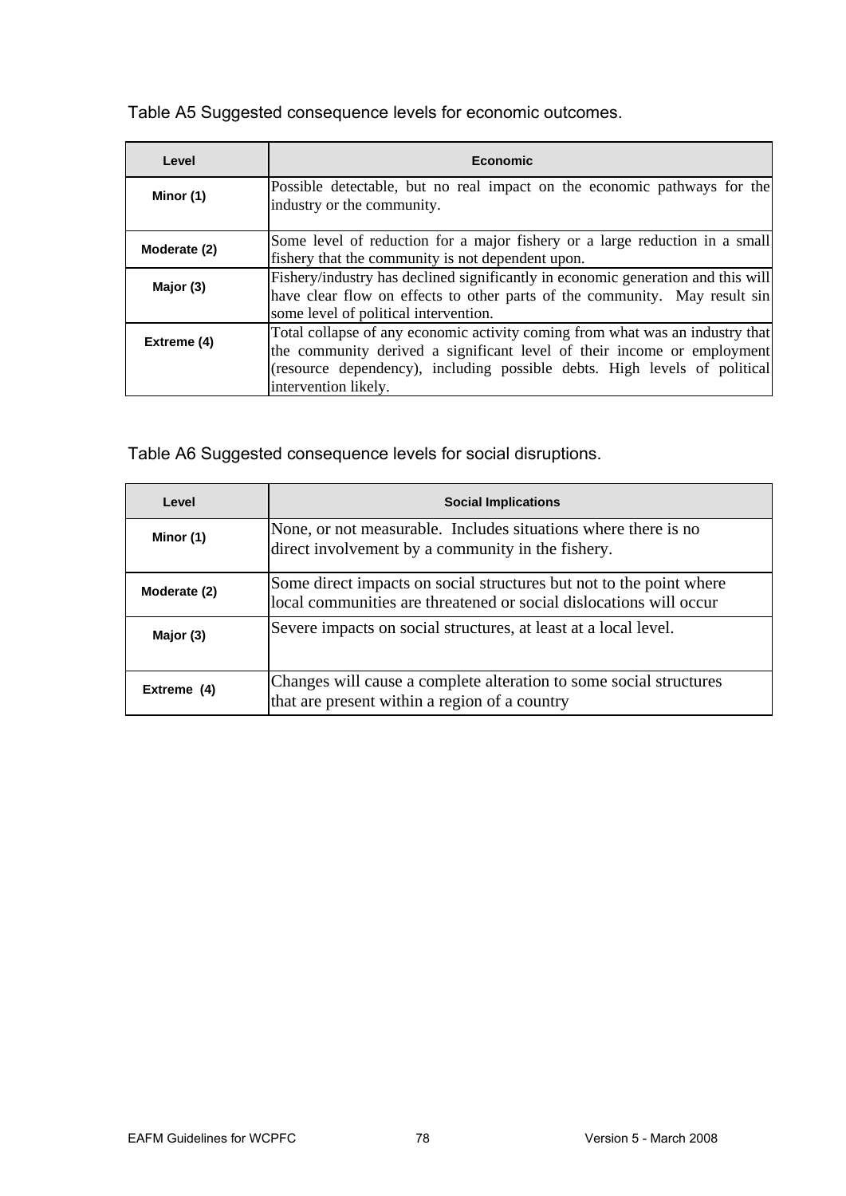Table A5 Suggested consequence levels for economic outcomes.

| Level | Economic |
|---|---|
| Minor (1) | Possible detectable, but no real impact on the economic pathways for the industry or the community. |
| Moderate (2) | Some level of reduction for a major fishery or a large reduction in a small fishery that the community is not dependent upon. |
| Major (3) | Fishery/industry has declined significantly in economic generation and this will have clear flow on effects to other parts of the community. May result sin some level of political intervention. |
| Extreme (4) | Total collapse of any economic activity coming from what was an industry that the community derived a significant level of their income or employment (resource dependency), including possible debts. High levels of political intervention likely. |

Table A6 Suggested consequence levels for social disruptions.

| Level | Social Implications |
|---|---|
| Minor (1) | None, or not measurable. Includes situations where there is no direct involvement by a community in the fishery. |
| Moderate (2) | Some direct impacts on social structures but not to the point where local communities are threatened or social dislocations will occur |
| Major (3) | Severe impacts on social structures, at least at a local level. |
| Extreme (4) | Changes will cause a complete alteration to some social structures that are present within a region of a country |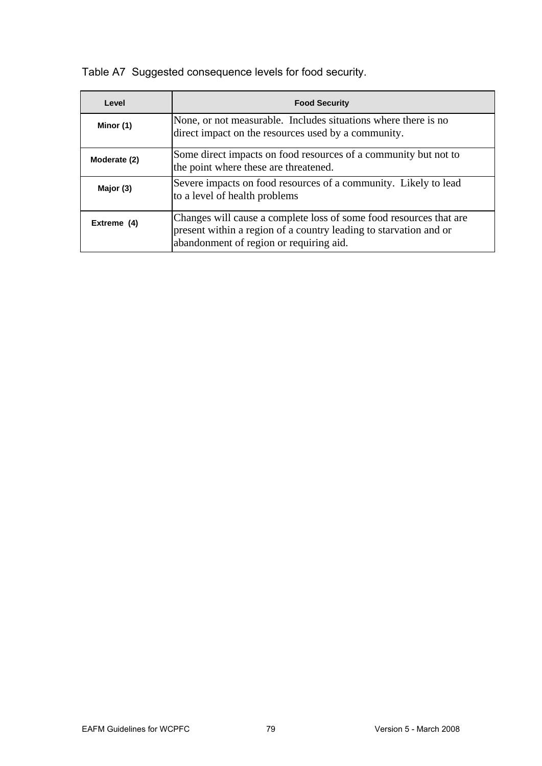Table A7 Suggested consequence levels for food security.

| Level | Food Security |
| --- | --- |
| Minor (1) | None, or not measurable. Includes situations where there is no direct impact on the resources used by a community. |
| Moderate (2) | Some direct impacts on food resources of a community but not to the point where these are threatened. |
| Major (3) | Severe impacts on food resources of a community. Likely to lead to a level of health problems |
| Extreme (4) | Changes will cause a complete loss of some food resources that are present within a region of a country leading to starvation and or abandonment of region or requiring aid. |